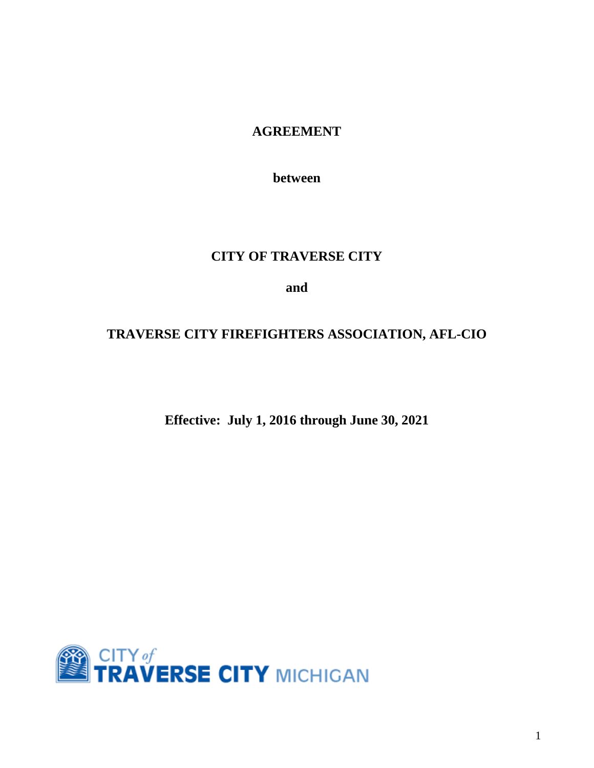# AGREEMENT

**between**

**CITY OF TRAVERSE CITY**

**and**

**TRAVERSE CITY FIREFIGHTERS ASSOCIATION, AFL-CIO**

**Effective: July 1, 2016 through June 30, 2021**

CITY of TRAVERSE CITY MICHIGAN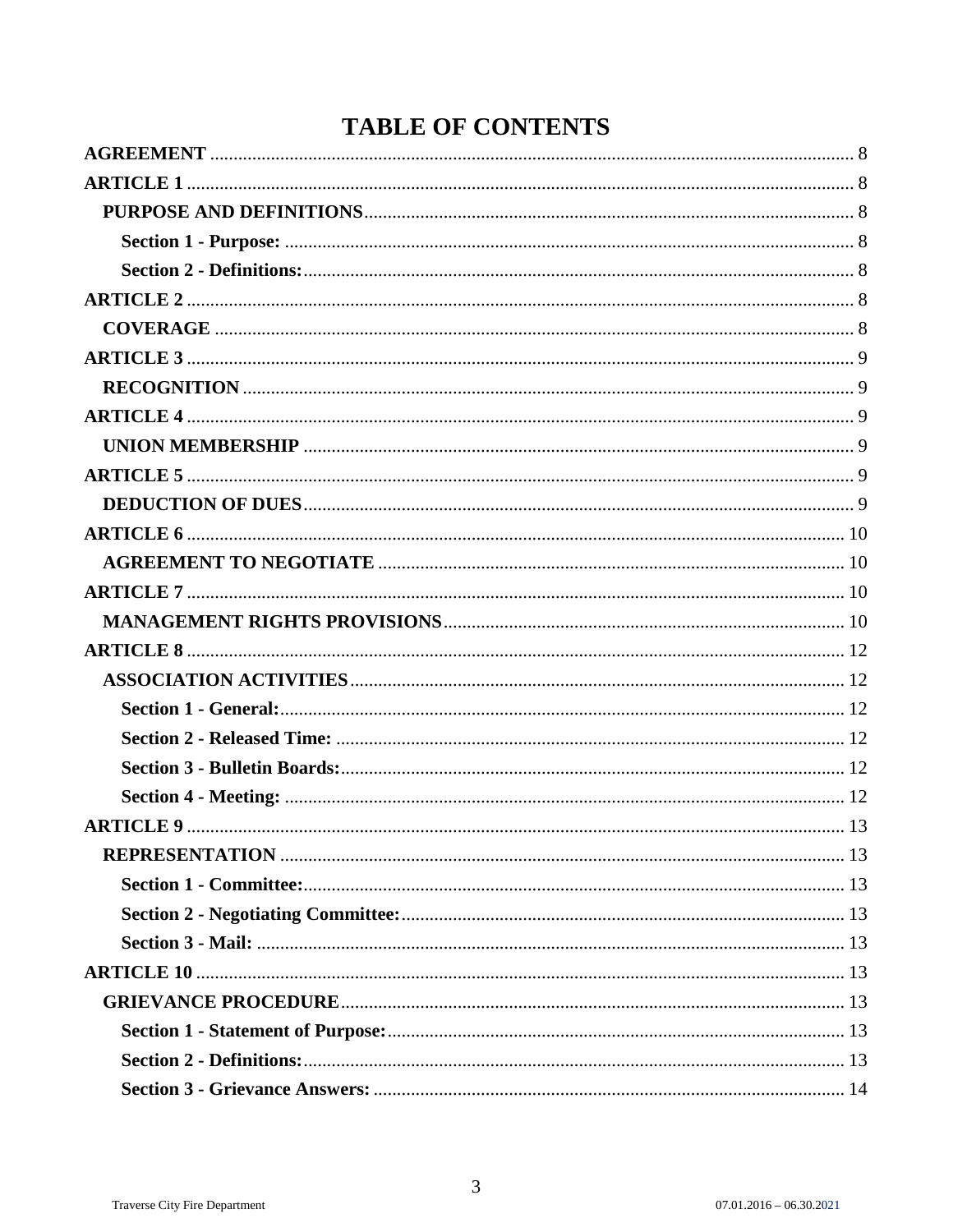# TABLE OF CONTENTS

**AGREEMENT** ........................................................................ 8

**ARTICLE 1** ........................................................................ 8

- **PURPOSE AND DEFINITIONS** ........................................................ 8
  - **Section 1 - Purpose:** ........................................................ 8
  - **Section 2 - Definitions:** .................................................... 8

**ARTICLE 2** ........................................................................ 8

- **COVERAGE** ........................................................................ 8

**ARTICLE 3** ........................................................................ 9

- **RECOGNITION** ..................................................................... 9

**ARTICLE 4** ........................................................................ 9

- **UNION MEMBERSHIP** ................................................................ 9

**ARTICLE 5** ........................................................................ 9

- **DEDUCTION OF DUES** ............................................................... 9

**ARTICLE 6** ........................................................................ 10

- **AGREEMENT TO NEGOTIATE** .......................................................... 10

**ARTICLE 7** ........................................................................ 10

- **MANAGEMENT RIGHTS PROVISIONS** ..................................................... 10

**ARTICLE 8** ........................................................................ 12

- **ASSOCIATION ACTIVITIES** .......................................................... 12
  - **Section 1 - General:** ........................................................ 12
  - **Section 2 - Released Time:** .................................................. 12
  - **Section 3 - Bulletin Boards:** ................................................ 12
  - **Section 4 - Meeting:** ........................................................ 12

**ARTICLE 9** ........................................................................ 13

- **REPRESENTATION** ................................................................. 13
  - **Section 1 - Committee:** ...................................................... 13
  - **Section 2 - Negotiating Committee:** .......................................... 13
  - **Section 3 - Mail:** ........................................................... 13

**ARTICLE 10** ....................................................................... 13

- **GRIEVANCE PROCEDURE** ............................................................. 13
  - **Section 1 - Statement of Purpose:** ........................................... 13
  - **Section 2 - Definitions:** .................................................... 13
  - **Section 3 - Grievance Answers:** .............................................. 14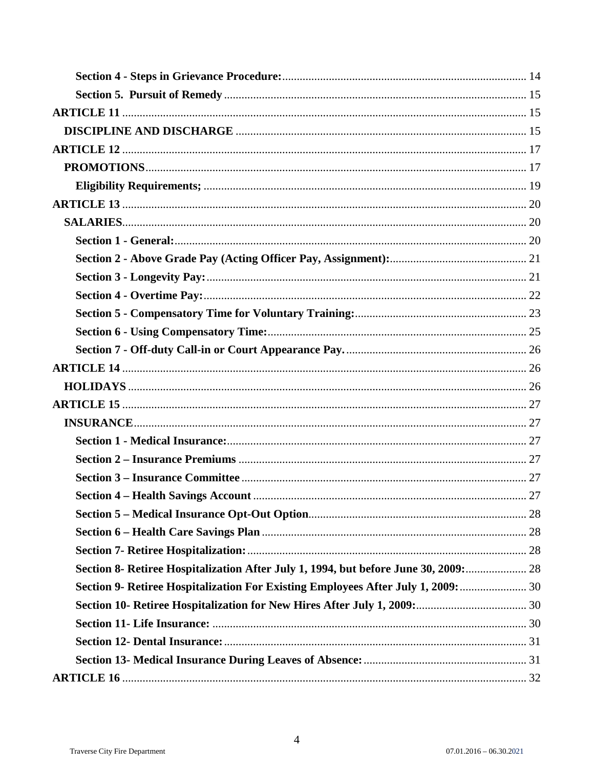**Section 4 - Steps in Grievance Procedure:** .................... 14

**Section 5. Pursuit of Remedy** .................... 15

**ARTICLE 11** .................... 15

**DISCIPLINE AND DISCHARGE** .................... 15

**ARTICLE 12** .................... 17

**PROMOTIONS** .................... 17

**Eligibility Requirements;** .................... 19

**ARTICLE 13** .................... 20

**SALARIES** .................... 20

**Section 1 - General:** .................... 20

**Section 2 - Above Grade Pay (Acting Officer Pay, Assignment):** .................... 21

**Section 3 - Longevity Pay:** .................... 21

**Section 4 - Overtime Pay:** .................... 22

**Section 5 - Compensatory Time for Voluntary Training:** .................... 23

**Section 6 - Using Compensatory Time:** .................... 25

**Section 7 - Off-duty Call-in or Court Appearance Pay.** .................... 26

**ARTICLE 14** .................... 26

**HOLIDAYS** .................... 26

**ARTICLE 15** .................... 27

**INSURANCE** .................... 27

**Section 1 - Medical Insurance:** .................... 27

**Section 2 – Insurance Premiums** .................... 27

**Section 3 – Insurance Committee** .................... 27

**Section 4 – Health Savings Account** .................... 27

**Section 5 – Medical Insurance Opt-Out Option** .................... 28

**Section 6 – Health Care Savings Plan** .................... 28

**Section 7- Retiree Hospitalization:** .................... 28

**Section 8- Retiree Hospitalization After July 1, 1994, but before June 30, 2009:** .................... 28

**Section 9- Retiree Hospitalization For Existing Employees After July 1, 2009:** .................... 30

**Section 10- Retiree Hospitalization for New Hires After July 1, 2009:** .................... 30

**Section 11- Life Insurance:** .................... 30

**Section 12- Dental Insurance:** .................... 31

**Section 13- Medical Insurance During Leaves of Absence:** .................... 31

**ARTICLE 16** .................... 32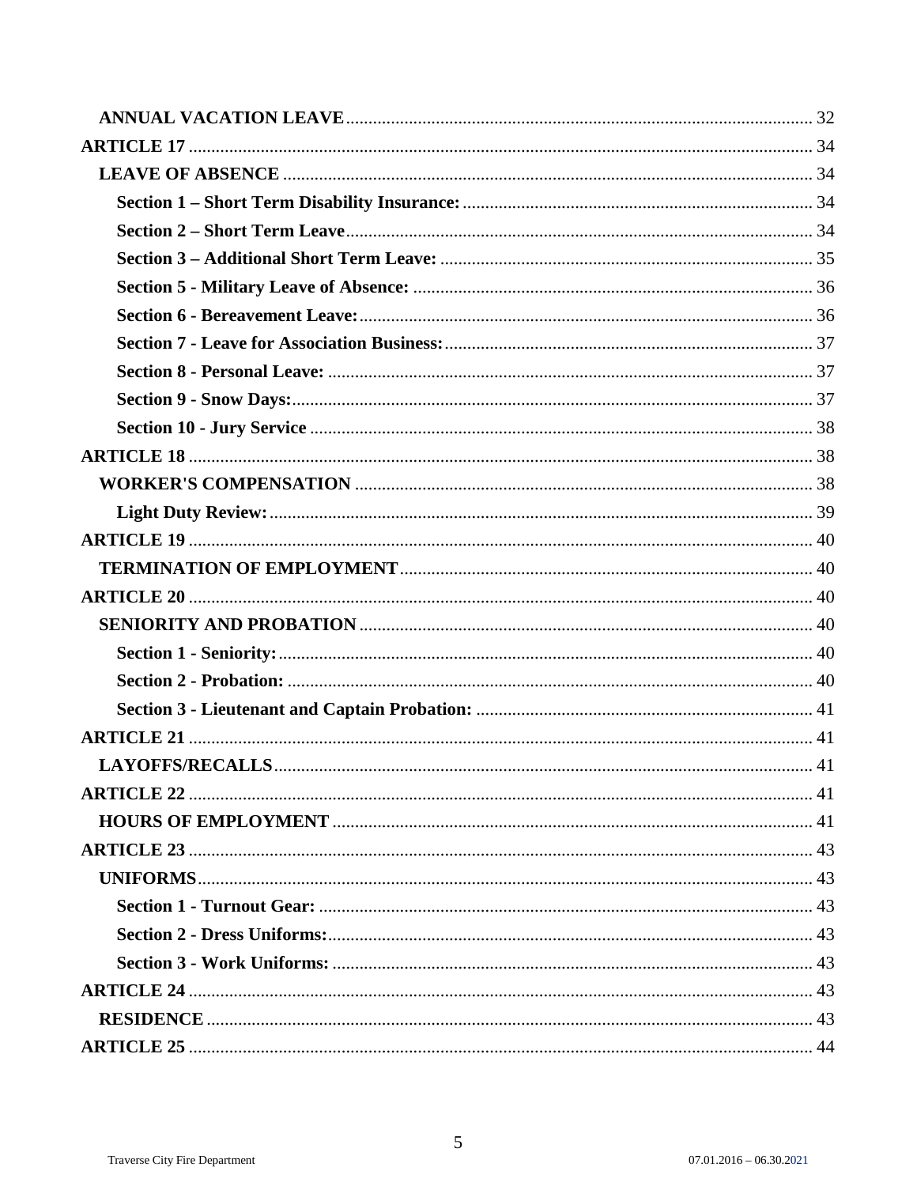**ANNUAL VACATION LEAVE** ........ 32

**ARTICLE 17** ........ 34

**LEAVE OF ABSENCE** ........ 34

**Section 1 – Short Term Disability Insurance:** ........ 34

**Section 2 – Short Term Leave** ........ 34

**Section 3 – Additional Short Term Leave:** ........ 35

**Section 5 - Military Leave of Absence:** ........ 36

**Section 6 - Bereavement Leave:** ........ 36

**Section 7 - Leave for Association Business:** ........ 37

**Section 8 - Personal Leave:** ........ 37

**Section 9 - Snow Days:** ........ 37

**Section 10 - Jury Service** ........ 38

**ARTICLE 18** ........ 38

**WORKER'S COMPENSATION** ........ 38

**Light Duty Review:** ........ 39

**ARTICLE 19** ........ 40

**TERMINATION OF EMPLOYMENT** ........ 40

**ARTICLE 20** ........ 40

**SENIORITY AND PROBATION** ........ 40

**Section 1 - Seniority:** ........ 40

**Section 2 - Probation:** ........ 40

**Section 3 - Lieutenant and Captain Probation:** ........ 41

**ARTICLE 21** ........ 41

**LAYOFFS/RECALLS** ........ 41

**ARTICLE 22** ........ 41

**HOURS OF EMPLOYMENT** ........ 41

**ARTICLE 23** ........ 43

**UNIFORMS** ........ 43

**Section 1 - Turnout Gear:** ........ 43

**Section 2 - Dress Uniforms:** ........ 43

**Section 3 - Work Uniforms:** ........ 43

**ARTICLE 24** ........ 43

**RESIDENCE** ........ 43

**ARTICLE 25** ........ 44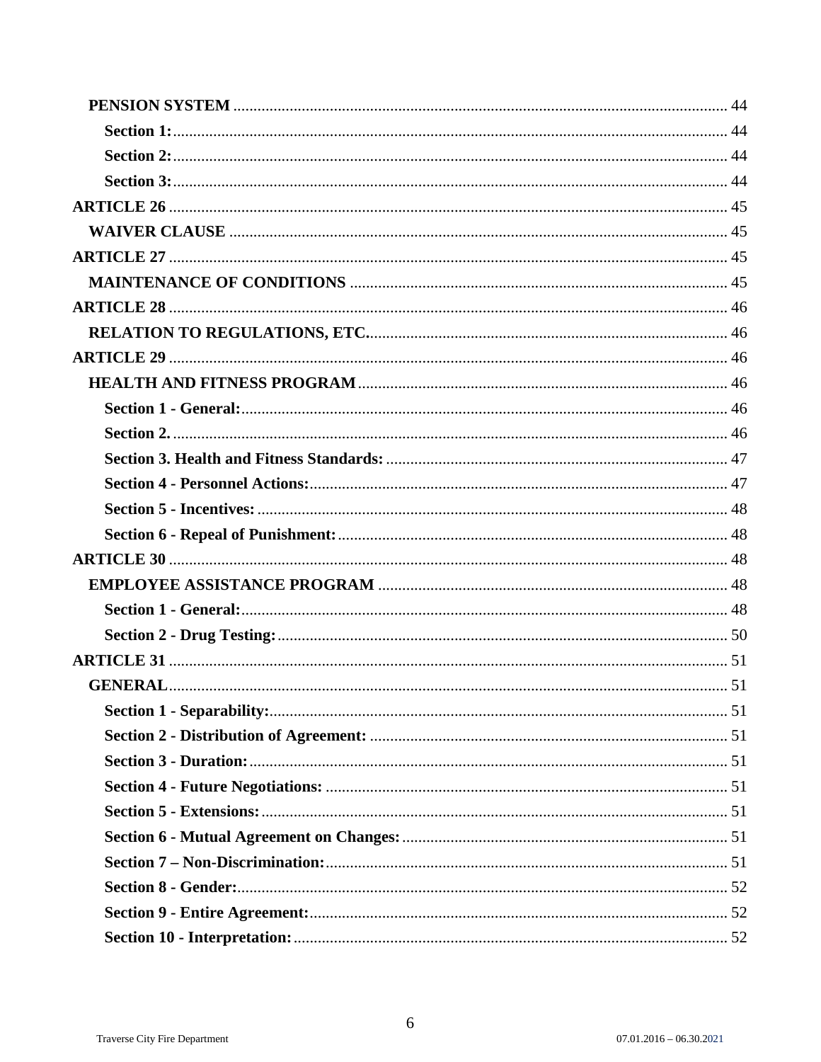**PENSION SYSTEM** .......... 44

**Section 1:** .......... 44

**Section 2:** .......... 44

**Section 3:** .......... 44

**ARTICLE 26** .......... 45

**WAIVER CLAUSE** .......... 45

**ARTICLE 27** .......... 45

**MAINTENANCE OF CONDITIONS** .......... 45

**ARTICLE 28** .......... 46

**RELATION TO REGULATIONS, ETC.** .......... 46

**ARTICLE 29** .......... 46

**HEALTH AND FITNESS PROGRAM** .......... 46

**Section 1 - General:** .......... 46

**Section 2.** .......... 46

**Section 3. Health and Fitness Standards:** .......... 47

**Section 4 - Personnel Actions:** .......... 47

**Section 5 - Incentives:** .......... 48

**Section 6 - Repeal of Punishment:** .......... 48

**ARTICLE 30** .......... 48

**EMPLOYEE ASSISTANCE PROGRAM** .......... 48

**Section 1 - General:** .......... 48

**Section 2 - Drug Testing:** .......... 50

**ARTICLE 31** .......... 51

**GENERAL** .......... 51

**Section 1 - Separability:** .......... 51

**Section 2 - Distribution of Agreement:** .......... 51

**Section 3 - Duration:** .......... 51

**Section 4 - Future Negotiations:** .......... 51

**Section 5 - Extensions:** .......... 51

**Section 6 - Mutual Agreement on Changes:** .......... 51

**Section 7 – Non-Discrimination:** .......... 51

**Section 8 - Gender:** .......... 52

**Section 9 - Entire Agreement:** .......... 52

**Section 10 - Interpretation:** .......... 52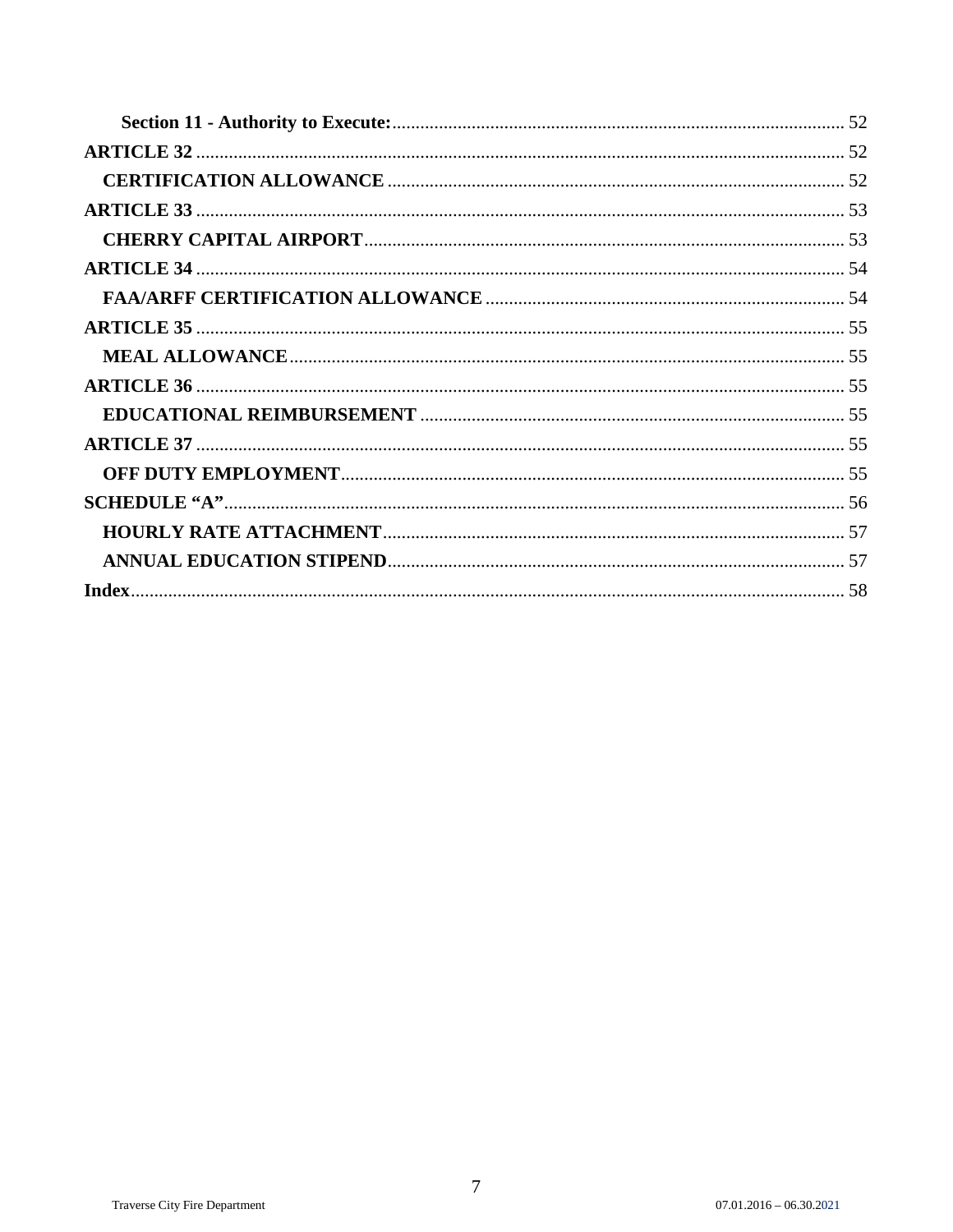**Section 11 - Authority to Execute:** ........................................................................................ 52

**ARTICLE 32** .......................................................................................................................... 52

**CERTIFICATION ALLOWANCE** ................................................................................. 52

**ARTICLE 33** .......................................................................................................................... 53

**CHERRY CAPITAL AIRPORT** ..................................................................................... 53

**ARTICLE 34** .......................................................................................................................... 54

**FAA/ARFF CERTIFICATION ALLOWANCE** ........................................................... 54

**ARTICLE 35** .......................................................................................................................... 55

**MEAL ALLOWANCE** ..................................................................................................... 55

**ARTICLE 36** .......................................................................................................................... 55

**EDUCATIONAL REIMBURSEMENT** .......................................................................... 55

**ARTICLE 37** .......................................................................................................................... 55

**OFF DUTY EMPLOYMENT** ........................................................................................... 55

**SCHEDULE "A"** ..................................................................................................................... 56

**HOURLY RATE ATTACHMENT** .................................................................................. 57

**ANNUAL EDUCATION STIPEND** ................................................................................. 57

**Index** ........................................................................................................................................ 58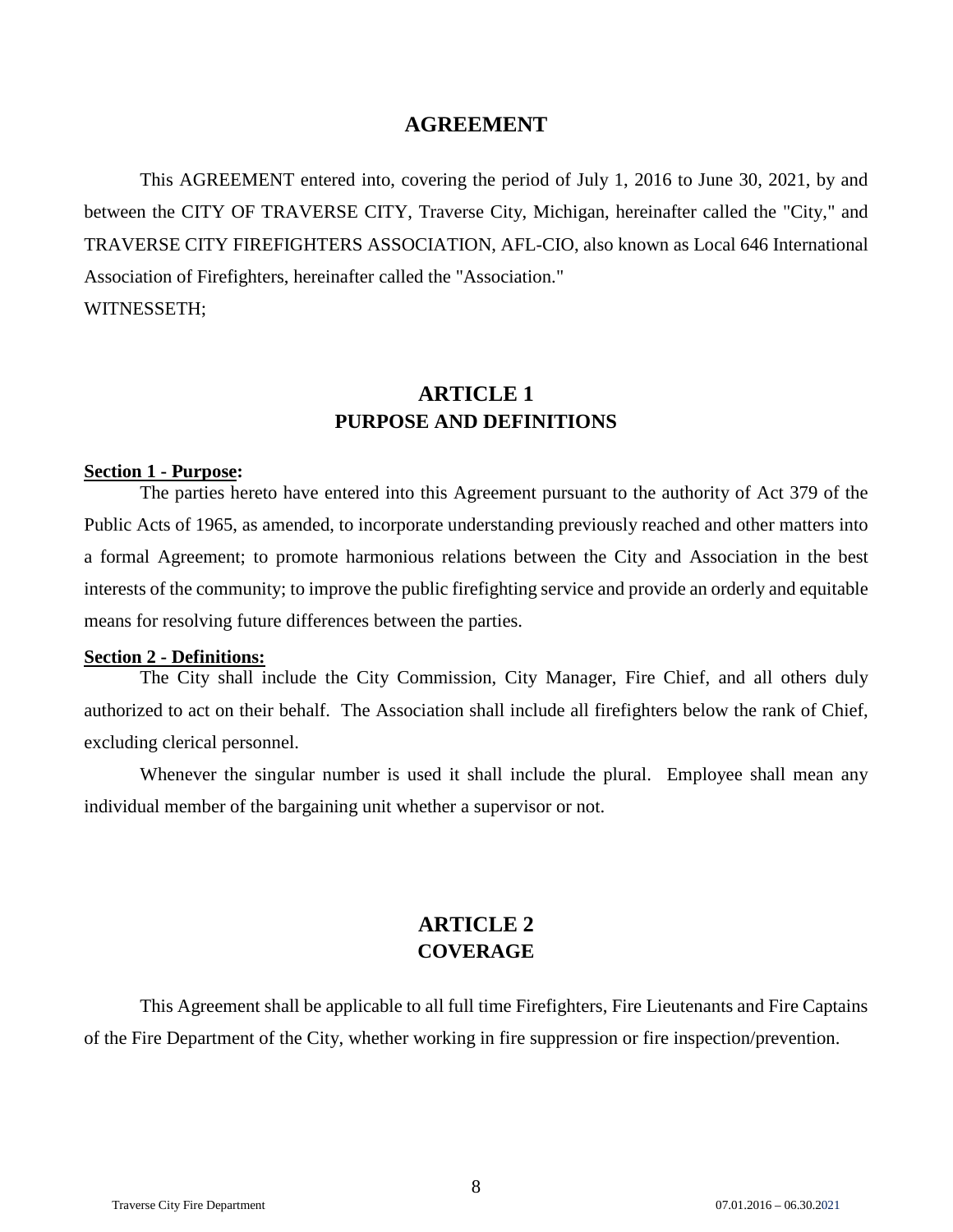# AGREEMENT

This AGREEMENT entered into, covering the period of July 1, 2016 to June 30, 2021, by and between the CITY OF TRAVERSE CITY, Traverse City, Michigan, hereinafter called the "City," and TRAVERSE CITY FIREFIGHTERS ASSOCIATION, AFL-CIO, also known as Local 646 International Association of Firefighters, hereinafter called the "Association."

WITNESSETH;

## ARTICLE 1
## PURPOSE AND DEFINITIONS

**Section 1 - Purpose:**

The parties hereto have entered into this Agreement pursuant to the authority of Act 379 of the Public Acts of 1965, as amended, to incorporate understanding previously reached and other matters into a formal Agreement; to promote harmonious relations between the City and Association in the best interests of the community; to improve the public firefighting service and provide an orderly and equitable means for resolving future differences between the parties.

**Section 2 - Definitions:**

The City shall include the City Commission, City Manager, Fire Chief, and all others duly authorized to act on their behalf. The Association shall include all firefighters below the rank of Chief, excluding clerical personnel.

Whenever the singular number is used it shall include the plural. Employee shall mean any individual member of the bargaining unit whether a supervisor or not.

## ARTICLE 2
## COVERAGE

This Agreement shall be applicable to all full time Firefighters, Fire Lieutenants and Fire Captains of the Fire Department of the City, whether working in fire suppression or fire inspection/prevention.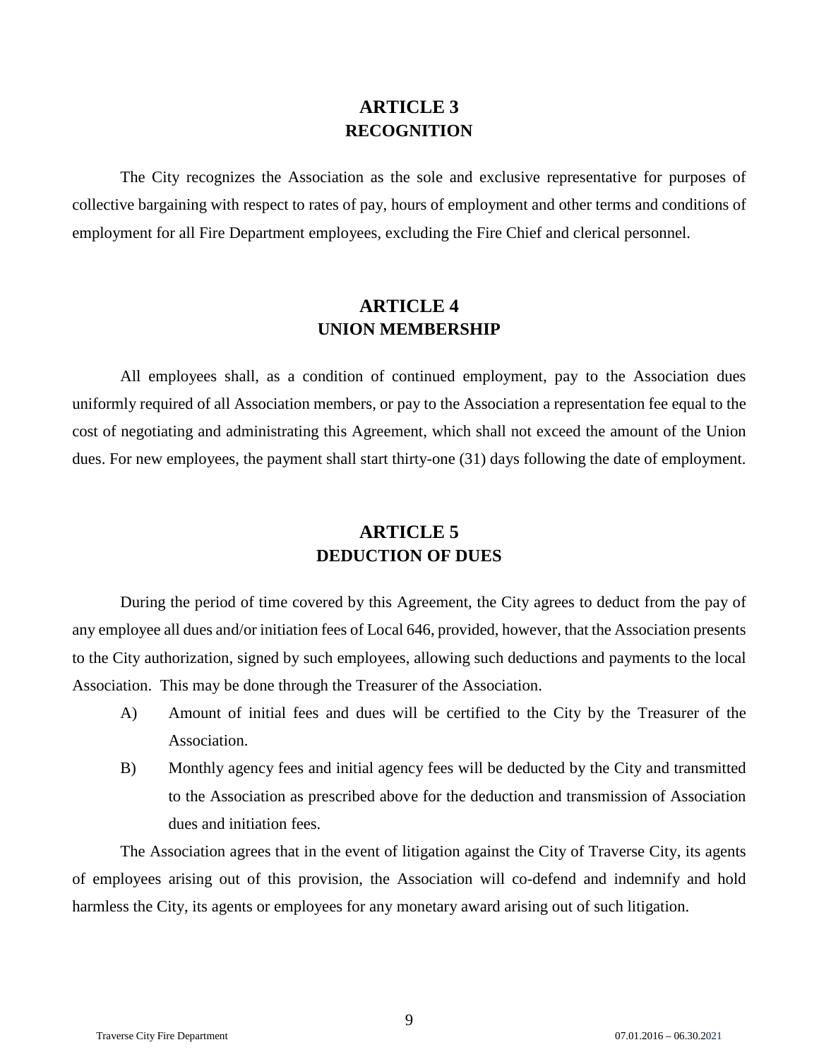## ARTICLE 3
## RECOGNITION

The City recognizes the Association as the sole and exclusive representative for purposes of collective bargaining with respect to rates of pay, hours of employment and other terms and conditions of employment for all Fire Department employees, excluding the Fire Chief and clerical personnel.

## ARTICLE 4
## UNION MEMBERSHIP

All employees shall, as a condition of continued employment, pay to the Association dues uniformly required of all Association members, or pay to the Association a representation fee equal to the cost of negotiating and administrating this Agreement, which shall not exceed the amount of the Union dues. For new employees, the payment shall start thirty-one (31) days following the date of employment.

## ARTICLE 5
## DEDUCTION OF DUES

During the period of time covered by this Agreement, the City agrees to deduct from the pay of any employee all dues and/or initiation fees of Local 646, provided, however, that the Association presents to the City authorization, signed by such employees, allowing such deductions and payments to the local Association. This may be done through the Treasurer of the Association.

A) Amount of initial fees and dues will be certified to the City by the Treasurer of the Association.

B) Monthly agency fees and initial agency fees will be deducted by the City and transmitted to the Association as prescribed above for the deduction and transmission of Association dues and initiation fees.

The Association agrees that in the event of litigation against the City of Traverse City, its agents of employees arising out of this provision, the Association will co-defend and indemnify and hold harmless the City, its agents or employees for any monetary award arising out of such litigation.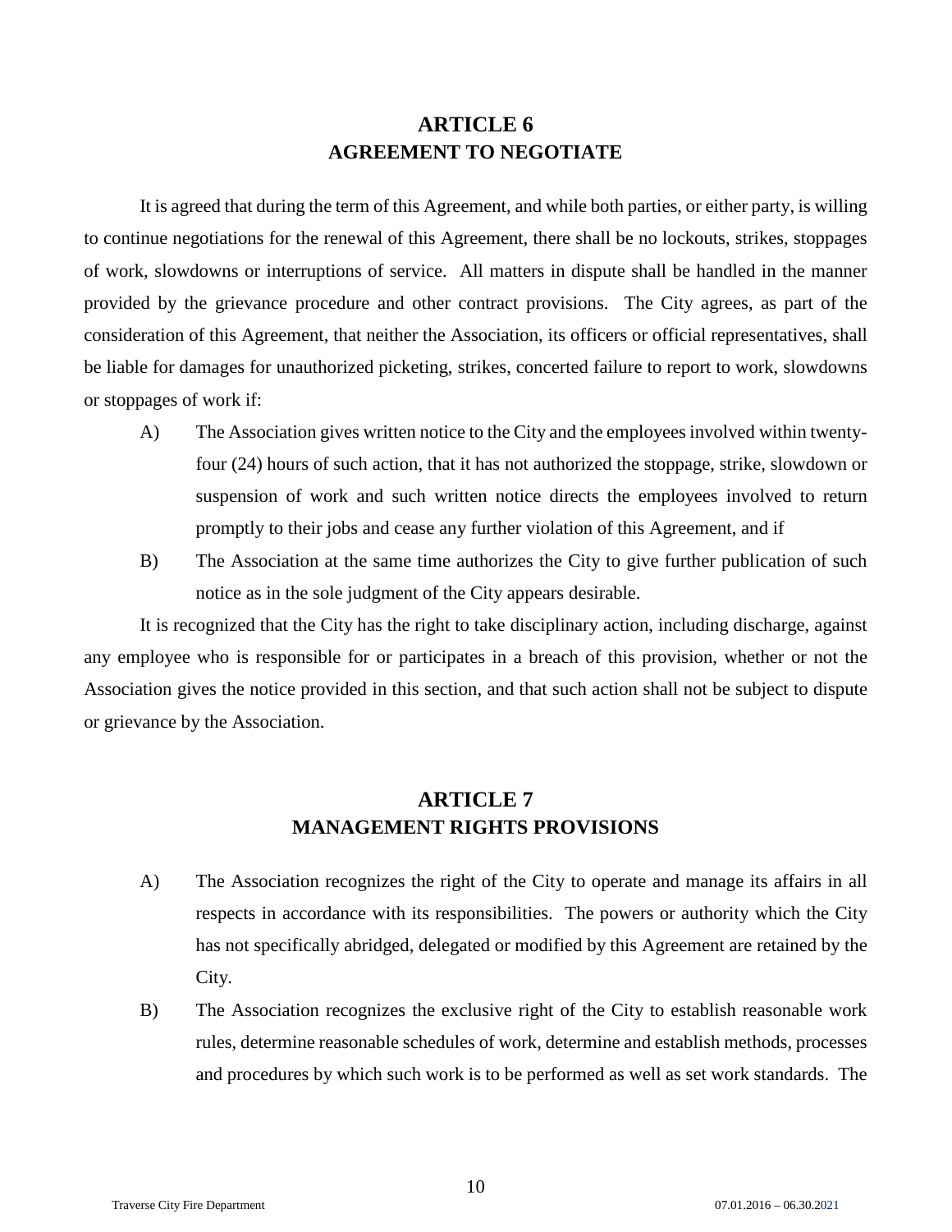## ARTICLE 6
## AGREEMENT TO NEGOTIATE

It is agreed that during the term of this Agreement, and while both parties, or either party, is willing to continue negotiations for the renewal of this Agreement, there shall be no lockouts, strikes, stoppages of work, slowdowns or interruptions of service. All matters in dispute shall be handled in the manner provided by the grievance procedure and other contract provisions. The City agrees, as part of the consideration of this Agreement, that neither the Association, its officers or official representatives, shall be liable for damages for unauthorized picketing, strikes, concerted failure to report to work, slowdowns or stoppages of work if:

A) The Association gives written notice to the City and the employees involved within twenty-four (24) hours of such action, that it has not authorized the stoppage, strike, slowdown or suspension of work and such written notice directs the employees involved to return promptly to their jobs and cease any further violation of this Agreement, and if

B) The Association at the same time authorizes the City to give further publication of such notice as in the sole judgment of the City appears desirable.

It is recognized that the City has the right to take disciplinary action, including discharge, against any employee who is responsible for or participates in a breach of this provision, whether or not the Association gives the notice provided in this section, and that such action shall not be subject to dispute or grievance by the Association.

## ARTICLE 7
## MANAGEMENT RIGHTS PROVISIONS

A) The Association recognizes the right of the City to operate and manage its affairs in all respects in accordance with its responsibilities. The powers or authority which the City has not specifically abridged, delegated or modified by this Agreement are retained by the City.

B) The Association recognizes the exclusive right of the City to establish reasonable work rules, determine reasonable schedules of work, determine and establish methods, processes and procedures by which such work is to be performed as well as set work standards. The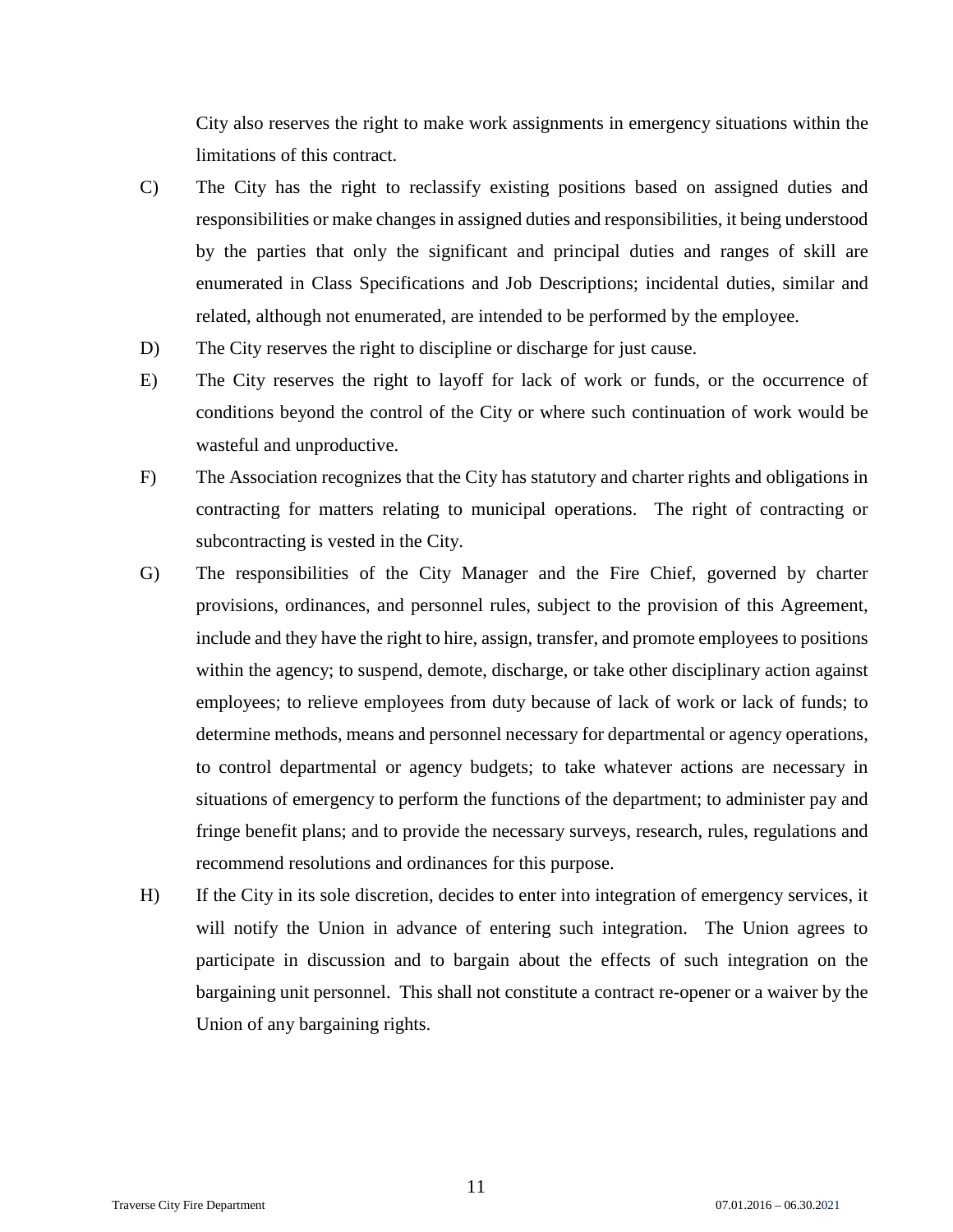City also reserves the right to make work assignments in emergency situations within the limitations of this contract.

C) The City has the right to reclassify existing positions based on assigned duties and responsibilities or make changes in assigned duties and responsibilities, it being understood by the parties that only the significant and principal duties and ranges of skill are enumerated in Class Specifications and Job Descriptions; incidental duties, similar and related, although not enumerated, are intended to be performed by the employee.

D) The City reserves the right to discipline or discharge for just cause.

E) The City reserves the right to layoff for lack of work or funds, or the occurrence of conditions beyond the control of the City or where such continuation of work would be wasteful and unproductive.

F) The Association recognizes that the City has statutory and charter rights and obligations in contracting for matters relating to municipal operations. The right of contracting or subcontracting is vested in the City.

G) The responsibilities of the City Manager and the Fire Chief, governed by charter provisions, ordinances, and personnel rules, subject to the provision of this Agreement, include and they have the right to hire, assign, transfer, and promote employees to positions within the agency; to suspend, demote, discharge, or take other disciplinary action against employees; to relieve employees from duty because of lack of work or lack of funds; to determine methods, means and personnel necessary for departmental or agency operations, to control departmental or agency budgets; to take whatever actions are necessary in situations of emergency to perform the functions of the department; to administer pay and fringe benefit plans; and to provide the necessary surveys, research, rules, regulations and recommend resolutions and ordinances for this purpose.

H) If the City in its sole discretion, decides to enter into integration of emergency services, it will notify the Union in advance of entering such integration. The Union agrees to participate in discussion and to bargain about the effects of such integration on the bargaining unit personnel. This shall not constitute a contract re-opener or a waiver by the Union of any bargaining rights.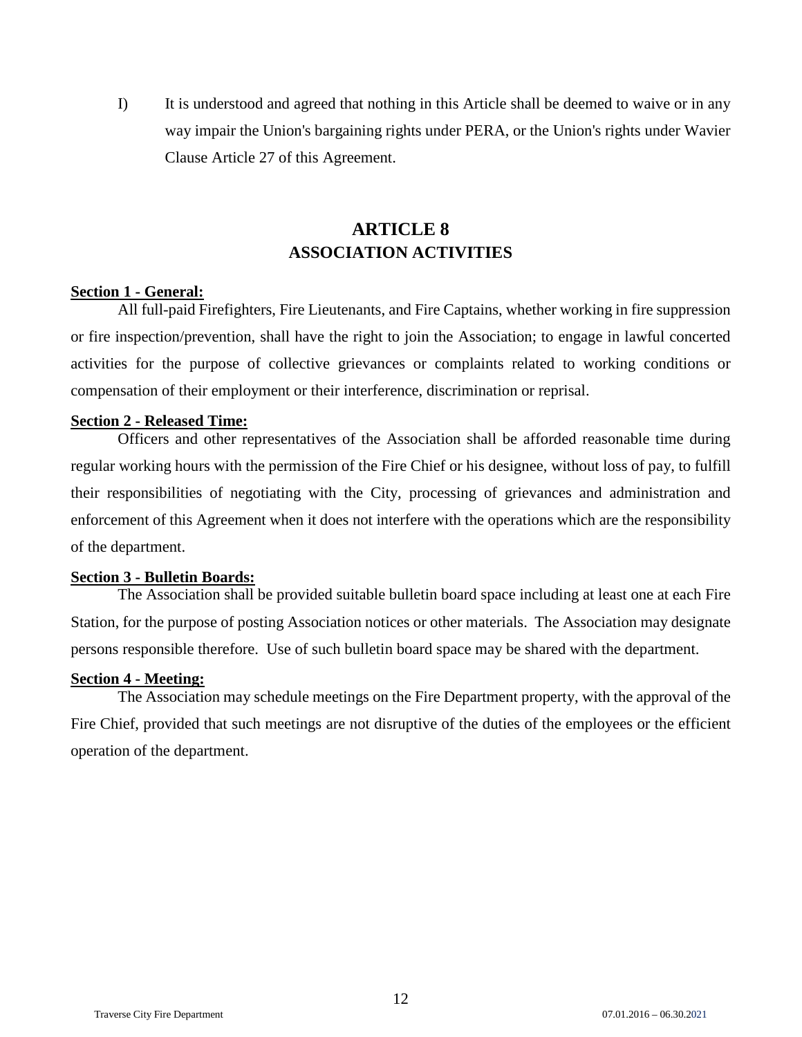I) It is understood and agreed that nothing in this Article shall be deemed to waive or in any way impair the Union's bargaining rights under PERA, or the Union's rights under Wavier Clause Article 27 of this Agreement.

# ARTICLE 8
# ASSOCIATION ACTIVITIES

**Section 1 - General:**

All full-paid Firefighters, Fire Lieutenants, and Fire Captains, whether working in fire suppression or fire inspection/prevention, shall have the right to join the Association; to engage in lawful concerted activities for the purpose of collective grievances or complaints related to working conditions or compensation of their employment or their interference, discrimination or reprisal.

**Section 2 - Released Time:**

Officers and other representatives of the Association shall be afforded reasonable time during regular working hours with the permission of the Fire Chief or his designee, without loss of pay, to fulfill their responsibilities of negotiating with the City, processing of grievances and administration and enforcement of this Agreement when it does not interfere with the operations which are the responsibility of the department.

**Section 3 - Bulletin Boards:**

The Association shall be provided suitable bulletin board space including at least one at each Fire Station, for the purpose of posting Association notices or other materials. The Association may designate persons responsible therefore. Use of such bulletin board space may be shared with the department.

**Section 4 - Meeting:**

The Association may schedule meetings on the Fire Department property, with the approval of the Fire Chief, provided that such meetings are not disruptive of the duties of the employees or the efficient operation of the department.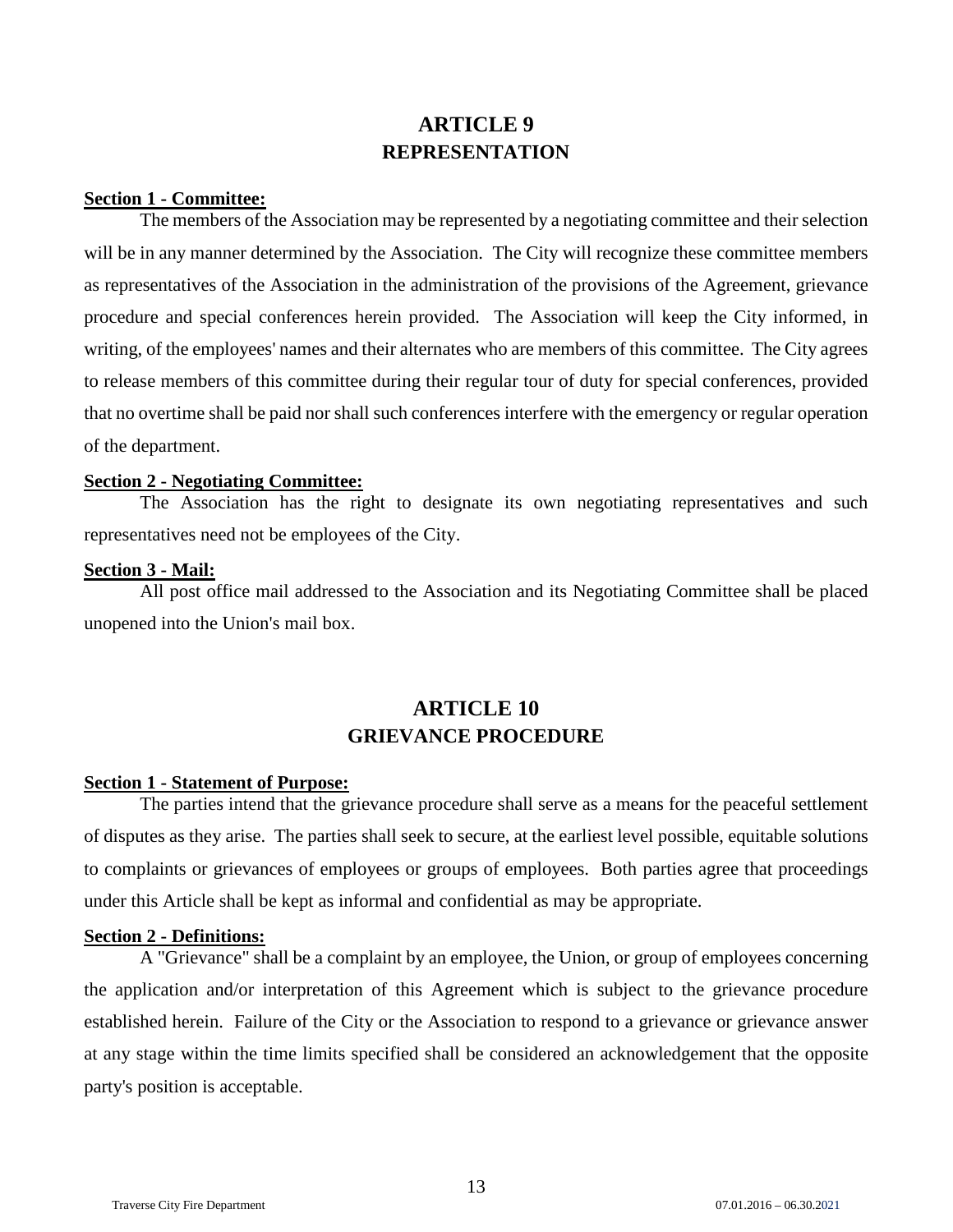# ARTICLE 9
# REPRESENTATION

**Section 1 - Committee:**

The members of the Association may be represented by a negotiating committee and their selection will be in any manner determined by the Association. The City will recognize these committee members as representatives of the Association in the administration of the provisions of the Agreement, grievance procedure and special conferences herein provided. The Association will keep the City informed, in writing, of the employees' names and their alternates who are members of this committee. The City agrees to release members of this committee during their regular tour of duty for special conferences, provided that no overtime shall be paid nor shall such conferences interfere with the emergency or regular operation of the department.

**Section 2 - Negotiating Committee:**

The Association has the right to designate its own negotiating representatives and such representatives need not be employees of the City.

**Section 3 - Mail:**

All post office mail addressed to the Association and its Negotiating Committee shall be placed unopened into the Union's mail box.

# ARTICLE 10
# GRIEVANCE PROCEDURE

**Section 1 - Statement of Purpose:**

The parties intend that the grievance procedure shall serve as a means for the peaceful settlement of disputes as they arise. The parties shall seek to secure, at the earliest level possible, equitable solutions to complaints or grievances of employees or groups of employees. Both parties agree that proceedings under this Article shall be kept as informal and confidential as may be appropriate.

**Section 2 - Definitions:**

A "Grievance" shall be a complaint by an employee, the Union, or group of employees concerning the application and/or interpretation of this Agreement which is subject to the grievance procedure established herein. Failure of the City or the Association to respond to a grievance or grievance answer at any stage within the time limits specified shall be considered an acknowledgement that the opposite party's position is acceptable.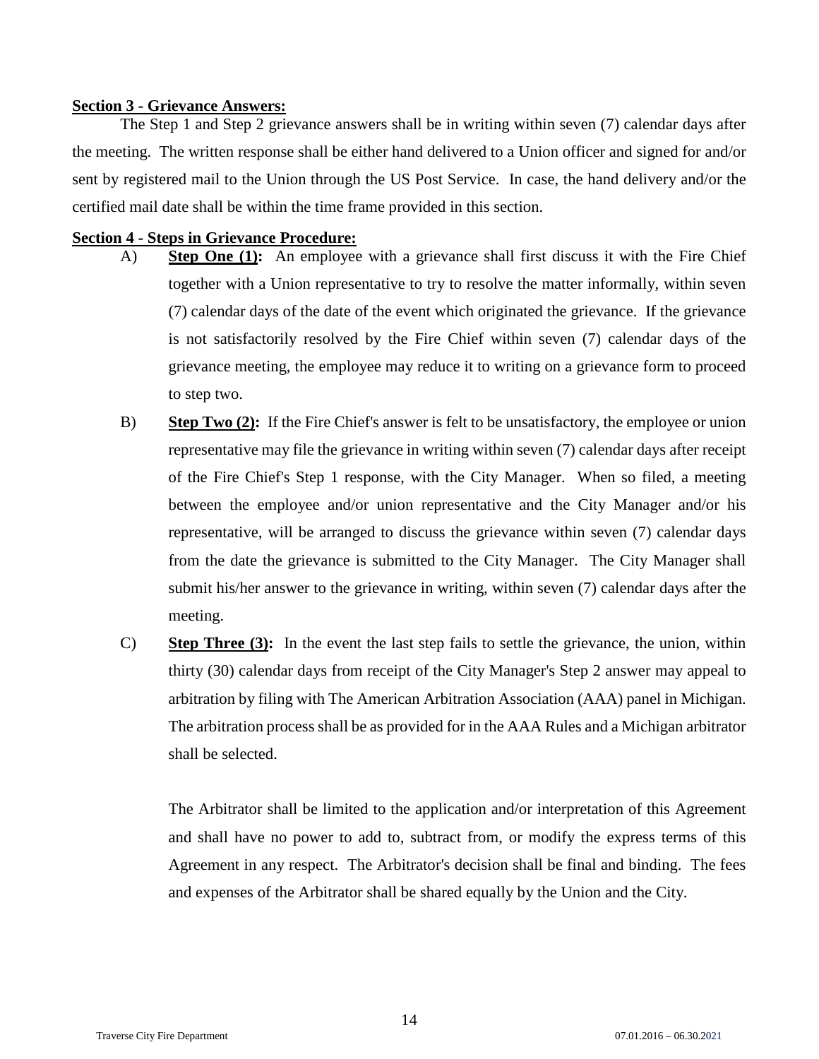**Section 3 - Grievance Answers:**

The Step 1 and Step 2 grievance answers shall be in writing within seven (7) calendar days after the meeting. The written response shall be either hand delivered to a Union officer and signed for and/or sent by registered mail to the Union through the US Post Service. In case, the hand delivery and/or the certified mail date shall be within the time frame provided in this section.

**Section 4 - Steps in Grievance Procedure:**

A) **Step One (1):** An employee with a grievance shall first discuss it with the Fire Chief together with a Union representative to try to resolve the matter informally, within seven (7) calendar days of the date of the event which originated the grievance. If the grievance is not satisfactorily resolved by the Fire Chief within seven (7) calendar days of the grievance meeting, the employee may reduce it to writing on a grievance form to proceed to step two.

B) **Step Two (2):** If the Fire Chief's answer is felt to be unsatisfactory, the employee or union representative may file the grievance in writing within seven (7) calendar days after receipt of the Fire Chief's Step 1 response, with the City Manager. When so filed, a meeting between the employee and/or union representative and the City Manager and/or his representative, will be arranged to discuss the grievance within seven (7) calendar days from the date the grievance is submitted to the City Manager. The City Manager shall submit his/her answer to the grievance in writing, within seven (7) calendar days after the meeting.

C) **Step Three (3):** In the event the last step fails to settle the grievance, the union, within thirty (30) calendar days from receipt of the City Manager's Step 2 answer may appeal to arbitration by filing with The American Arbitration Association (AAA) panel in Michigan. The arbitration process shall be as provided for in the AAA Rules and a Michigan arbitrator shall be selected.

The Arbitrator shall be limited to the application and/or interpretation of this Agreement and shall have no power to add to, subtract from, or modify the express terms of this Agreement in any respect. The Arbitrator's decision shall be final and binding. The fees and expenses of the Arbitrator shall be shared equally by the Union and the City.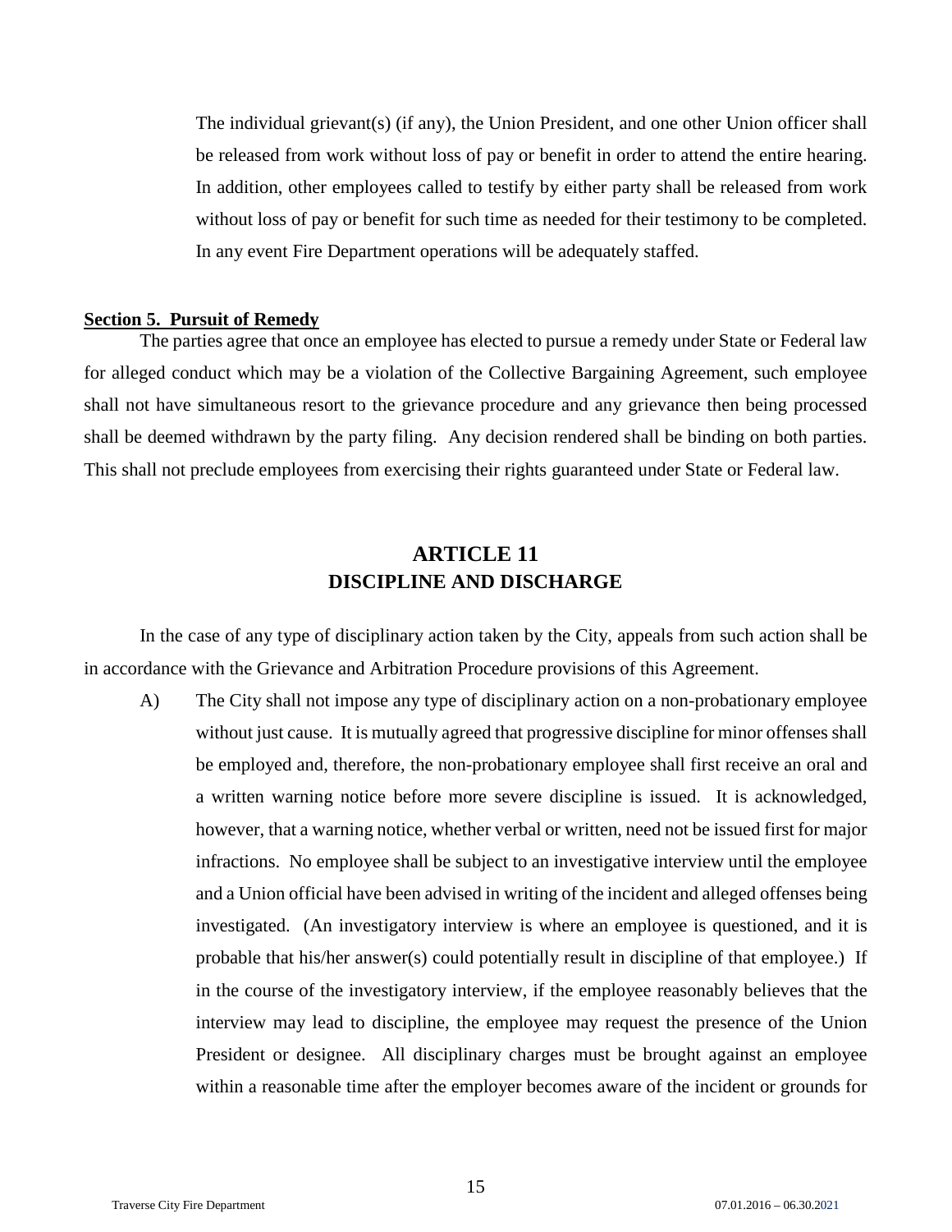The individual grievant(s) (if any), the Union President, and one other Union officer shall be released from work without loss of pay or benefit in order to attend the entire hearing. In addition, other employees called to testify by either party shall be released from work without loss of pay or benefit for such time as needed for their testimony to be completed. In any event Fire Department operations will be adequately staffed.

**Section 5. Pursuit of Remedy**

The parties agree that once an employee has elected to pursue a remedy under State or Federal law for alleged conduct which may be a violation of the Collective Bargaining Agreement, such employee shall not have simultaneous resort to the grievance procedure and any grievance then being processed shall be deemed withdrawn by the party filing. Any decision rendered shall be binding on both parties. This shall not preclude employees from exercising their rights guaranteed under State or Federal law.

## ARTICLE 11
## DISCIPLINE AND DISCHARGE

In the case of any type of disciplinary action taken by the City, appeals from such action shall be in accordance with the Grievance and Arbitration Procedure provisions of this Agreement.

A) The City shall not impose any type of disciplinary action on a non-probationary employee without just cause. It is mutually agreed that progressive discipline for minor offenses shall be employed and, therefore, the non-probationary employee shall first receive an oral and a written warning notice before more severe discipline is issued. It is acknowledged, however, that a warning notice, whether verbal or written, need not be issued first for major infractions. No employee shall be subject to an investigative interview until the employee and a Union official have been advised in writing of the incident and alleged offenses being investigated. (An investigatory interview is where an employee is questioned, and it is probable that his/her answer(s) could potentially result in discipline of that employee.) If in the course of the investigatory interview, if the employee reasonably believes that the interview may lead to discipline, the employee may request the presence of the Union President or designee. All disciplinary charges must be brought against an employee within a reasonable time after the employer becomes aware of the incident or grounds for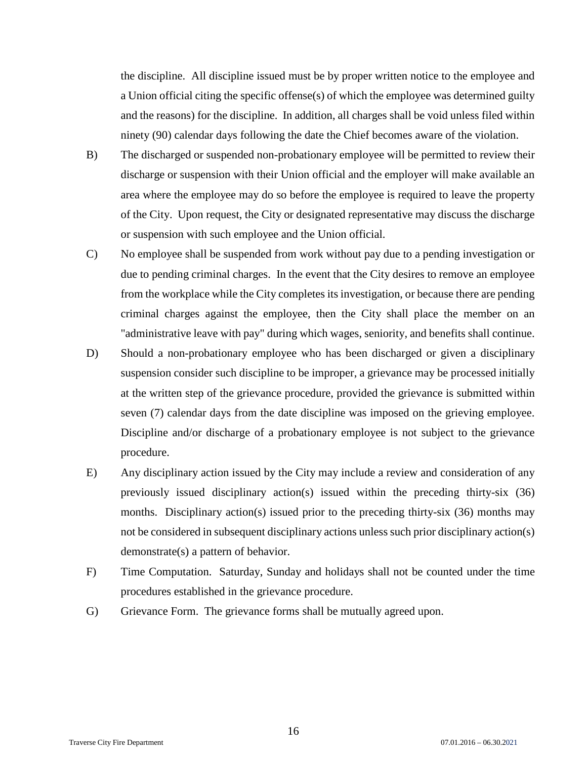the discipline. All discipline issued must be by proper written notice to the employee and a Union official citing the specific offense(s) of which the employee was determined guilty and the reasons) for the discipline. In addition, all charges shall be void unless filed within ninety (90) calendar days following the date the Chief becomes aware of the violation.

B) The discharged or suspended non-probationary employee will be permitted to review their discharge or suspension with their Union official and the employer will make available an area where the employee may do so before the employee is required to leave the property of the City. Upon request, the City or designated representative may discuss the discharge or suspension with such employee and the Union official.

C) No employee shall be suspended from work without pay due to a pending investigation or due to pending criminal charges. In the event that the City desires to remove an employee from the workplace while the City completes its investigation, or because there are pending criminal charges against the employee, then the City shall place the member on an "administrative leave with pay" during which wages, seniority, and benefits shall continue.

D) Should a non-probationary employee who has been discharged or given a disciplinary suspension consider such discipline to be improper, a grievance may be processed initially at the written step of the grievance procedure, provided the grievance is submitted within seven (7) calendar days from the date discipline was imposed on the grieving employee. Discipline and/or discharge of a probationary employee is not subject to the grievance procedure.

E) Any disciplinary action issued by the City may include a review and consideration of any previously issued disciplinary action(s) issued within the preceding thirty-six (36) months. Disciplinary action(s) issued prior to the preceding thirty-six (36) months may not be considered in subsequent disciplinary actions unless such prior disciplinary action(s) demonstrate(s) a pattern of behavior.

F) Time Computation. Saturday, Sunday and holidays shall not be counted under the time procedures established in the grievance procedure.

G) Grievance Form. The grievance forms shall be mutually agreed upon.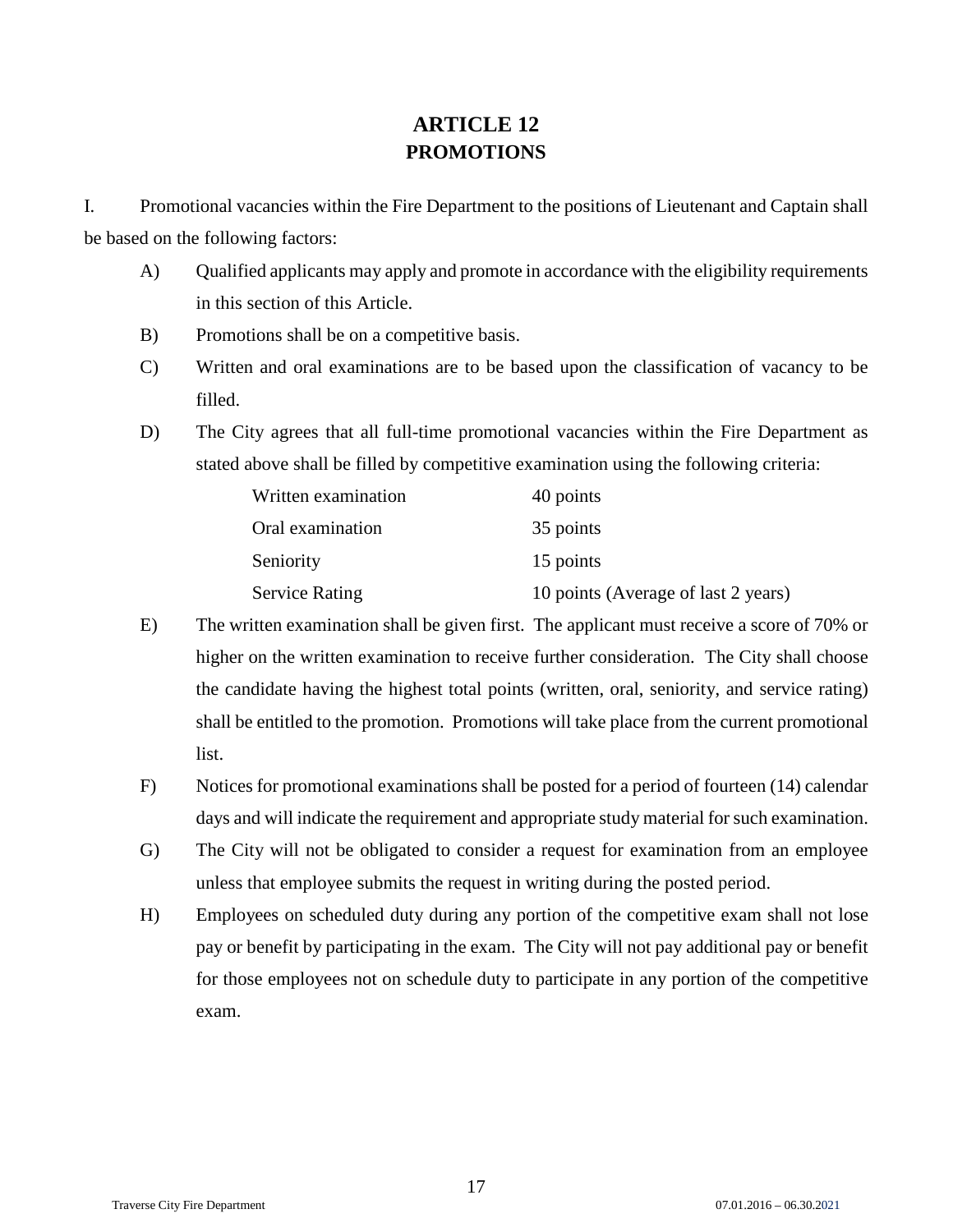# ARTICLE 12
# PROMOTIONS

I. Promotional vacancies within the Fire Department to the positions of Lieutenant and Captain shall be based on the following factors:

A) Qualified applicants may apply and promote in accordance with the eligibility requirements in this section of this Article.

B) Promotions shall be on a competitive basis.

C) Written and oral examinations are to be based upon the classification of vacancy to be filled.

D) The City agrees that all full-time promotional vacancies within the Fire Department as stated above shall be filled by competitive examination using the following criteria:

| | |
|---|---|
| Written examination | 40 points |
| Oral examination | 35 points |
| Seniority | 15 points |
| Service Rating | 10 points (Average of last 2 years) |

E) The written examination shall be given first. The applicant must receive a score of 70% or higher on the written examination to receive further consideration. The City shall choose the candidate having the highest total points (written, oral, seniority, and service rating) shall be entitled to the promotion. Promotions will take place from the current promotional list.

F) Notices for promotional examinations shall be posted for a period of fourteen (14) calendar days and will indicate the requirement and appropriate study material for such examination.

G) The City will not be obligated to consider a request for examination from an employee unless that employee submits the request in writing during the posted period.

H) Employees on scheduled duty during any portion of the competitive exam shall not lose pay or benefit by participating in the exam. The City will not pay additional pay or benefit for those employees not on schedule duty to participate in any portion of the competitive exam.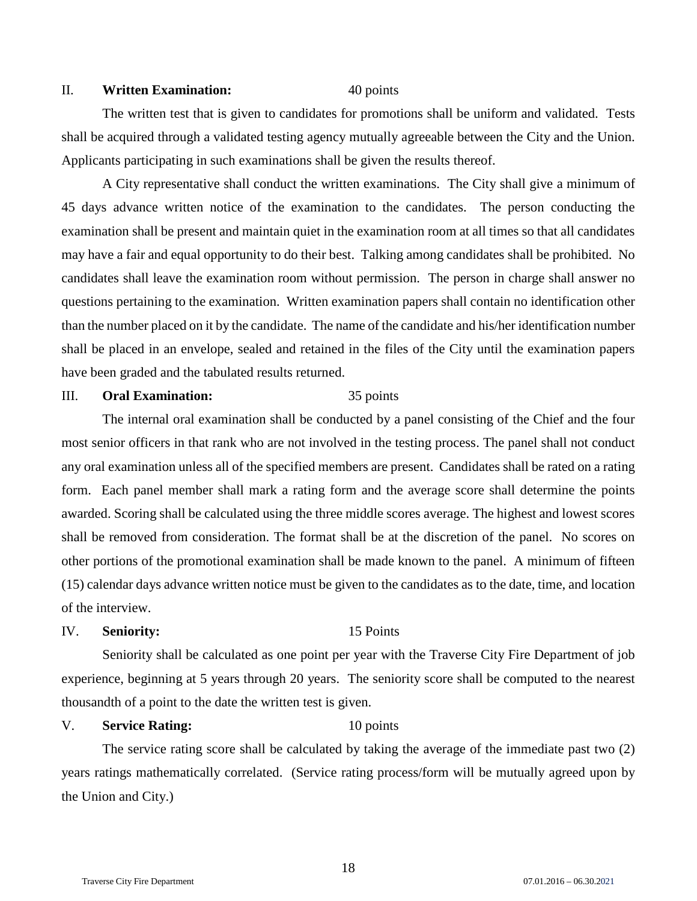II. **Written Examination:** 40 points

The written test that is given to candidates for promotions shall be uniform and validated. Tests shall be acquired through a validated testing agency mutually agreeable between the City and the Union. Applicants participating in such examinations shall be given the results thereof.

A City representative shall conduct the written examinations. The City shall give a minimum of 45 days advance written notice of the examination to the candidates. The person conducting the examination shall be present and maintain quiet in the examination room at all times so that all candidates may have a fair and equal opportunity to do their best. Talking among candidates shall be prohibited. No candidates shall leave the examination room without permission. The person in charge shall answer no questions pertaining to the examination. Written examination papers shall contain no identification other than the number placed on it by the candidate. The name of the candidate and his/her identification number shall be placed in an envelope, sealed and retained in the files of the City until the examination papers have been graded and the tabulated results returned.

III. **Oral Examination:** 35 points

The internal oral examination shall be conducted by a panel consisting of the Chief and the four most senior officers in that rank who are not involved in the testing process. The panel shall not conduct any oral examination unless all of the specified members are present. Candidates shall be rated on a rating form. Each panel member shall mark a rating form and the average score shall determine the points awarded. Scoring shall be calculated using the three middle scores average. The highest and lowest scores shall be removed from consideration. The format shall be at the discretion of the panel. No scores on other portions of the promotional examination shall be made known to the panel. A minimum of fifteen (15) calendar days advance written notice must be given to the candidates as to the date, time, and location of the interview.

IV. **Seniority:** 15 Points

Seniority shall be calculated as one point per year with the Traverse City Fire Department of job experience, beginning at 5 years through 20 years. The seniority score shall be computed to the nearest thousandth of a point to the date the written test is given.

V. **Service Rating:** 10 points

The service rating score shall be calculated by taking the average of the immediate past two (2) years ratings mathematically correlated. (Service rating process/form will be mutually agreed upon by the Union and City.)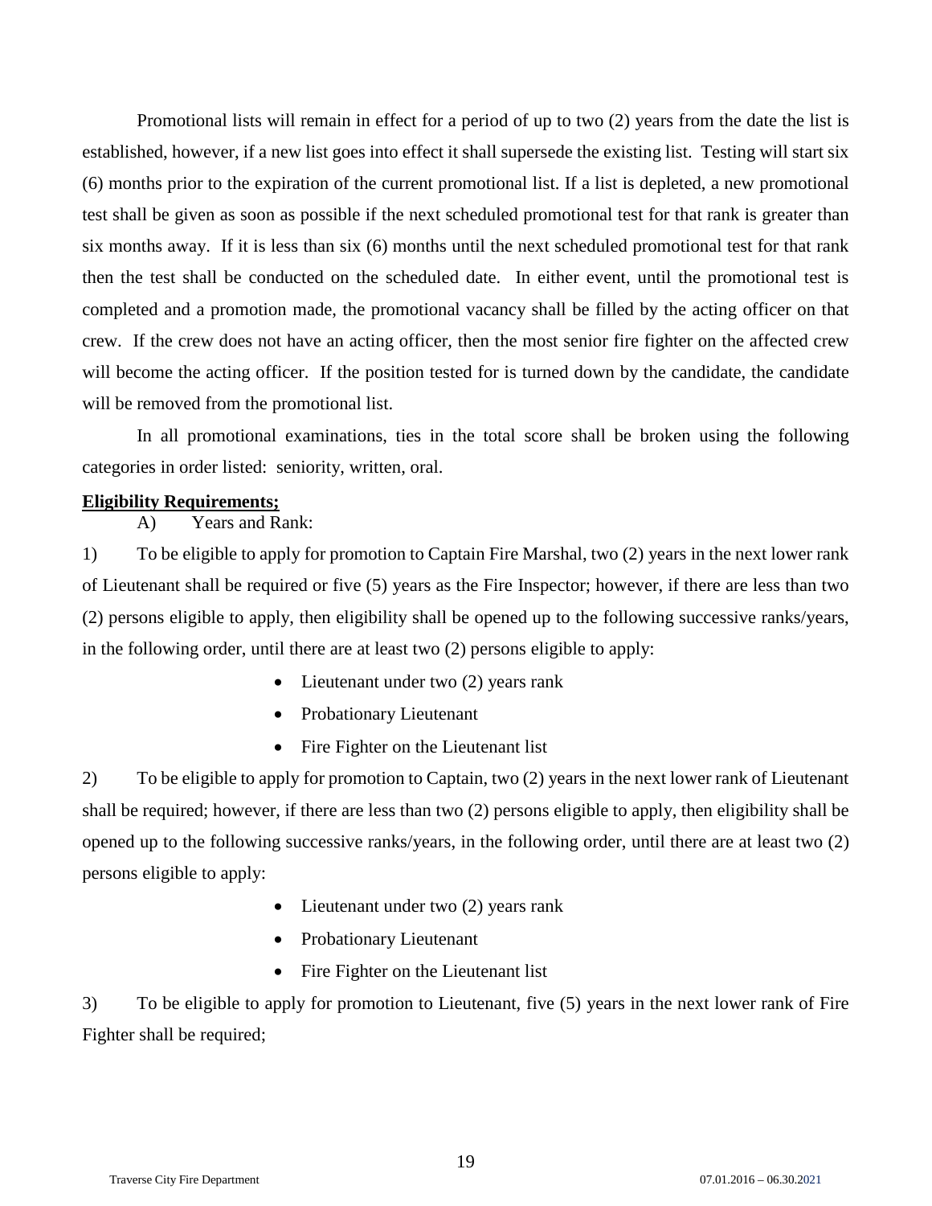Promotional lists will remain in effect for a period of up to two (2) years from the date the list is established, however, if a new list goes into effect it shall supersede the existing list. Testing will start six (6) months prior to the expiration of the current promotional list. If a list is depleted, a new promotional test shall be given as soon as possible if the next scheduled promotional test for that rank is greater than six months away. If it is less than six (6) months until the next scheduled promotional test for that rank then the test shall be conducted on the scheduled date. In either event, until the promotional test is completed and a promotion made, the promotional vacancy shall be filled by the acting officer on that crew. If the crew does not have an acting officer, then the most senior fire fighter on the affected crew will become the acting officer. If the position tested for is turned down by the candidate, the candidate will be removed from the promotional list.

In all promotional examinations, ties in the total score shall be broken using the following categories in order listed: seniority, written, oral.

**Eligibility Requirements;**

A) Years and Rank:

1) To be eligible to apply for promotion to Captain Fire Marshal, two (2) years in the next lower rank of Lieutenant shall be required or five (5) years as the Fire Inspector; however, if there are less than two (2) persons eligible to apply, then eligibility shall be opened up to the following successive ranks/years, in the following order, until there are at least two (2) persons eligible to apply:

- Lieutenant under two (2) years rank
- Probationary Lieutenant
- Fire Fighter on the Lieutenant list

2) To be eligible to apply for promotion to Captain, two (2) years in the next lower rank of Lieutenant shall be required; however, if there are less than two (2) persons eligible to apply, then eligibility shall be opened up to the following successive ranks/years, in the following order, until there are at least two (2) persons eligible to apply:

- Lieutenant under two (2) years rank
- Probationary Lieutenant
- Fire Fighter on the Lieutenant list

3) To be eligible to apply for promotion to Lieutenant, five (5) years in the next lower rank of Fire Fighter shall be required;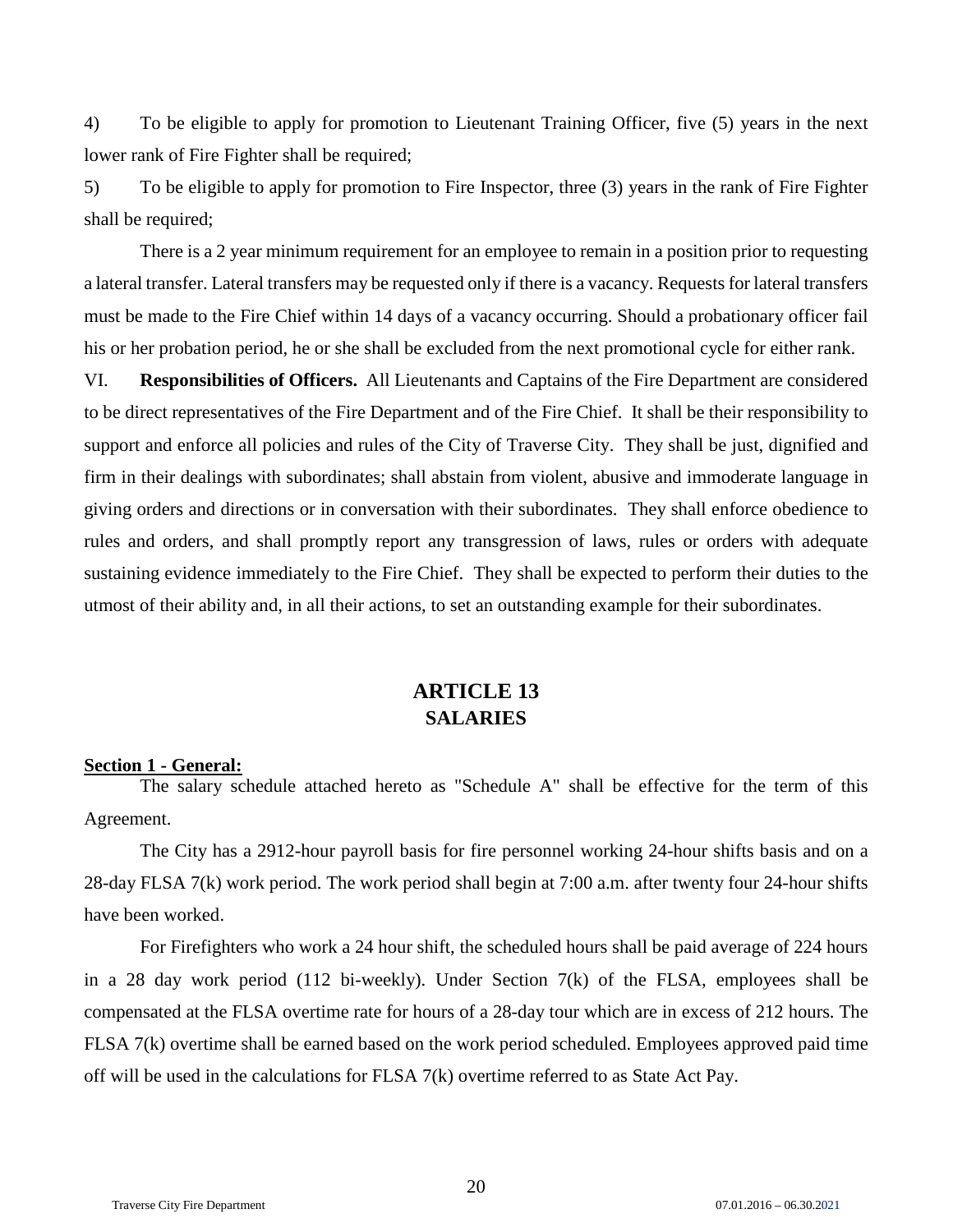4) To be eligible to apply for promotion to Lieutenant Training Officer, five (5) years in the next lower rank of Fire Fighter shall be required;

5) To be eligible to apply for promotion to Fire Inspector, three (3) years in the rank of Fire Fighter shall be required;

There is a 2 year minimum requirement for an employee to remain in a position prior to requesting a lateral transfer. Lateral transfers may be requested only if there is a vacancy. Requests for lateral transfers must be made to the Fire Chief within 14 days of a vacancy occurring. Should a probationary officer fail his or her probation period, he or she shall be excluded from the next promotional cycle for either rank.

VI. **Responsibilities of Officers.** All Lieutenants and Captains of the Fire Department are considered to be direct representatives of the Fire Department and of the Fire Chief. It shall be their responsibility to support and enforce all policies and rules of the City of Traverse City. They shall be just, dignified and firm in their dealings with subordinates; shall abstain from violent, abusive and immoderate language in giving orders and directions or in conversation with their subordinates. They shall enforce obedience to rules and orders, and shall promptly report any transgression of laws, rules or orders with adequate sustaining evidence immediately to the Fire Chief. They shall be expected to perform their duties to the utmost of their ability and, in all their actions, to set an outstanding example for their subordinates.

## ARTICLE 13
## SALARIES

**Section 1 - General:**

The salary schedule attached hereto as "Schedule A" shall be effective for the term of this Agreement.

The City has a 2912-hour payroll basis for fire personnel working 24-hour shifts basis and on a 28-day FLSA 7(k) work period. The work period shall begin at 7:00 a.m. after twenty four 24-hour shifts have been worked.

For Firefighters who work a 24 hour shift, the scheduled hours shall be paid average of 224 hours in a 28 day work period (112 bi-weekly). Under Section 7(k) of the FLSA, employees shall be compensated at the FLSA overtime rate for hours of a 28-day tour which are in excess of 212 hours. The FLSA 7(k) overtime shall be earned based on the work period scheduled. Employees approved paid time off will be used in the calculations for FLSA 7(k) overtime referred to as State Act Pay.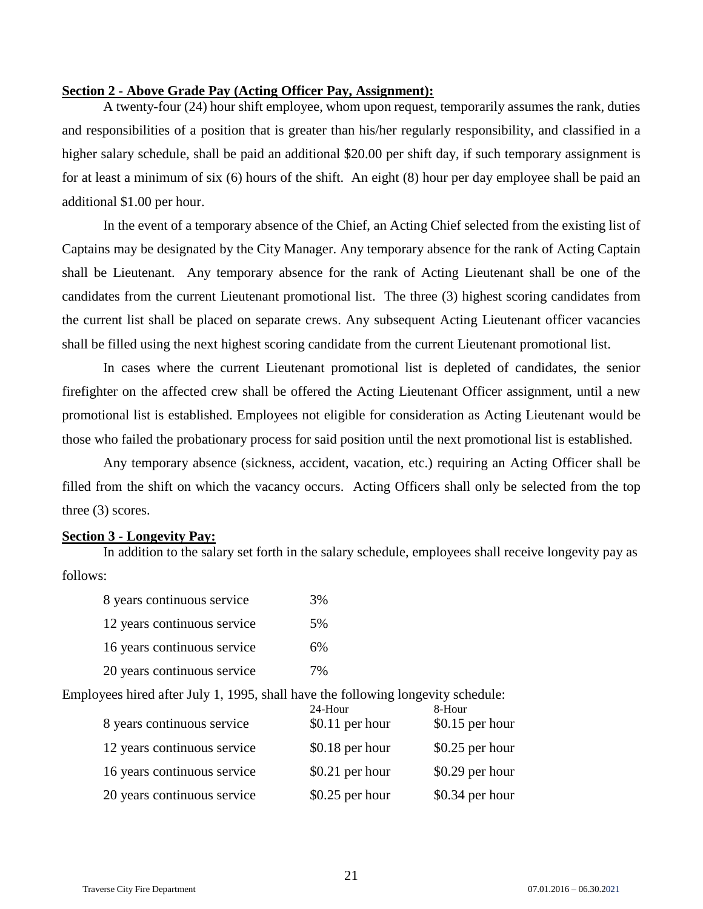**Section 2 - Above Grade Pay (Acting Officer Pay, Assignment):**

A twenty-four (24) hour shift employee, whom upon request, temporarily assumes the rank, duties and responsibilities of a position that is greater than his/her regularly responsibility, and classified in a higher salary schedule, shall be paid an additional $20.00 per shift day, if such temporary assignment is for at least a minimum of six (6) hours of the shift. An eight (8) hour per day employee shall be paid an additional $1.00 per hour.

In the event of a temporary absence of the Chief, an Acting Chief selected from the existing list of Captains may be designated by the City Manager. Any temporary absence for the rank of Acting Captain shall be Lieutenant. Any temporary absence for the rank of Acting Lieutenant shall be one of the candidates from the current Lieutenant promotional list. The three (3) highest scoring candidates from the current list shall be placed on separate crews. Any subsequent Acting Lieutenant officer vacancies shall be filled using the next highest scoring candidate from the current Lieutenant promotional list.

In cases where the current Lieutenant promotional list is depleted of candidates, the senior firefighter on the affected crew shall be offered the Acting Lieutenant Officer assignment, until a new promotional list is established. Employees not eligible for consideration as Acting Lieutenant would be those who failed the probationary process for said position until the next promotional list is established.

Any temporary absence (sickness, accident, vacation, etc.) requiring an Acting Officer shall be filled from the shift on which the vacancy occurs. Acting Officers shall only be selected from the top three (3) scores.

**Section 3 - Longevity Pay:**

In addition to the salary set forth in the salary schedule, employees shall receive longevity pay as follows:

| | |
|---|---|
| 8 years continuous service | 3% |
| 12 years continuous service | 5% |
| 16 years continuous service | 6% |
| 20 years continuous service | 7% |

Employees hired after July 1, 1995, shall have the following longevity schedule:

| | 24-Hour | 8-Hour |
|---|---|---|
| 8 years continuous service | $0.11 per hour | $0.15 per hour |
| 12 years continuous service | $0.18 per hour | $0.25 per hour |
| 16 years continuous service | $0.21 per hour | $0.29 per hour |
| 20 years continuous service | $0.25 per hour | $0.34 per hour |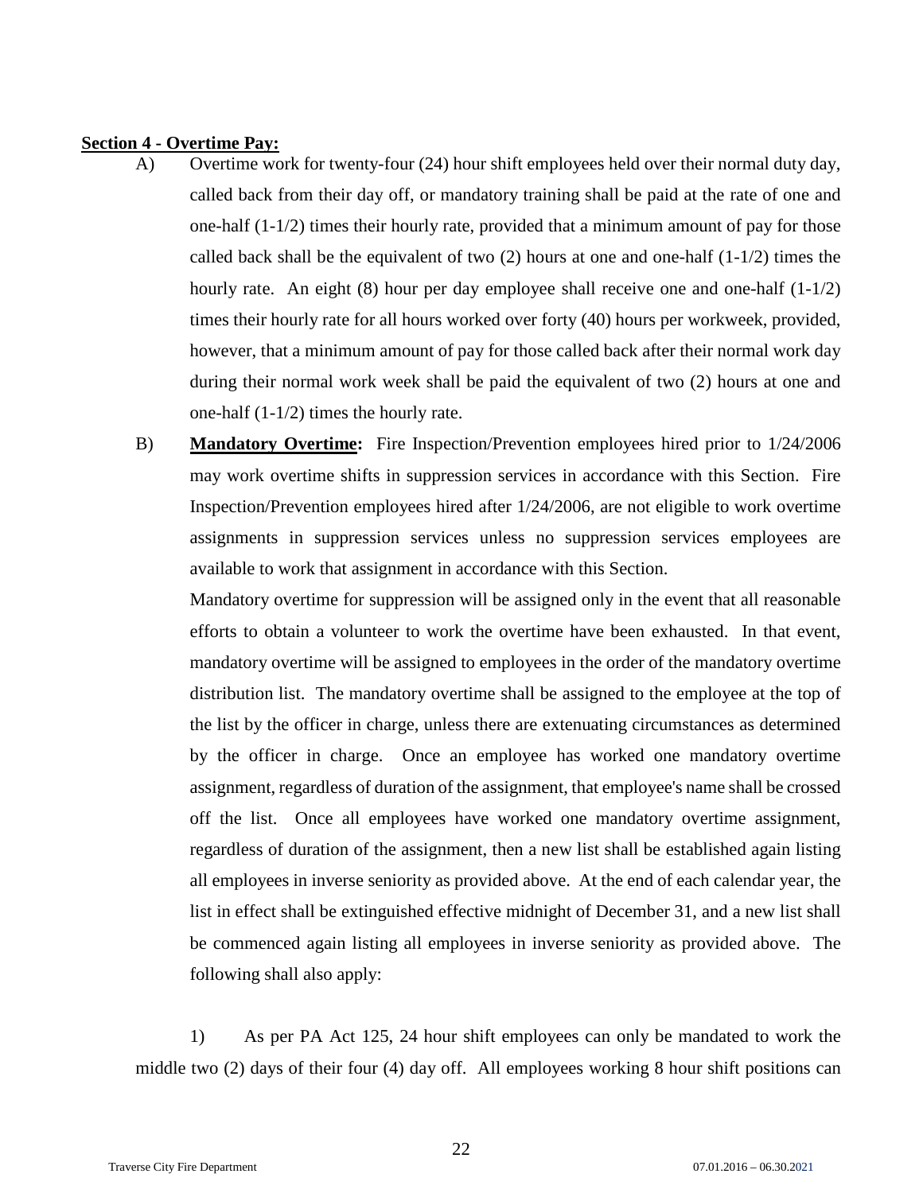**Section 4 - Overtime Pay:**

A) Overtime work for twenty-four (24) hour shift employees held over their normal duty day, called back from their day off, or mandatory training shall be paid at the rate of one and one-half (1-1/2) times their hourly rate, provided that a minimum amount of pay for those called back shall be the equivalent of two (2) hours at one and one-half (1-1/2) times the hourly rate. An eight (8) hour per day employee shall receive one and one-half (1-1/2) times their hourly rate for all hours worked over forty (40) hours per workweek, provided, however, that a minimum amount of pay for those called back after their normal work day during their normal work week shall be paid the equivalent of two (2) hours at one and one-half (1-1/2) times the hourly rate.

B) **Mandatory Overtime:** Fire Inspection/Prevention employees hired prior to 1/24/2006 may work overtime shifts in suppression services in accordance with this Section. Fire Inspection/Prevention employees hired after 1/24/2006, are not eligible to work overtime assignments in suppression services unless no suppression services employees are available to work that assignment in accordance with this Section.

Mandatory overtime for suppression will be assigned only in the event that all reasonable efforts to obtain a volunteer to work the overtime have been exhausted. In that event, mandatory overtime will be assigned to employees in the order of the mandatory overtime distribution list. The mandatory overtime shall be assigned to the employee at the top of the list by the officer in charge, unless there are extenuating circumstances as determined by the officer in charge. Once an employee has worked one mandatory overtime assignment, regardless of duration of the assignment, that employee's name shall be crossed off the list. Once all employees have worked one mandatory overtime assignment, regardless of duration of the assignment, then a new list shall be established again listing all employees in inverse seniority as provided above. At the end of each calendar year, the list in effect shall be extinguished effective midnight of December 31, and a new list shall be commenced again listing all employees in inverse seniority as provided above. The following shall also apply:

1) As per PA Act 125, 24 hour shift employees can only be mandated to work the middle two (2) days of their four (4) day off. All employees working 8 hour shift positions can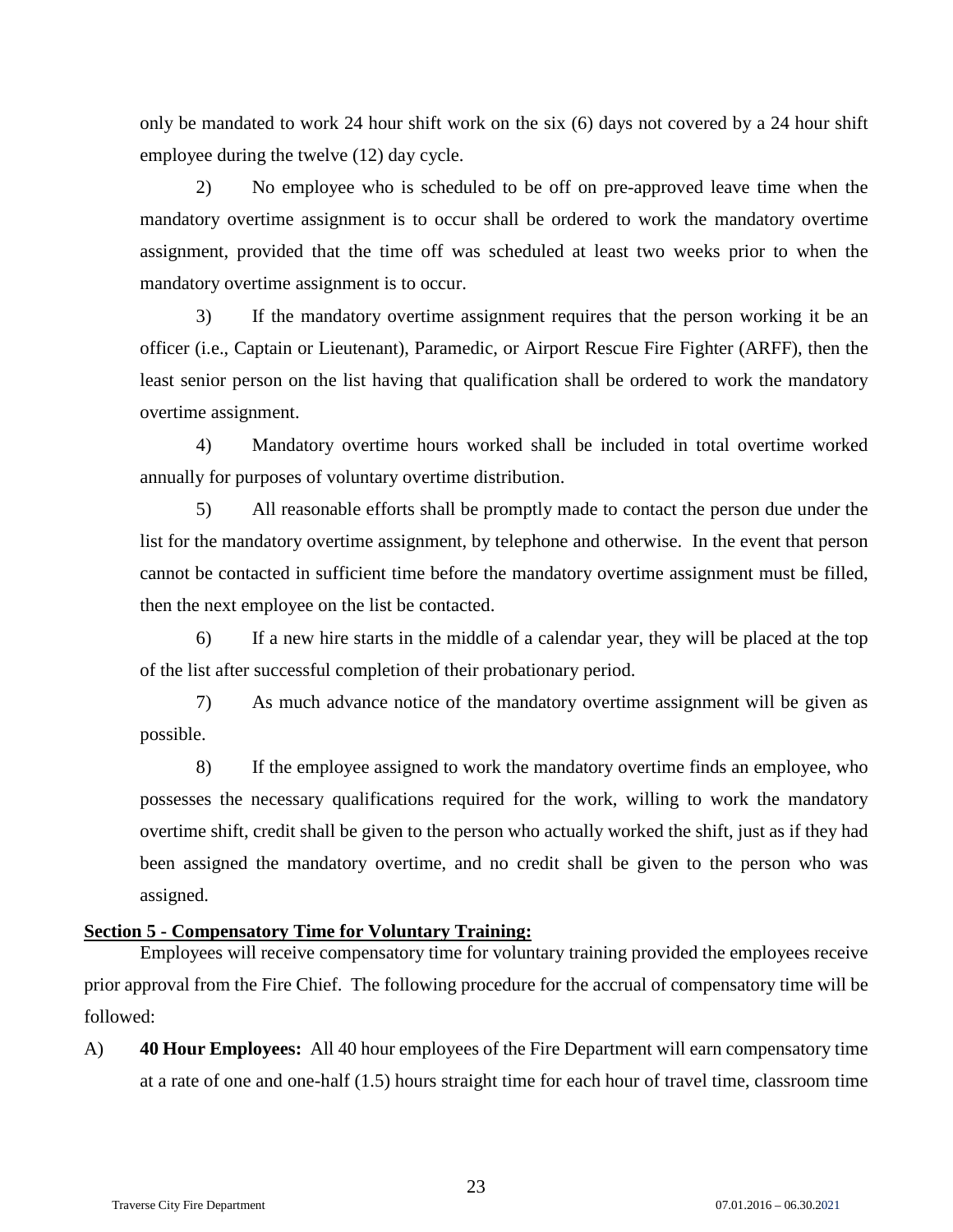only be mandated to work 24 hour shift work on the six (6) days not covered by a 24 hour shift employee during the twelve (12) day cycle.

2) No employee who is scheduled to be off on pre-approved leave time when the mandatory overtime assignment is to occur shall be ordered to work the mandatory overtime assignment, provided that the time off was scheduled at least two weeks prior to when the mandatory overtime assignment is to occur.

3) If the mandatory overtime assignment requires that the person working it be an officer (i.e., Captain or Lieutenant), Paramedic, or Airport Rescue Fire Fighter (ARFF), then the least senior person on the list having that qualification shall be ordered to work the mandatory overtime assignment.

4) Mandatory overtime hours worked shall be included in total overtime worked annually for purposes of voluntary overtime distribution.

5) All reasonable efforts shall be promptly made to contact the person due under the list for the mandatory overtime assignment, by telephone and otherwise. In the event that person cannot be contacted in sufficient time before the mandatory overtime assignment must be filled, then the next employee on the list be contacted.

6) If a new hire starts in the middle of a calendar year, they will be placed at the top of the list after successful completion of their probationary period.

7) As much advance notice of the mandatory overtime assignment will be given as possible.

8) If the employee assigned to work the mandatory overtime finds an employee, who possesses the necessary qualifications required for the work, willing to work the mandatory overtime shift, credit shall be given to the person who actually worked the shift, just as if they had been assigned the mandatory overtime, and no credit shall be given to the person who was assigned.

**Section 5 - Compensatory Time for Voluntary Training:**

Employees will receive compensatory time for voluntary training provided the employees receive prior approval from the Fire Chief. The following procedure for the accrual of compensatory time will be followed:

A) **40 Hour Employees:** All 40 hour employees of the Fire Department will earn compensatory time at a rate of one and one-half (1.5) hours straight time for each hour of travel time, classroom time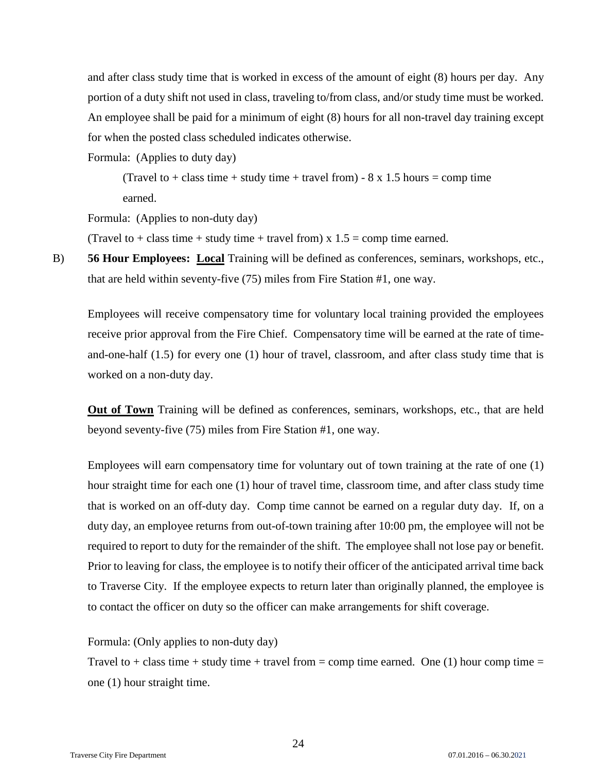and after class study time that is worked in excess of the amount of eight (8) hours per day. Any portion of a duty shift not used in class, traveling to/from class, and/or study time must be worked. An employee shall be paid for a minimum of eight (8) hours for all non-travel day training except for when the posted class scheduled indicates otherwise.

Formula: (Applies to duty day)

(Travel to + class time + study time + travel from) - 8 x 1.5 hours = comp time earned.

Formula: (Applies to non-duty day)

(Travel to + class time + study time + travel from) x 1.5 = comp time earned.

B) **56 Hour Employees: <u>Local</u>** Training will be defined as conferences, seminars, workshops, etc., that are held within seventy-five (75) miles from Fire Station #1, one way.

Employees will receive compensatory time for voluntary local training provided the employees receive prior approval from the Fire Chief. Compensatory time will be earned at the rate of time-and-one-half (1.5) for every one (1) hour of travel, classroom, and after class study time that is worked on a non-duty day.

**<u>Out of Town</u>** Training will be defined as conferences, seminars, workshops, etc., that are held beyond seventy-five (75) miles from Fire Station #1, one way.

Employees will earn compensatory time for voluntary out of town training at the rate of one (1) hour straight time for each one (1) hour of travel time, classroom time, and after class study time that is worked on an off-duty day. Comp time cannot be earned on a regular duty day. If, on a duty day, an employee returns from out-of-town training after 10:00 pm, the employee will not be required to report to duty for the remainder of the shift. The employee shall not lose pay or benefit. Prior to leaving for class, the employee is to notify their officer of the anticipated arrival time back to Traverse City. If the employee expects to return later than originally planned, the employee is to contact the officer on duty so the officer can make arrangements for shift coverage.

Formula: (Only applies to non-duty day)

Travel to + class time + study time + travel from = comp time earned. One (1) hour comp time = one (1) hour straight time.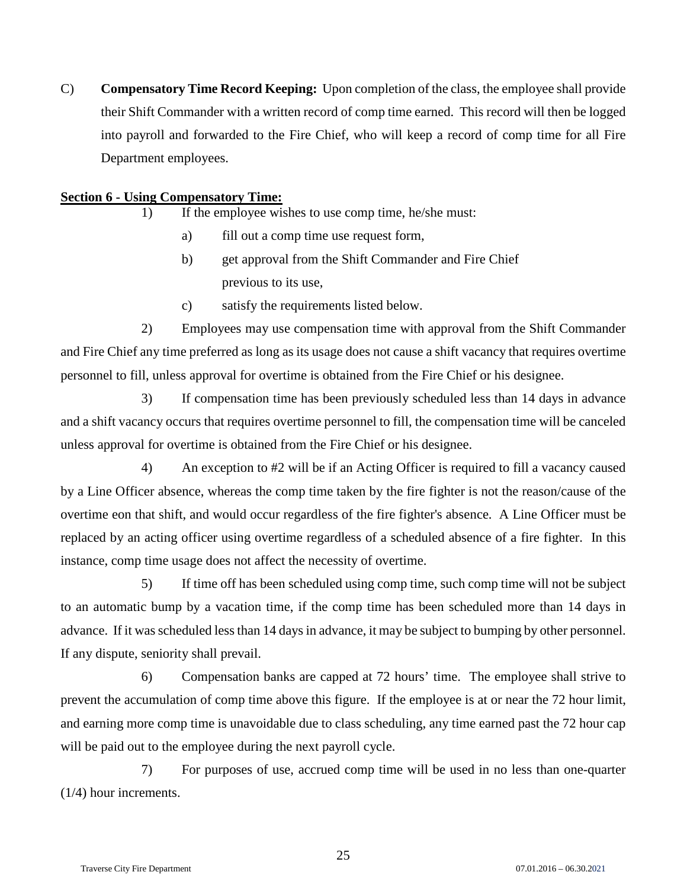C) **Compensatory Time Record Keeping:** Upon completion of the class, the employee shall provide their Shift Commander with a written record of comp time earned. This record will then be logged into payroll and forwarded to the Fire Chief, who will keep a record of comp time for all Fire Department employees.

**Section 6 - Using Compensatory Time:**

1) If the employee wishes to use comp time, he/she must:

   a) fill out a comp time use request form,

   b) get approval from the Shift Commander and Fire Chief previous to its use,

   c) satisfy the requirements listed below.

2) Employees may use compensation time with approval from the Shift Commander and Fire Chief any time preferred as long as its usage does not cause a shift vacancy that requires overtime personnel to fill, unless approval for overtime is obtained from the Fire Chief or his designee.

3) If compensation time has been previously scheduled less than 14 days in advance and a shift vacancy occurs that requires overtime personnel to fill, the compensation time will be canceled unless approval for overtime is obtained from the Fire Chief or his designee.

4) An exception to #2 will be if an Acting Officer is required to fill a vacancy caused by a Line Officer absence, whereas the comp time taken by the fire fighter is not the reason/cause of the overtime eon that shift, and would occur regardless of the fire fighter's absence. A Line Officer must be replaced by an acting officer using overtime regardless of a scheduled absence of a fire fighter. In this instance, comp time usage does not affect the necessity of overtime.

5) If time off has been scheduled using comp time, such comp time will not be subject to an automatic bump by a vacation time, if the comp time has been scheduled more than 14 days in advance. If it was scheduled less than 14 days in advance, it may be subject to bumping by other personnel. If any dispute, seniority shall prevail.

6) Compensation banks are capped at 72 hours' time. The employee shall strive to prevent the accumulation of comp time above this figure. If the employee is at or near the 72 hour limit, and earning more comp time is unavoidable due to class scheduling, any time earned past the 72 hour cap will be paid out to the employee during the next payroll cycle.

7) For purposes of use, accrued comp time will be used in no less than one-quarter (1/4) hour increments.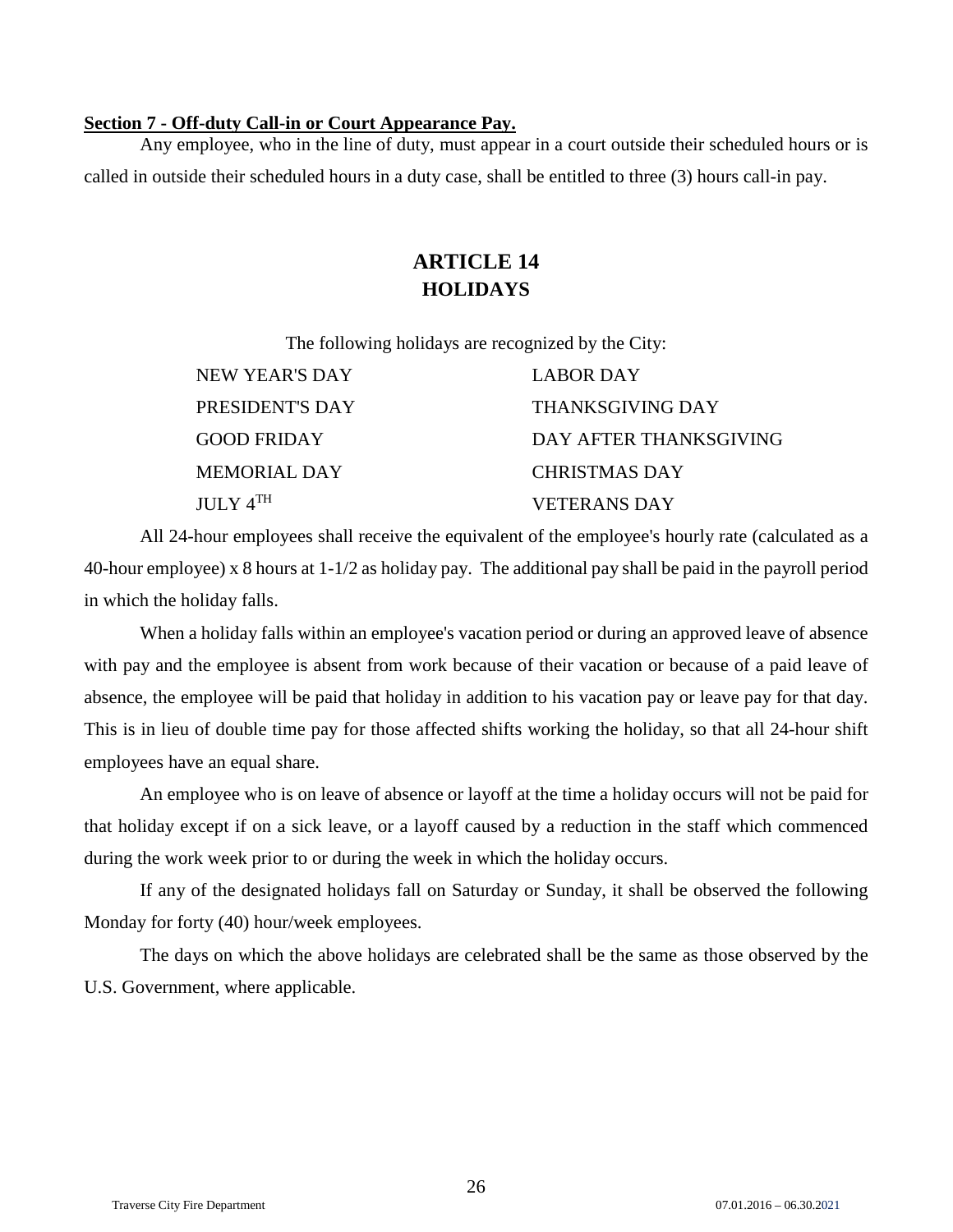**Section 7 - Off-duty Call-in or Court Appearance Pay.**

Any employee, who in the line of duty, must appear in a court outside their scheduled hours or is called in outside their scheduled hours in a duty case, shall be entitled to three (3) hours call-in pay.

# ARTICLE 14
# HOLIDAYS

The following holidays are recognized by the City:

| | |
|---|---|
| NEW YEAR'S DAY | LABOR DAY |
| PRESIDENT'S DAY | THANKSGIVING DAY |
| GOOD FRIDAY | DAY AFTER THANKSGIVING |
| MEMORIAL DAY | CHRISTMAS DAY |
| JULY 4TH | VETERANS DAY |

All 24-hour employees shall receive the equivalent of the employee's hourly rate (calculated as a 40-hour employee) x 8 hours at 1-1/2 as holiday pay. The additional pay shall be paid in the payroll period in which the holiday falls.

When a holiday falls within an employee's vacation period or during an approved leave of absence with pay and the employee is absent from work because of their vacation or because of a paid leave of absence, the employee will be paid that holiday in addition to his vacation pay or leave pay for that day. This is in lieu of double time pay for those affected shifts working the holiday, so that all 24-hour shift employees have an equal share.

An employee who is on leave of absence or layoff at the time a holiday occurs will not be paid for that holiday except if on a sick leave, or a layoff caused by a reduction in the staff which commenced during the work week prior to or during the week in which the holiday occurs.

If any of the designated holidays fall on Saturday or Sunday, it shall be observed the following Monday for forty (40) hour/week employees.

The days on which the above holidays are celebrated shall be the same as those observed by the U.S. Government, where applicable.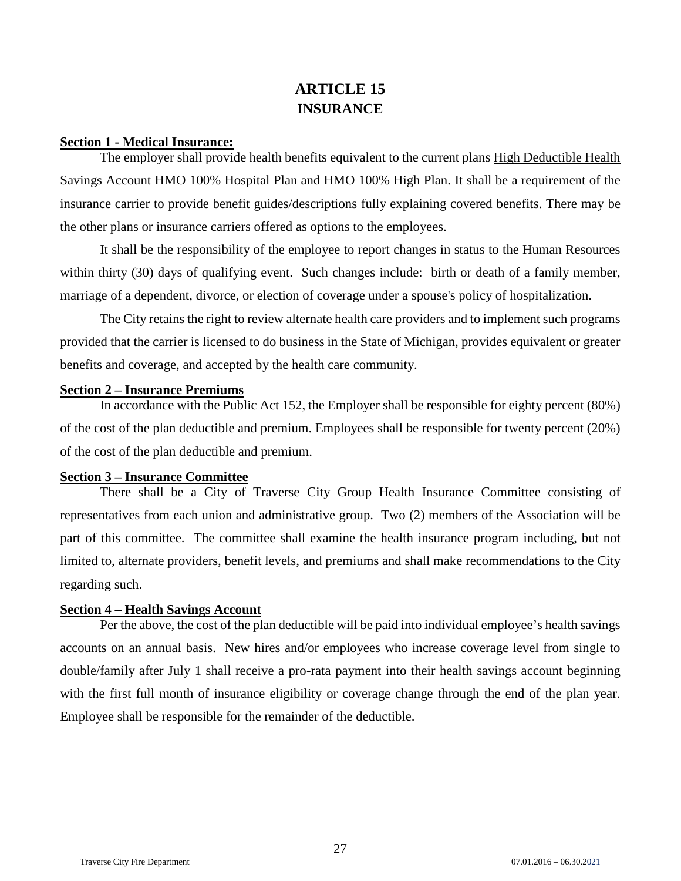# ARTICLE 15
# INSURANCE

**Section 1 - Medical Insurance:**

The employer shall provide health benefits equivalent to the current plans High Deductible Health Savings Account HMO 100% Hospital Plan and HMO 100% High Plan. It shall be a requirement of the insurance carrier to provide benefit guides/descriptions fully explaining covered benefits. There may be the other plans or insurance carriers offered as options to the employees.

It shall be the responsibility of the employee to report changes in status to the Human Resources within thirty (30) days of qualifying event. Such changes include: birth or death of a family member, marriage of a dependent, divorce, or election of coverage under a spouse's policy of hospitalization.

The City retains the right to review alternate health care providers and to implement such programs provided that the carrier is licensed to do business in the State of Michigan, provides equivalent or greater benefits and coverage, and accepted by the health care community.

**Section 2 – Insurance Premiums**

In accordance with the Public Act 152, the Employer shall be responsible for eighty percent (80%) of the cost of the plan deductible and premium. Employees shall be responsible for twenty percent (20%) of the cost of the plan deductible and premium.

**Section 3 – Insurance Committee**

There shall be a City of Traverse City Group Health Insurance Committee consisting of representatives from each union and administrative group. Two (2) members of the Association will be part of this committee. The committee shall examine the health insurance program including, but not limited to, alternate providers, benefit levels, and premiums and shall make recommendations to the City regarding such.

**Section 4 – Health Savings Account**

Per the above, the cost of the plan deductible will be paid into individual employee's health savings accounts on an annual basis. New hires and/or employees who increase coverage level from single to double/family after July 1 shall receive a pro-rata payment into their health savings account beginning with the first full month of insurance eligibility or coverage change through the end of the plan year. Employee shall be responsible for the remainder of the deductible.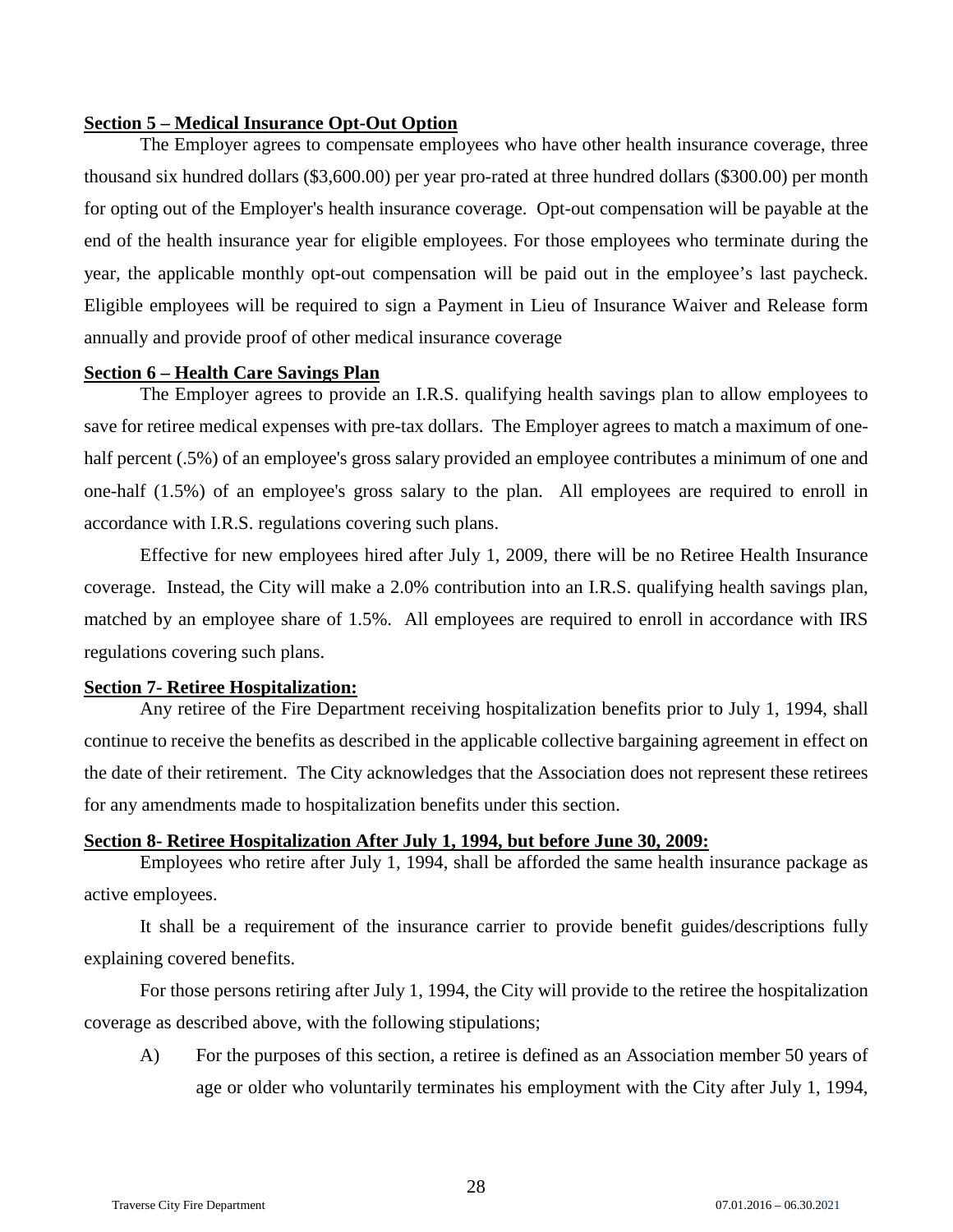**Section 5 – Medical Insurance Opt-Out Option**

The Employer agrees to compensate employees who have other health insurance coverage, three thousand six hundred dollars ($3,600.00) per year pro-rated at three hundred dollars ($300.00) per month for opting out of the Employer's health insurance coverage. Opt-out compensation will be payable at the end of the health insurance year for eligible employees. For those employees who terminate during the year, the applicable monthly opt-out compensation will be paid out in the employee's last paycheck. Eligible employees will be required to sign a Payment in Lieu of Insurance Waiver and Release form annually and provide proof of other medical insurance coverage

**Section 6 – Health Care Savings Plan**

The Employer agrees to provide an I.R.S. qualifying health savings plan to allow employees to save for retiree medical expenses with pre-tax dollars. The Employer agrees to match a maximum of one-half percent (.5%) of an employee's gross salary provided an employee contributes a minimum of one and one-half (1.5%) of an employee's gross salary to the plan. All employees are required to enroll in accordance with I.R.S. regulations covering such plans.

Effective for new employees hired after July 1, 2009, there will be no Retiree Health Insurance coverage. Instead, the City will make a 2.0% contribution into an I.R.S. qualifying health savings plan, matched by an employee share of 1.5%. All employees are required to enroll in accordance with IRS regulations covering such plans.

**Section 7- Retiree Hospitalization:**

Any retiree of the Fire Department receiving hospitalization benefits prior to July 1, 1994, shall continue to receive the benefits as described in the applicable collective bargaining agreement in effect on the date of their retirement. The City acknowledges that the Association does not represent these retirees for any amendments made to hospitalization benefits under this section.

**Section 8- Retiree Hospitalization After July 1, 1994, but before June 30, 2009:**

Employees who retire after July 1, 1994, shall be afforded the same health insurance package as active employees.

It shall be a requirement of the insurance carrier to provide benefit guides/descriptions fully explaining covered benefits.

For those persons retiring after July 1, 1994, the City will provide to the retiree the hospitalization coverage as described above, with the following stipulations;

A) For the purposes of this section, a retiree is defined as an Association member 50 years of age or older who voluntarily terminates his employment with the City after July 1, 1994,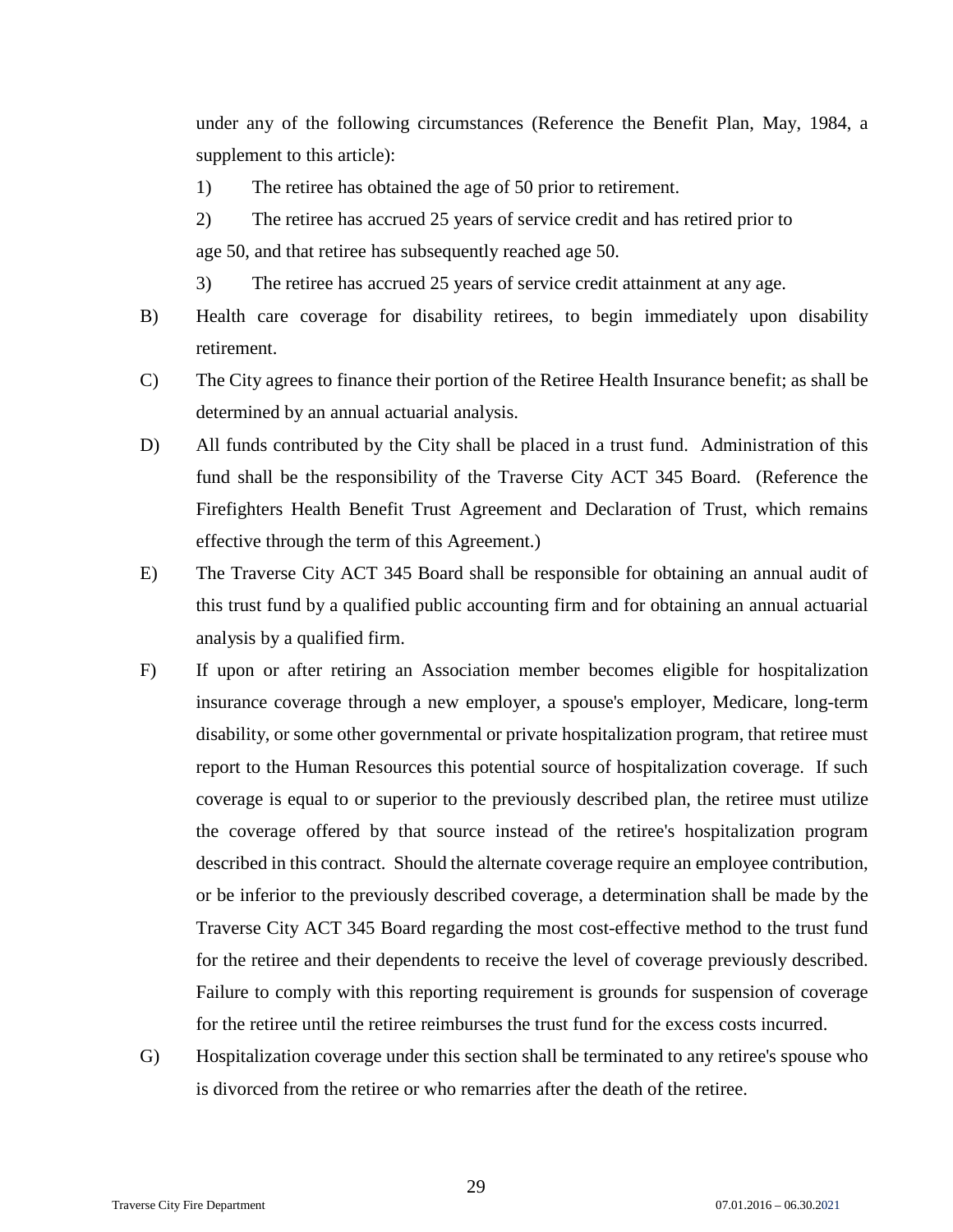under any of the following circumstances (Reference the Benefit Plan, May, 1984, a supplement to this article):

1) The retiree has obtained the age of 50 prior to retirement.

2) The retiree has accrued 25 years of service credit and has retired prior to age 50, and that retiree has subsequently reached age 50.

3) The retiree has accrued 25 years of service credit attainment at any age.

B) Health care coverage for disability retirees, to begin immediately upon disability retirement.

C) The City agrees to finance their portion of the Retiree Health Insurance benefit; as shall be determined by an annual actuarial analysis.

D) All funds contributed by the City shall be placed in a trust fund. Administration of this fund shall be the responsibility of the Traverse City ACT 345 Board. (Reference the Firefighters Health Benefit Trust Agreement and Declaration of Trust, which remains effective through the term of this Agreement.)

E) The Traverse City ACT 345 Board shall be responsible for obtaining an annual audit of this trust fund by a qualified public accounting firm and for obtaining an annual actuarial analysis by a qualified firm.

F) If upon or after retiring an Association member becomes eligible for hospitalization insurance coverage through a new employer, a spouse's employer, Medicare, long-term disability, or some other governmental or private hospitalization program, that retiree must report to the Human Resources this potential source of hospitalization coverage. If such coverage is equal to or superior to the previously described plan, the retiree must utilize the coverage offered by that source instead of the retiree's hospitalization program described in this contract. Should the alternate coverage require an employee contribution, or be inferior to the previously described coverage, a determination shall be made by the Traverse City ACT 345 Board regarding the most cost-effective method to the trust fund for the retiree and their dependents to receive the level of coverage previously described. Failure to comply with this reporting requirement is grounds for suspension of coverage for the retiree until the retiree reimburses the trust fund for the excess costs incurred.

G) Hospitalization coverage under this section shall be terminated to any retiree's spouse who is divorced from the retiree or who remarries after the death of the retiree.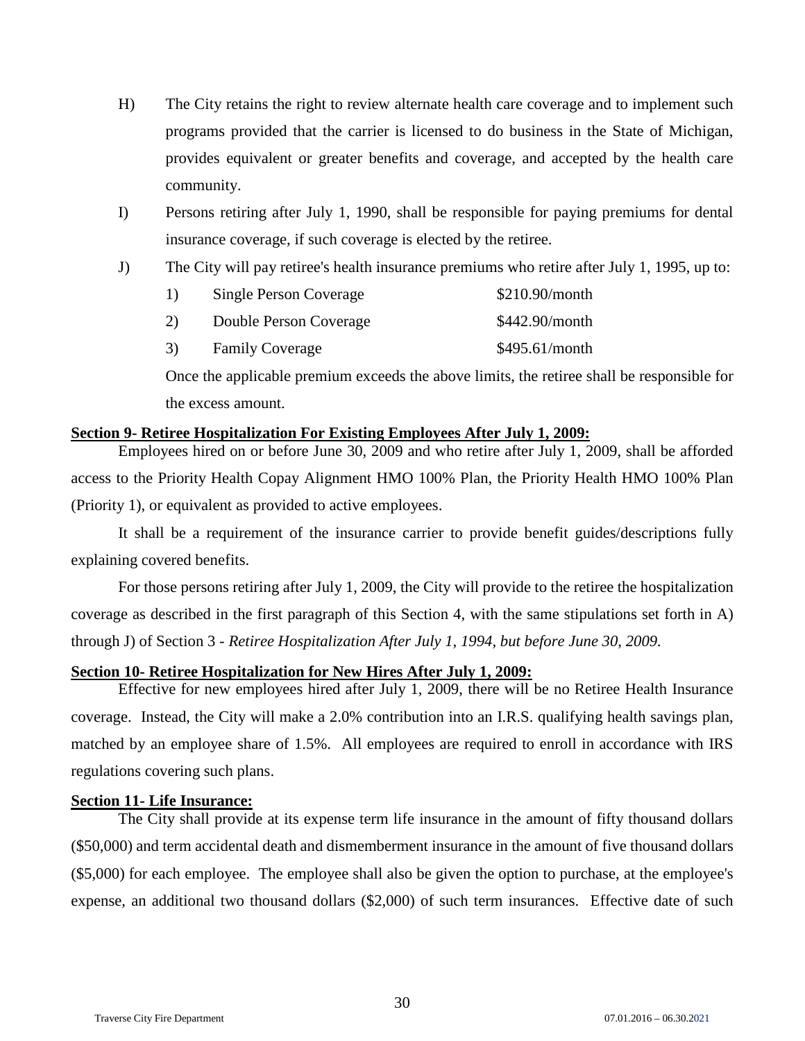H) The City retains the right to review alternate health care coverage and to implement such programs provided that the carrier is licensed to do business in the State of Michigan, provides equivalent or greater benefits and coverage, and accepted by the health care community.

I) Persons retiring after July 1, 1990, shall be responsible for paying premiums for dental insurance coverage, if such coverage is elected by the retiree.

J) The City will pay retiree's health insurance premiums who retire after July 1, 1995, up to:

1) Single Person Coverage $210.90/month
2) Double Person Coverage $442.90/month
3) Family Coverage $495.61/month

Once the applicable premium exceeds the above limits, the retiree shall be responsible for the excess amount.

**Section 9- Retiree Hospitalization For Existing Employees After July 1, 2009:**

Employees hired on or before June 30, 2009 and who retire after July 1, 2009, shall be afforded access to the Priority Health Copay Alignment HMO 100% Plan, the Priority Health HMO 100% Plan (Priority 1), or equivalent as provided to active employees.

It shall be a requirement of the insurance carrier to provide benefit guides/descriptions fully explaining covered benefits.

For those persons retiring after July 1, 2009, the City will provide to the retiree the hospitalization coverage as described in the first paragraph of this Section 4, with the same stipulations set forth in A) through J) of Section 3 - *Retiree Hospitalization After July 1, 1994, but before June 30, 2009.*

**Section 10- Retiree Hospitalization for New Hires After July 1, 2009:**

Effective for new employees hired after July 1, 2009, there will be no Retiree Health Insurance coverage. Instead, the City will make a 2.0% contribution into an I.R.S. qualifying health savings plan, matched by an employee share of 1.5%. All employees are required to enroll in accordance with IRS regulations covering such plans.

**Section 11- Life Insurance:**

The City shall provide at its expense term life insurance in the amount of fifty thousand dollars ($50,000) and term accidental death and dismemberment insurance in the amount of five thousand dollars ($5,000) for each employee. The employee shall also be given the option to purchase, at the employee's expense, an additional two thousand dollars ($2,000) of such term insurances. Effective date of such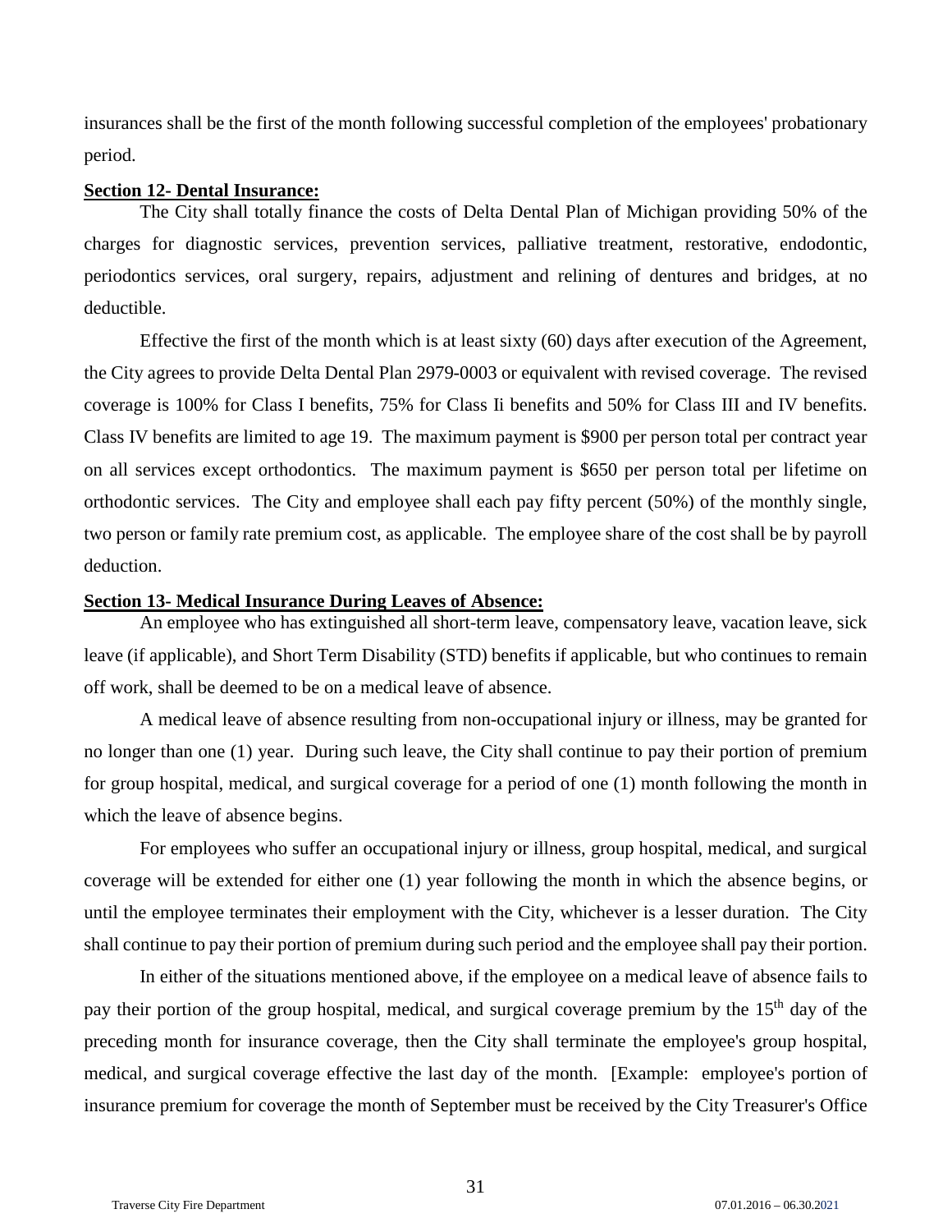insurances shall be the first of the month following successful completion of the employees' probationary period.

**Section 12- Dental Insurance:**

The City shall totally finance the costs of Delta Dental Plan of Michigan providing 50% of the charges for diagnostic services, prevention services, palliative treatment, restorative, endodontic, periodontics services, oral surgery, repairs, adjustment and relining of dentures and bridges, at no deductible.

Effective the first of the month which is at least sixty (60) days after execution of the Agreement, the City agrees to provide Delta Dental Plan 2979-0003 or equivalent with revised coverage. The revised coverage is 100% for Class I benefits, 75% for Class Ii benefits and 50% for Class III and IV benefits. Class IV benefits are limited to age 19. The maximum payment is $900 per person total per contract year on all services except orthodontics. The maximum payment is $650 per person total per lifetime on orthodontic services. The City and employee shall each pay fifty percent (50%) of the monthly single, two person or family rate premium cost, as applicable. The employee share of the cost shall be by payroll deduction.

**Section 13- Medical Insurance During Leaves of Absence:**

An employee who has extinguished all short-term leave, compensatory leave, vacation leave, sick leave (if applicable), and Short Term Disability (STD) benefits if applicable, but who continues to remain off work, shall be deemed to be on a medical leave of absence.

A medical leave of absence resulting from non-occupational injury or illness, may be granted for no longer than one (1) year. During such leave, the City shall continue to pay their portion of premium for group hospital, medical, and surgical coverage for a period of one (1) month following the month in which the leave of absence begins.

For employees who suffer an occupational injury or illness, group hospital, medical, and surgical coverage will be extended for either one (1) year following the month in which the absence begins, or until the employee terminates their employment with the City, whichever is a lesser duration. The City shall continue to pay their portion of premium during such period and the employee shall pay their portion.

In either of the situations mentioned above, if the employee on a medical leave of absence fails to pay their portion of the group hospital, medical, and surgical coverage premium by the 15th day of the preceding month for insurance coverage, then the City shall terminate the employee's group hospital, medical, and surgical coverage effective the last day of the month. [Example: employee's portion of insurance premium for coverage the month of September must be received by the City Treasurer's Office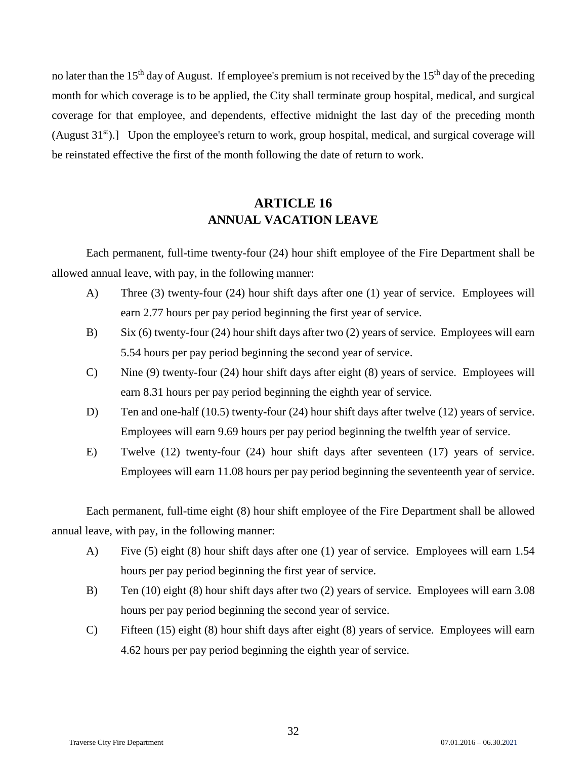no later than the 15th day of August. If employee's premium is not received by the 15th day of the preceding month for which coverage is to be applied, the City shall terminate group hospital, medical, and surgical coverage for that employee, and dependents, effective midnight the last day of the preceding month (August 31st).] Upon the employee's return to work, group hospital, medical, and surgical coverage will be reinstated effective the first of the month following the date of return to work.

## ARTICLE 16
## ANNUAL VACATION LEAVE

Each permanent, full-time twenty-four (24) hour shift employee of the Fire Department shall be allowed annual leave, with pay, in the following manner:

A) Three (3) twenty-four (24) hour shift days after one (1) year of service. Employees will earn 2.77 hours per pay period beginning the first year of service.

B) Six (6) twenty-four (24) hour shift days after two (2) years of service. Employees will earn 5.54 hours per pay period beginning the second year of service.

C) Nine (9) twenty-four (24) hour shift days after eight (8) years of service. Employees will earn 8.31 hours per pay period beginning the eighth year of service.

D) Ten and one-half (10.5) twenty-four (24) hour shift days after twelve (12) years of service. Employees will earn 9.69 hours per pay period beginning the twelfth year of service.

E) Twelve (12) twenty-four (24) hour shift days after seventeen (17) years of service. Employees will earn 11.08 hours per pay period beginning the seventeenth year of service.

Each permanent, full-time eight (8) hour shift employee of the Fire Department shall be allowed annual leave, with pay, in the following manner:

A) Five (5) eight (8) hour shift days after one (1) year of service. Employees will earn 1.54 hours per pay period beginning the first year of service.

B) Ten (10) eight (8) hour shift days after two (2) years of service. Employees will earn 3.08 hours per pay period beginning the second year of service.

C) Fifteen (15) eight (8) hour shift days after eight (8) years of service. Employees will earn 4.62 hours per pay period beginning the eighth year of service.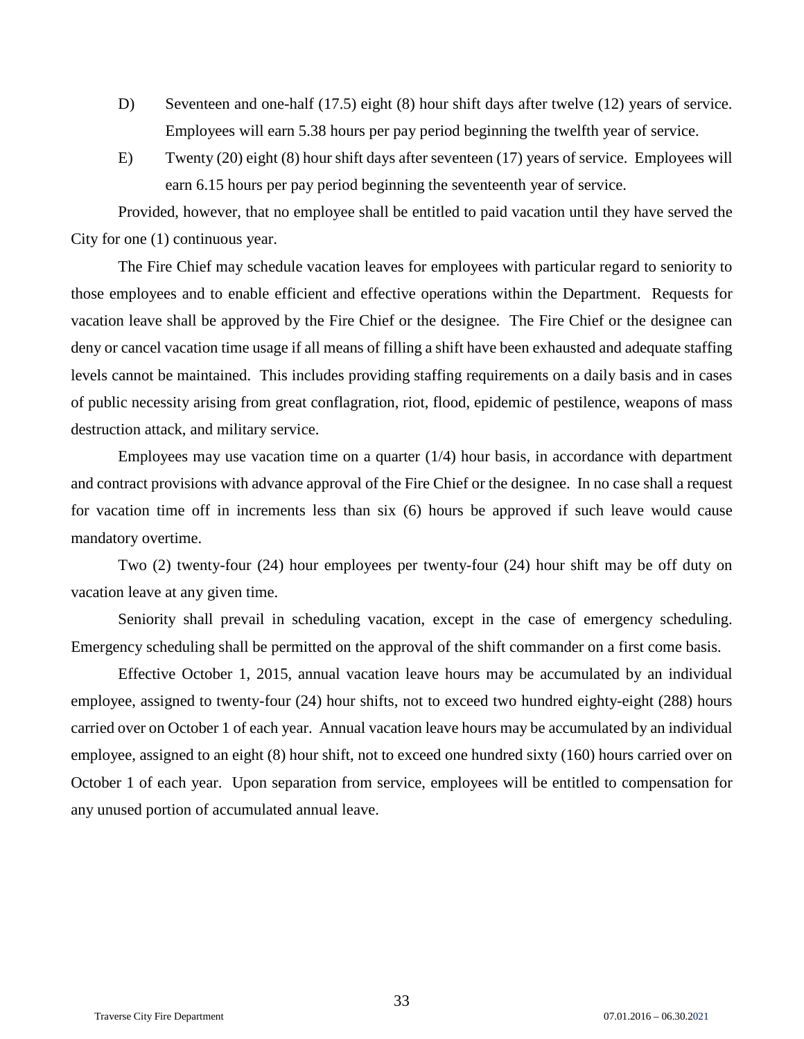D) Seventeen and one-half (17.5) eight (8) hour shift days after twelve (12) years of service. Employees will earn 5.38 hours per pay period beginning the twelfth year of service.

E) Twenty (20) eight (8) hour shift days after seventeen (17) years of service. Employees will earn 6.15 hours per pay period beginning the seventeenth year of service.

Provided, however, that no employee shall be entitled to paid vacation until they have served the City for one (1) continuous year.

The Fire Chief may schedule vacation leaves for employees with particular regard to seniority to those employees and to enable efficient and effective operations within the Department. Requests for vacation leave shall be approved by the Fire Chief or the designee. The Fire Chief or the designee can deny or cancel vacation time usage if all means of filling a shift have been exhausted and adequate staffing levels cannot be maintained. This includes providing staffing requirements on a daily basis and in cases of public necessity arising from great conflagration, riot, flood, epidemic of pestilence, weapons of mass destruction attack, and military service.

Employees may use vacation time on a quarter (1/4) hour basis, in accordance with department and contract provisions with advance approval of the Fire Chief or the designee. In no case shall a request for vacation time off in increments less than six (6) hours be approved if such leave would cause mandatory overtime.

Two (2) twenty-four (24) hour employees per twenty-four (24) hour shift may be off duty on vacation leave at any given time.

Seniority shall prevail in scheduling vacation, except in the case of emergency scheduling. Emergency scheduling shall be permitted on the approval of the shift commander on a first come basis.

Effective October 1, 2015, annual vacation leave hours may be accumulated by an individual employee, assigned to twenty-four (24) hour shifts, not to exceed two hundred eighty-eight (288) hours carried over on October 1 of each year. Annual vacation leave hours may be accumulated by an individual employee, assigned to an eight (8) hour shift, not to exceed one hundred sixty (160) hours carried over on October 1 of each year. Upon separation from service, employees will be entitled to compensation for any unused portion of accumulated annual leave.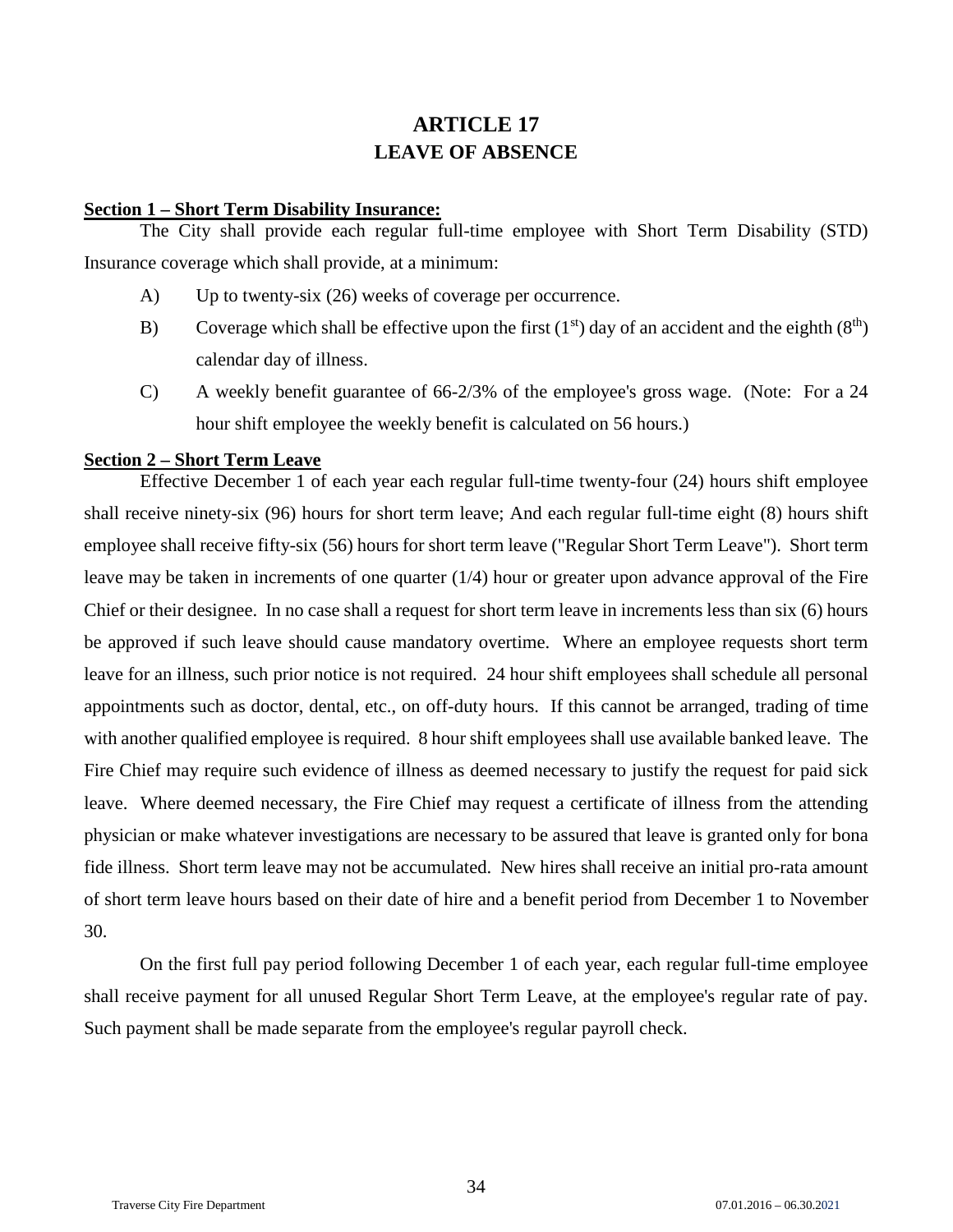# ARTICLE 17
# LEAVE OF ABSENCE

**Section 1 – Short Term Disability Insurance:**

The City shall provide each regular full-time employee with Short Term Disability (STD) Insurance coverage which shall provide, at a minimum:

A) Up to twenty-six (26) weeks of coverage per occurrence.

B) Coverage which shall be effective upon the first (1st) day of an accident and the eighth (8th) calendar day of illness.

C) A weekly benefit guarantee of 66-2/3% of the employee's gross wage. (Note: For a 24 hour shift employee the weekly benefit is calculated on 56 hours.)

**Section 2 – Short Term Leave**

Effective December 1 of each year each regular full-time twenty-four (24) hours shift employee shall receive ninety-six (96) hours for short term leave; And each regular full-time eight (8) hours shift employee shall receive fifty-six (56) hours for short term leave ("Regular Short Term Leave"). Short term leave may be taken in increments of one quarter (1/4) hour or greater upon advance approval of the Fire Chief or their designee. In no case shall a request for short term leave in increments less than six (6) hours be approved if such leave should cause mandatory overtime. Where an employee requests short term leave for an illness, such prior notice is not required. 24 hour shift employees shall schedule all personal appointments such as doctor, dental, etc., on off-duty hours. If this cannot be arranged, trading of time with another qualified employee is required. 8 hour shift employees shall use available banked leave. The Fire Chief may require such evidence of illness as deemed necessary to justify the request for paid sick leave. Where deemed necessary, the Fire Chief may request a certificate of illness from the attending physician or make whatever investigations are necessary to be assured that leave is granted only for bona fide illness. Short term leave may not be accumulated. New hires shall receive an initial pro-rata amount of short term leave hours based on their date of hire and a benefit period from December 1 to November 30.

On the first full pay period following December 1 of each year, each regular full-time employee shall receive payment for all unused Regular Short Term Leave, at the employee's regular rate of pay. Such payment shall be made separate from the employee's regular payroll check.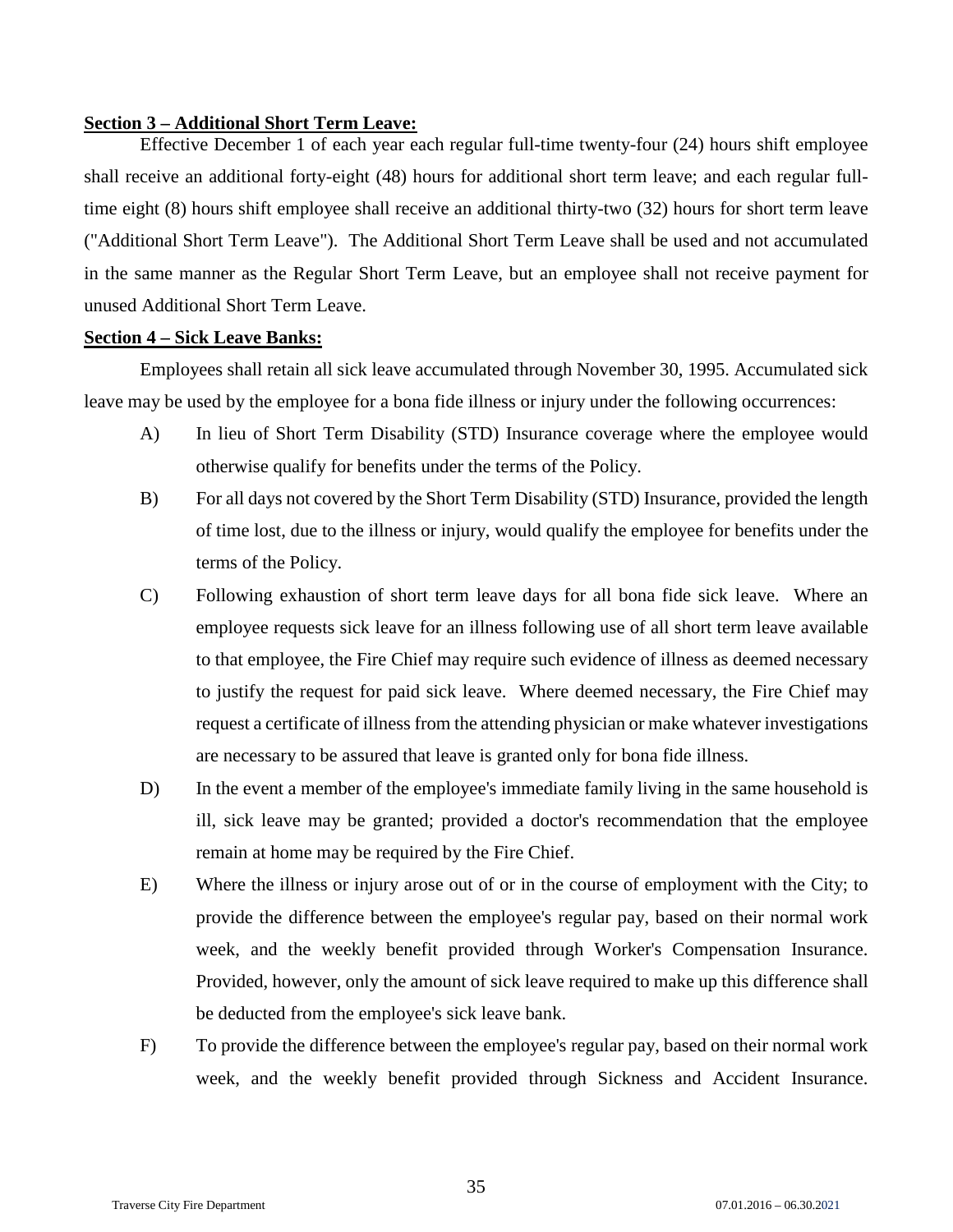**Section 3 – Additional Short Term Leave:**

Effective December 1 of each year each regular full-time twenty-four (24) hours shift employee shall receive an additional forty-eight (48) hours for additional short term leave; and each regular full-time eight (8) hours shift employee shall receive an additional thirty-two (32) hours for short term leave ("Additional Short Term Leave"). The Additional Short Term Leave shall be used and not accumulated in the same manner as the Regular Short Term Leave, but an employee shall not receive payment for unused Additional Short Term Leave.

**Section 4 – Sick Leave Banks:**

Employees shall retain all sick leave accumulated through November 30, 1995. Accumulated sick leave may be used by the employee for a bona fide illness or injury under the following occurrences:

A) In lieu of Short Term Disability (STD) Insurance coverage where the employee would otherwise qualify for benefits under the terms of the Policy.

B) For all days not covered by the Short Term Disability (STD) Insurance, provided the length of time lost, due to the illness or injury, would qualify the employee for benefits under the terms of the Policy.

C) Following exhaustion of short term leave days for all bona fide sick leave. Where an employee requests sick leave for an illness following use of all short term leave available to that employee, the Fire Chief may require such evidence of illness as deemed necessary to justify the request for paid sick leave. Where deemed necessary, the Fire Chief may request a certificate of illness from the attending physician or make whatever investigations are necessary to be assured that leave is granted only for bona fide illness.

D) In the event a member of the employee's immediate family living in the same household is ill, sick leave may be granted; provided a doctor's recommendation that the employee remain at home may be required by the Fire Chief.

E) Where the illness or injury arose out of or in the course of employment with the City; to provide the difference between the employee's regular pay, based on their normal work week, and the weekly benefit provided through Worker's Compensation Insurance. Provided, however, only the amount of sick leave required to make up this difference shall be deducted from the employee's sick leave bank.

F) To provide the difference between the employee's regular pay, based on their normal work week, and the weekly benefit provided through Sickness and Accident Insurance.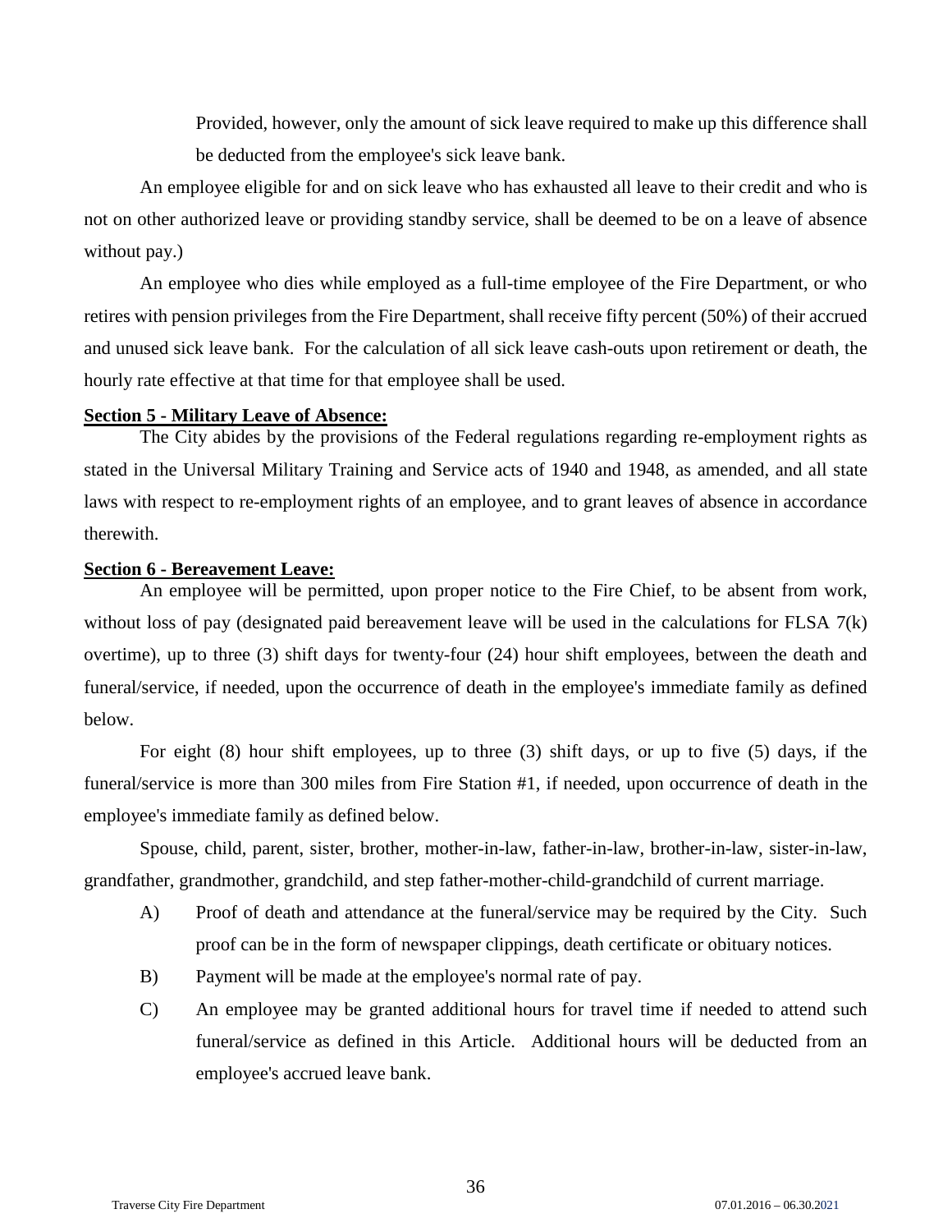Provided, however, only the amount of sick leave required to make up this difference shall be deducted from the employee's sick leave bank.

An employee eligible for and on sick leave who has exhausted all leave to their credit and who is not on other authorized leave or providing standby service, shall be deemed to be on a leave of absence without pay.)

An employee who dies while employed as a full-time employee of the Fire Department, or who retires with pension privileges from the Fire Department, shall receive fifty percent (50%) of their accrued and unused sick leave bank. For the calculation of all sick leave cash-outs upon retirement or death, the hourly rate effective at that time for that employee shall be used.

**Section 5 - Military Leave of Absence:**

The City abides by the provisions of the Federal regulations regarding re-employment rights as stated in the Universal Military Training and Service acts of 1940 and 1948, as amended, and all state laws with respect to re-employment rights of an employee, and to grant leaves of absence in accordance therewith.

**Section 6 - Bereavement Leave:**

An employee will be permitted, upon proper notice to the Fire Chief, to be absent from work, without loss of pay (designated paid bereavement leave will be used in the calculations for FLSA 7(k) overtime), up to three (3) shift days for twenty-four (24) hour shift employees, between the death and funeral/service, if needed, upon the occurrence of death in the employee's immediate family as defined below.

For eight (8) hour shift employees, up to three (3) shift days, or up to five (5) days, if the funeral/service is more than 300 miles from Fire Station #1, if needed, upon occurrence of death in the employee's immediate family as defined below.

Spouse, child, parent, sister, brother, mother-in-law, father-in-law, brother-in-law, sister-in-law, grandfather, grandmother, grandchild, and step father-mother-child-grandchild of current marriage.

A) Proof of death and attendance at the funeral/service may be required by the City. Such proof can be in the form of newspaper clippings, death certificate or obituary notices.

B) Payment will be made at the employee's normal rate of pay.

C) An employee may be granted additional hours for travel time if needed to attend such funeral/service as defined in this Article. Additional hours will be deducted from an employee's accrued leave bank.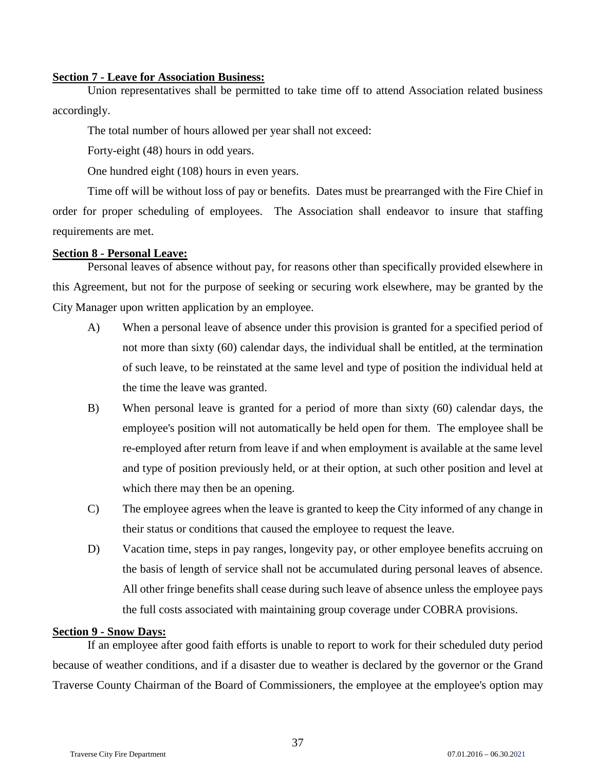**Section 7 - Leave for Association Business:**

Union representatives shall be permitted to take time off to attend Association related business accordingly.

The total number of hours allowed per year shall not exceed:

Forty-eight (48) hours in odd years.

One hundred eight (108) hours in even years.

Time off will be without loss of pay or benefits. Dates must be prearranged with the Fire Chief in order for proper scheduling of employees. The Association shall endeavor to insure that staffing requirements are met.

**Section 8 - Personal Leave:**

Personal leaves of absence without pay, for reasons other than specifically provided elsewhere in this Agreement, but not for the purpose of seeking or securing work elsewhere, may be granted by the City Manager upon written application by an employee.

A) When a personal leave of absence under this provision is granted for a specified period of not more than sixty (60) calendar days, the individual shall be entitled, at the termination of such leave, to be reinstated at the same level and type of position the individual held at the time the leave was granted.

B) When personal leave is granted for a period of more than sixty (60) calendar days, the employee's position will not automatically be held open for them. The employee shall be re-employed after return from leave if and when employment is available at the same level and type of position previously held, or at their option, at such other position and level at which there may then be an opening.

C) The employee agrees when the leave is granted to keep the City informed of any change in their status or conditions that caused the employee to request the leave.

D) Vacation time, steps in pay ranges, longevity pay, or other employee benefits accruing on the basis of length of service shall not be accumulated during personal leaves of absence. All other fringe benefits shall cease during such leave of absence unless the employee pays the full costs associated with maintaining group coverage under COBRA provisions.

**Section 9 - Snow Days:**

If an employee after good faith efforts is unable to report to work for their scheduled duty period because of weather conditions, and if a disaster due to weather is declared by the governor or the Grand Traverse County Chairman of the Board of Commissioners, the employee at the employee's option may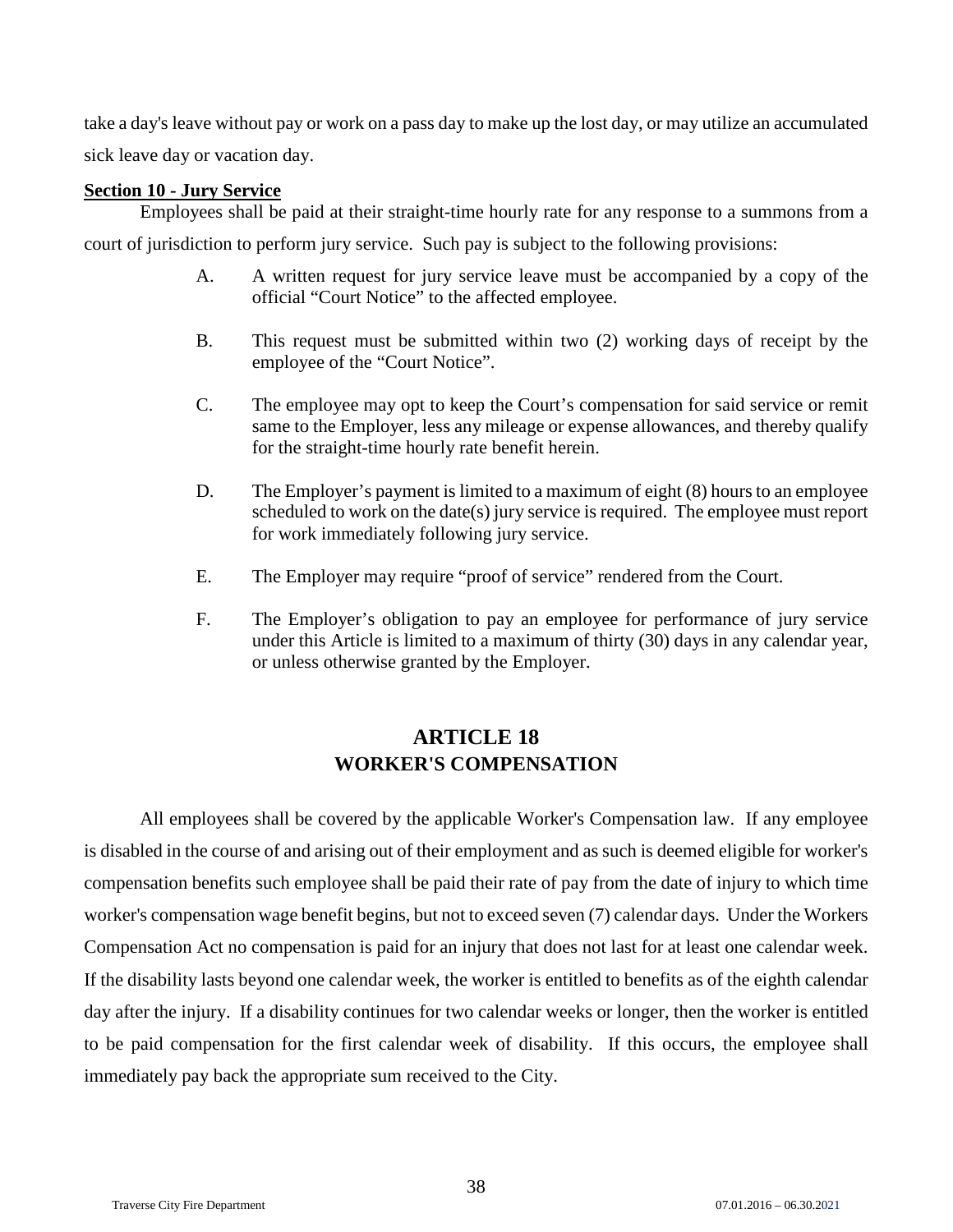take a day's leave without pay or work on a pass day to make up the lost day, or may utilize an accumulated sick leave day or vacation day.

**Section 10 - Jury Service**

Employees shall be paid at their straight-time hourly rate for any response to a summons from a court of jurisdiction to perform jury service. Such pay is subject to the following provisions:

A. A written request for jury service leave must be accompanied by a copy of the official "Court Notice" to the affected employee.

B. This request must be submitted within two (2) working days of receipt by the employee of the "Court Notice".

C. The employee may opt to keep the Court's compensation for said service or remit same to the Employer, less any mileage or expense allowances, and thereby qualify for the straight-time hourly rate benefit herein.

D. The Employer's payment is limited to a maximum of eight (8) hours to an employee scheduled to work on the date(s) jury service is required. The employee must report for work immediately following jury service.

E. The Employer may require "proof of service" rendered from the Court.

F. The Employer's obligation to pay an employee for performance of jury service under this Article is limited to a maximum of thirty (30) days in any calendar year, or unless otherwise granted by the Employer.

# ARTICLE 18
# WORKER'S COMPENSATION

All employees shall be covered by the applicable Worker's Compensation law. If any employee is disabled in the course of and arising out of their employment and as such is deemed eligible for worker's compensation benefits such employee shall be paid their rate of pay from the date of injury to which time worker's compensation wage benefit begins, but not to exceed seven (7) calendar days. Under the Workers Compensation Act no compensation is paid for an injury that does not last for at least one calendar week. If the disability lasts beyond one calendar week, the worker is entitled to benefits as of the eighth calendar day after the injury. If a disability continues for two calendar weeks or longer, then the worker is entitled to be paid compensation for the first calendar week of disability. If this occurs, the employee shall immediately pay back the appropriate sum received to the City.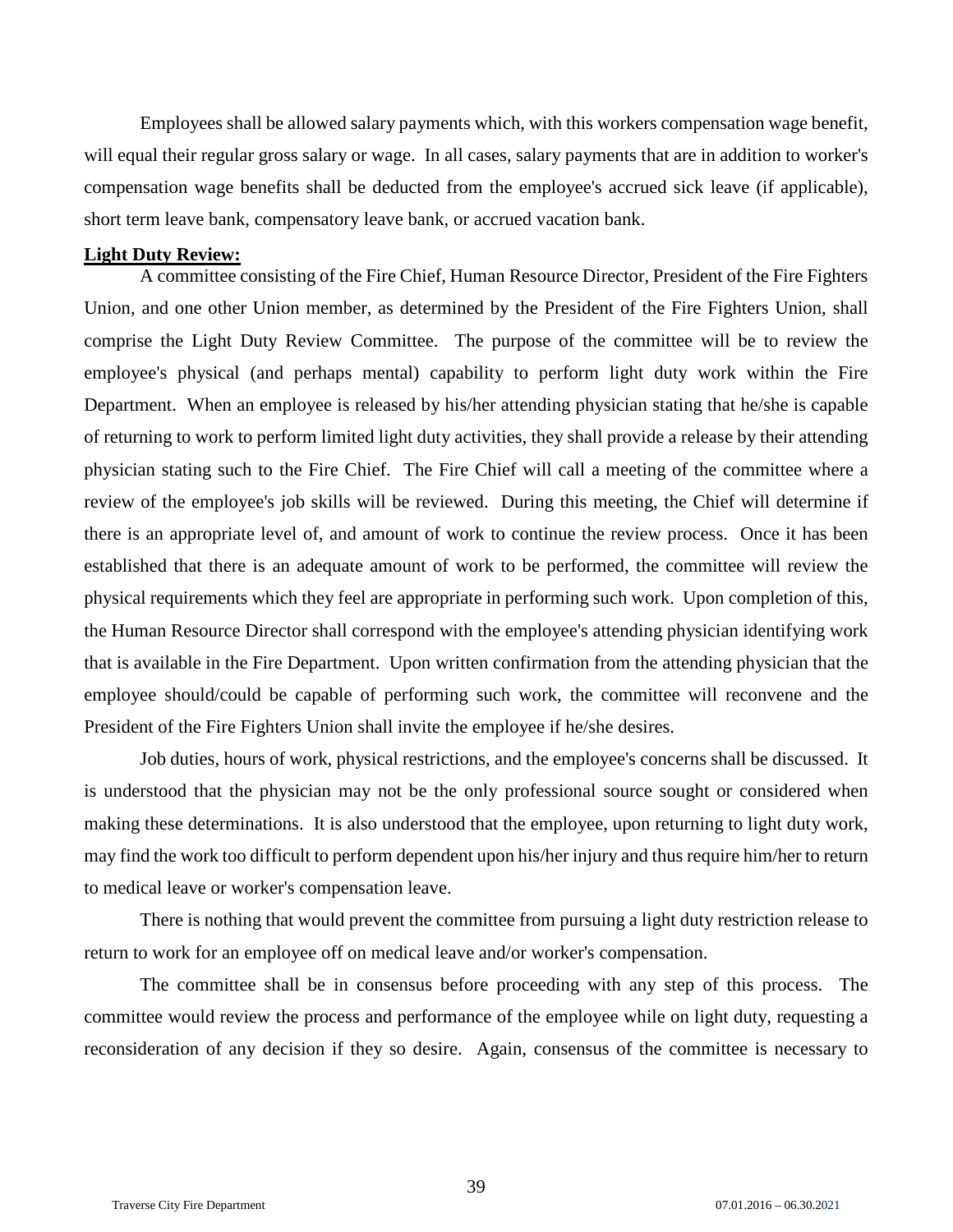Employees shall be allowed salary payments which, with this workers compensation wage benefit, will equal their regular gross salary or wage. In all cases, salary payments that are in addition to worker's compensation wage benefits shall be deducted from the employee's accrued sick leave (if applicable), short term leave bank, compensatory leave bank, or accrued vacation bank.

**Light Duty Review:**

A committee consisting of the Fire Chief, Human Resource Director, President of the Fire Fighters Union, and one other Union member, as determined by the President of the Fire Fighters Union, shall comprise the Light Duty Review Committee. The purpose of the committee will be to review the employee's physical (and perhaps mental) capability to perform light duty work within the Fire Department. When an employee is released by his/her attending physician stating that he/she is capable of returning to work to perform limited light duty activities, they shall provide a release by their attending physician stating such to the Fire Chief. The Fire Chief will call a meeting of the committee where a review of the employee's job skills will be reviewed. During this meeting, the Chief will determine if there is an appropriate level of, and amount of work to continue the review process. Once it has been established that there is an adequate amount of work to be performed, the committee will review the physical requirements which they feel are appropriate in performing such work. Upon completion of this, the Human Resource Director shall correspond with the employee's attending physician identifying work that is available in the Fire Department. Upon written confirmation from the attending physician that the employee should/could be capable of performing such work, the committee will reconvene and the President of the Fire Fighters Union shall invite the employee if he/she desires.

Job duties, hours of work, physical restrictions, and the employee's concerns shall be discussed. It is understood that the physician may not be the only professional source sought or considered when making these determinations. It is also understood that the employee, upon returning to light duty work, may find the work too difficult to perform dependent upon his/her injury and thus require him/her to return to medical leave or worker's compensation leave.

There is nothing that would prevent the committee from pursuing a light duty restriction release to return to work for an employee off on medical leave and/or worker's compensation.

The committee shall be in consensus before proceeding with any step of this process. The committee would review the process and performance of the employee while on light duty, requesting a reconsideration of any decision if they so desire. Again, consensus of the committee is necessary to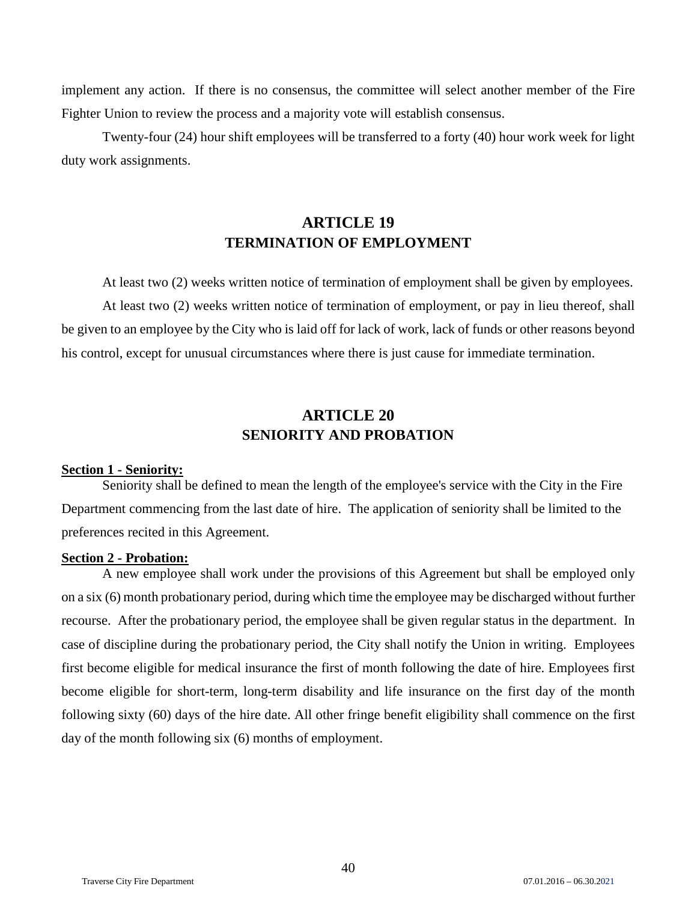implement any action. If there is no consensus, the committee will select another member of the Fire Fighter Union to review the process and a majority vote will establish consensus.

Twenty-four (24) hour shift employees will be transferred to a forty (40) hour work week for light duty work assignments.

## ARTICLE 19
## TERMINATION OF EMPLOYMENT

At least two (2) weeks written notice of termination of employment shall be given by employees.

At least two (2) weeks written notice of termination of employment, or pay in lieu thereof, shall be given to an employee by the City who is laid off for lack of work, lack of funds or other reasons beyond his control, except for unusual circumstances where there is just cause for immediate termination.

## ARTICLE 20
## SENIORITY AND PROBATION

**Section 1 - Seniority:**

Seniority shall be defined to mean the length of the employee's service with the City in the Fire Department commencing from the last date of hire. The application of seniority shall be limited to the preferences recited in this Agreement.

**Section 2 - Probation:**

A new employee shall work under the provisions of this Agreement but shall be employed only on a six (6) month probationary period, during which time the employee may be discharged without further recourse. After the probationary period, the employee shall be given regular status in the department. In case of discipline during the probationary period, the City shall notify the Union in writing. Employees first become eligible for medical insurance the first of month following the date of hire. Employees first become eligible for short-term, long-term disability and life insurance on the first day of the month following sixty (60) days of the hire date. All other fringe benefit eligibility shall commence on the first day of the month following six (6) months of employment.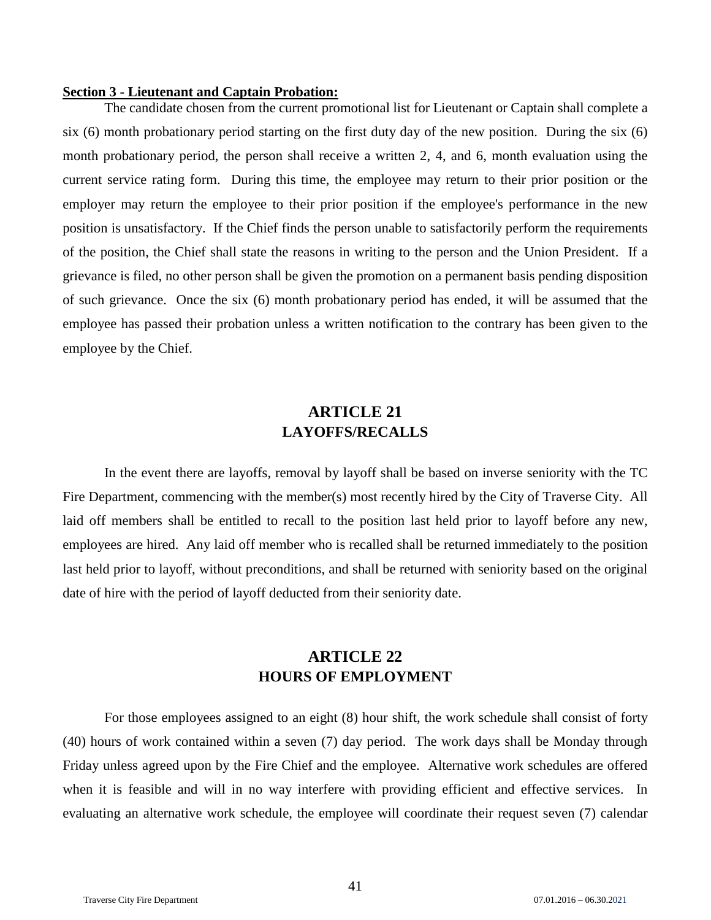**Section 3 - Lieutenant and Captain Probation:**

The candidate chosen from the current promotional list for Lieutenant or Captain shall complete a six (6) month probationary period starting on the first duty day of the new position. During the six (6) month probationary period, the person shall receive a written 2, 4, and 6, month evaluation using the current service rating form. During this time, the employee may return to their prior position or the employer may return the employee to their prior position if the employee's performance in the new position is unsatisfactory. If the Chief finds the person unable to satisfactorily perform the requirements of the position, the Chief shall state the reasons in writing to the person and the Union President. If a grievance is filed, no other person shall be given the promotion on a permanent basis pending disposition of such grievance. Once the six (6) month probationary period has ended, it will be assumed that the employee has passed their probation unless a written notification to the contrary has been given to the employee by the Chief.

## ARTICLE 21
## LAYOFFS/RECALLS

In the event there are layoffs, removal by layoff shall be based on inverse seniority with the TC Fire Department, commencing with the member(s) most recently hired by the City of Traverse City. All laid off members shall be entitled to recall to the position last held prior to layoff before any new, employees are hired. Any laid off member who is recalled shall be returned immediately to the position last held prior to layoff, without preconditions, and shall be returned with seniority based on the original date of hire with the period of layoff deducted from their seniority date.

## ARTICLE 22
## HOURS OF EMPLOYMENT

For those employees assigned to an eight (8) hour shift, the work schedule shall consist of forty (40) hours of work contained within a seven (7) day period. The work days shall be Monday through Friday unless agreed upon by the Fire Chief and the employee. Alternative work schedules are offered when it is feasible and will in no way interfere with providing efficient and effective services. In evaluating an alternative work schedule, the employee will coordinate their request seven (7) calendar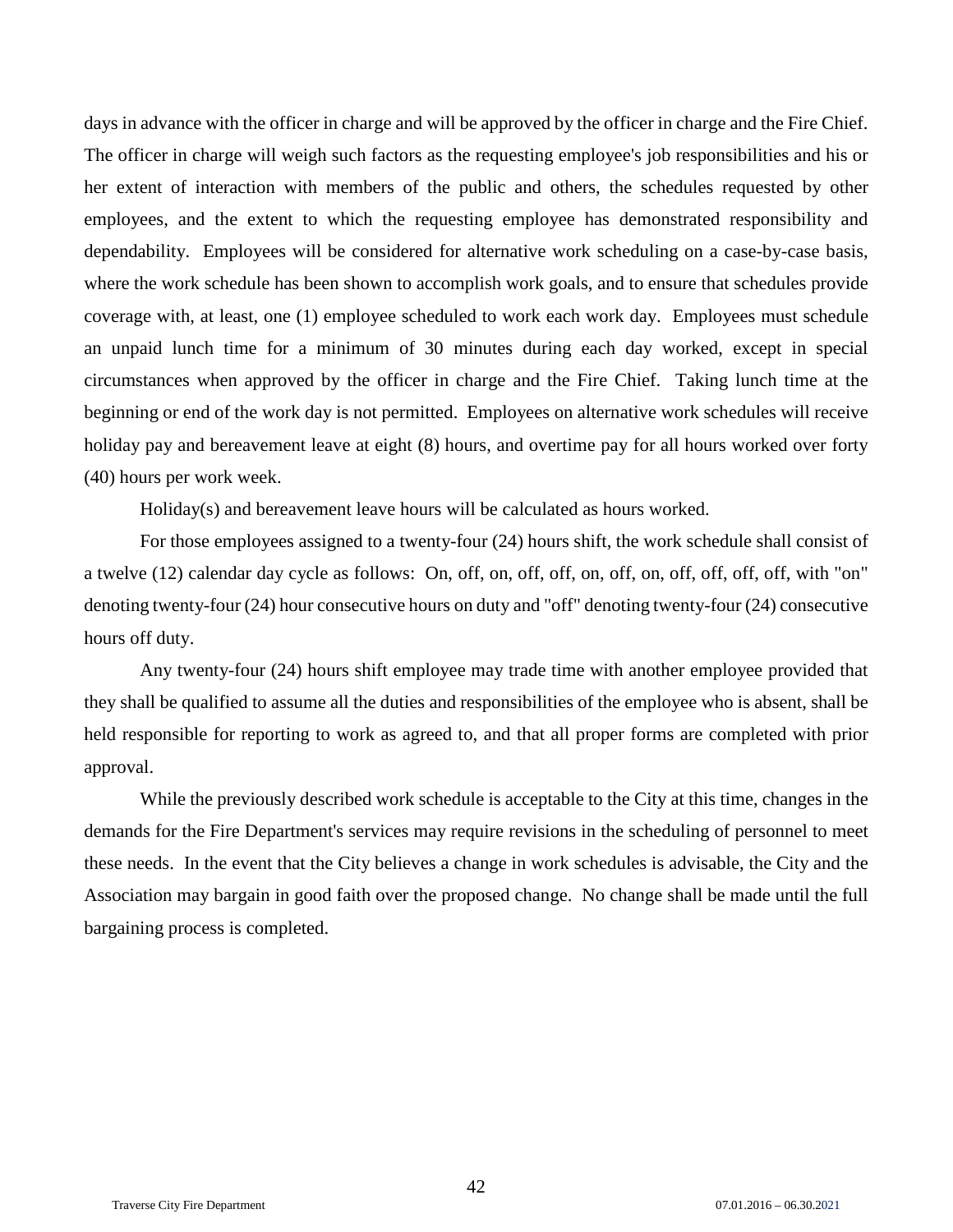days in advance with the officer in charge and will be approved by the officer in charge and the Fire Chief. The officer in charge will weigh such factors as the requesting employee's job responsibilities and his or her extent of interaction with members of the public and others, the schedules requested by other employees, and the extent to which the requesting employee has demonstrated responsibility and dependability. Employees will be considered for alternative work scheduling on a case-by-case basis, where the work schedule has been shown to accomplish work goals, and to ensure that schedules provide coverage with, at least, one (1) employee scheduled to work each work day. Employees must schedule an unpaid lunch time for a minimum of 30 minutes during each day worked, except in special circumstances when approved by the officer in charge and the Fire Chief. Taking lunch time at the beginning or end of the work day is not permitted. Employees on alternative work schedules will receive holiday pay and bereavement leave at eight (8) hours, and overtime pay for all hours worked over forty (40) hours per work week.

Holiday(s) and bereavement leave hours will be calculated as hours worked.

For those employees assigned to a twenty-four (24) hours shift, the work schedule shall consist of a twelve (12) calendar day cycle as follows: On, off, on, off, off, on, off, on, off, off, off, off, with "on" denoting twenty-four (24) hour consecutive hours on duty and "off" denoting twenty-four (24) consecutive hours off duty.

Any twenty-four (24) hours shift employee may trade time with another employee provided that they shall be qualified to assume all the duties and responsibilities of the employee who is absent, shall be held responsible for reporting to work as agreed to, and that all proper forms are completed with prior approval.

While the previously described work schedule is acceptable to the City at this time, changes in the demands for the Fire Department's services may require revisions in the scheduling of personnel to meet these needs. In the event that the City believes a change in work schedules is advisable, the City and the Association may bargain in good faith over the proposed change. No change shall be made until the full bargaining process is completed.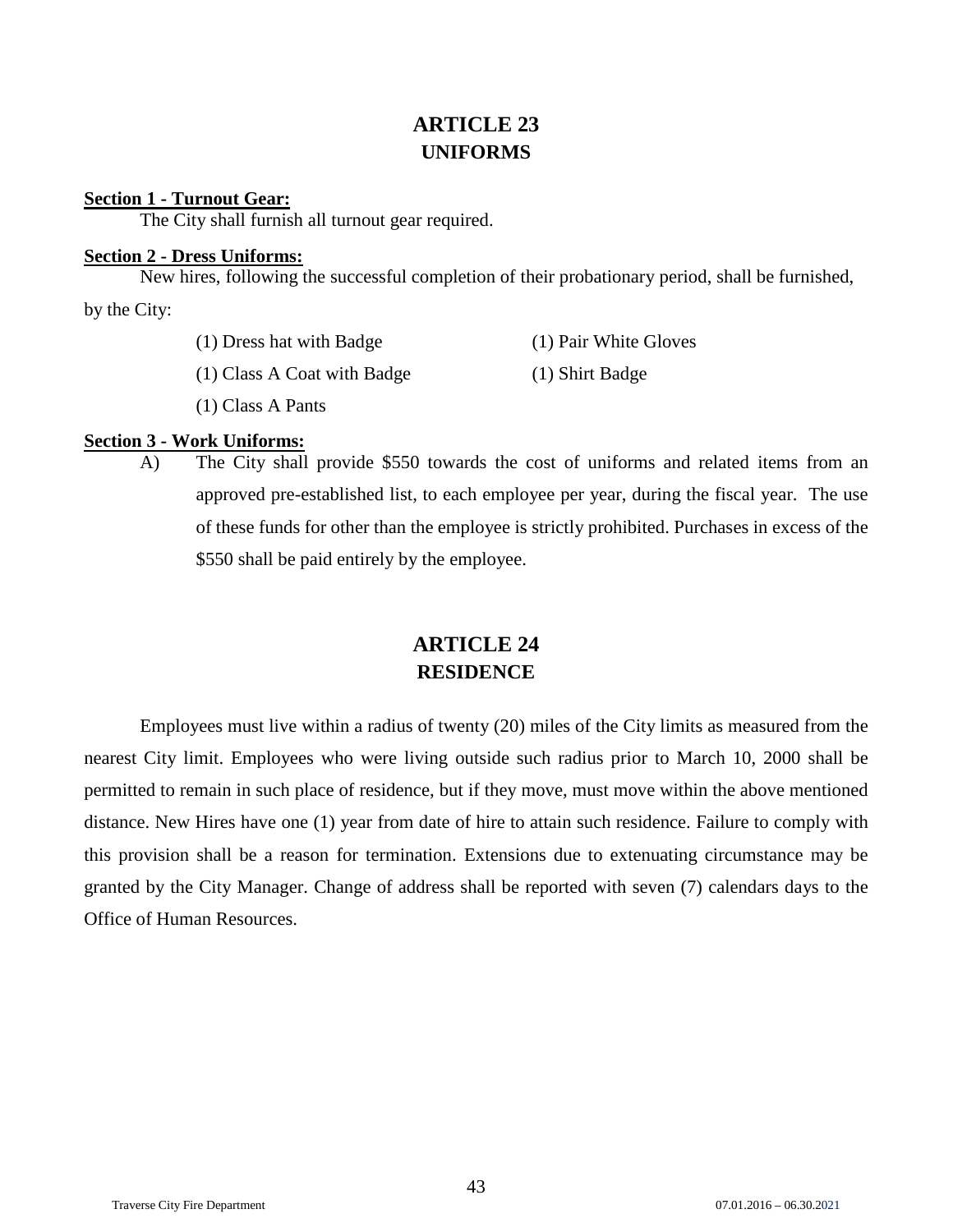# ARTICLE 23
## UNIFORMS

**Section 1 - Turnout Gear:**

The City shall furnish all turnout gear required.

**Section 2 - Dress Uniforms:**

New hires, following the successful completion of their probationary period, shall be furnished, by the City:

- (1) Dress hat with Badge
- (1) Pair White Gloves
- (1) Class A Coat with Badge
- (1) Shirt Badge
- (1) Class A Pants

**Section 3 - Work Uniforms:**

A) The City shall provide $550 towards the cost of uniforms and related items from an approved pre-established list, to each employee per year, during the fiscal year. The use of these funds for other than the employee is strictly prohibited. Purchases in excess of the $550 shall be paid entirely by the employee.

# ARTICLE 24
## RESIDENCE

Employees must live within a radius of twenty (20) miles of the City limits as measured from the nearest City limit. Employees who were living outside such radius prior to March 10, 2000 shall be permitted to remain in such place of residence, but if they move, must move within the above mentioned distance. New Hires have one (1) year from date of hire to attain such residence. Failure to comply with this provision shall be a reason for termination. Extensions due to extenuating circumstance may be granted by the City Manager. Change of address shall be reported with seven (7) calendars days to the Office of Human Resources.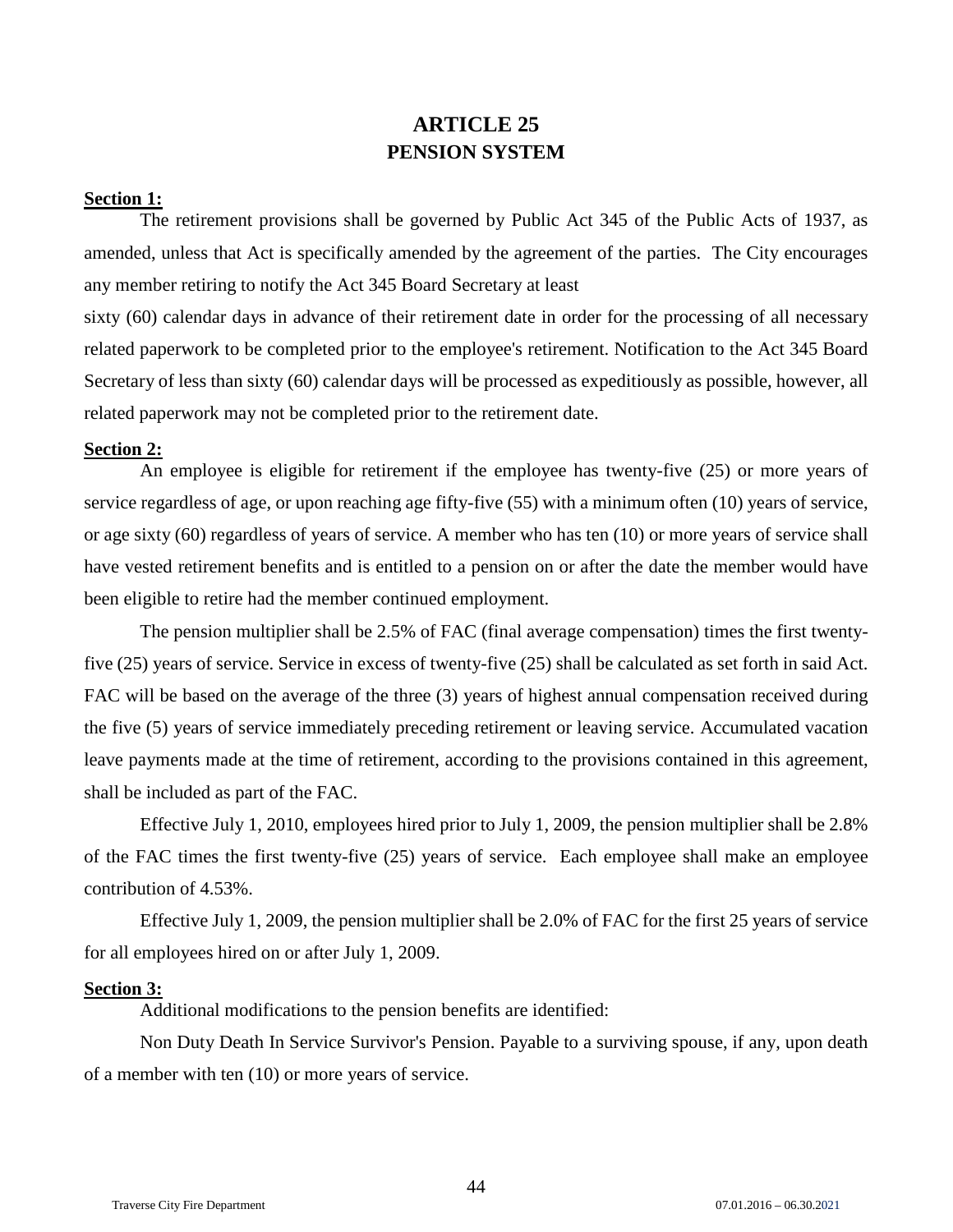# ARTICLE 25
## PENSION SYSTEM

**Section 1:**

The retirement provisions shall be governed by Public Act 345 of the Public Acts of 1937, as amended, unless that Act is specifically amended by the agreement of the parties. The City encourages any member retiring to notify the Act 345 Board Secretary at least sixty (60) calendar days in advance of their retirement date in order for the processing of all necessary related paperwork to be completed prior to the employee's retirement. Notification to the Act 345 Board Secretary of less than sixty (60) calendar days will be processed as expeditiously as possible, however, all related paperwork may not be completed prior to the retirement date.

**Section 2:**

An employee is eligible for retirement if the employee has twenty-five (25) or more years of service regardless of age, or upon reaching age fifty-five (55) with a minimum often (10) years of service, or age sixty (60) regardless of years of service. A member who has ten (10) or more years of service shall have vested retirement benefits and is entitled to a pension on or after the date the member would have been eligible to retire had the member continued employment.

The pension multiplier shall be 2.5% of FAC (final average compensation) times the first twenty-five (25) years of service. Service in excess of twenty-five (25) shall be calculated as set forth in said Act. FAC will be based on the average of the three (3) years of highest annual compensation received during the five (5) years of service immediately preceding retirement or leaving service. Accumulated vacation leave payments made at the time of retirement, according to the provisions contained in this agreement, shall be included as part of the FAC.

Effective July 1, 2010, employees hired prior to July 1, 2009, the pension multiplier shall be 2.8% of the FAC times the first twenty-five (25) years of service. Each employee shall make an employee contribution of 4.53%.

Effective July 1, 2009, the pension multiplier shall be 2.0% of FAC for the first 25 years of service for all employees hired on or after July 1, 2009.

**Section 3:**

Additional modifications to the pension benefits are identified:

Non Duty Death In Service Survivor's Pension. Payable to a surviving spouse, if any, upon death of a member with ten (10) or more years of service.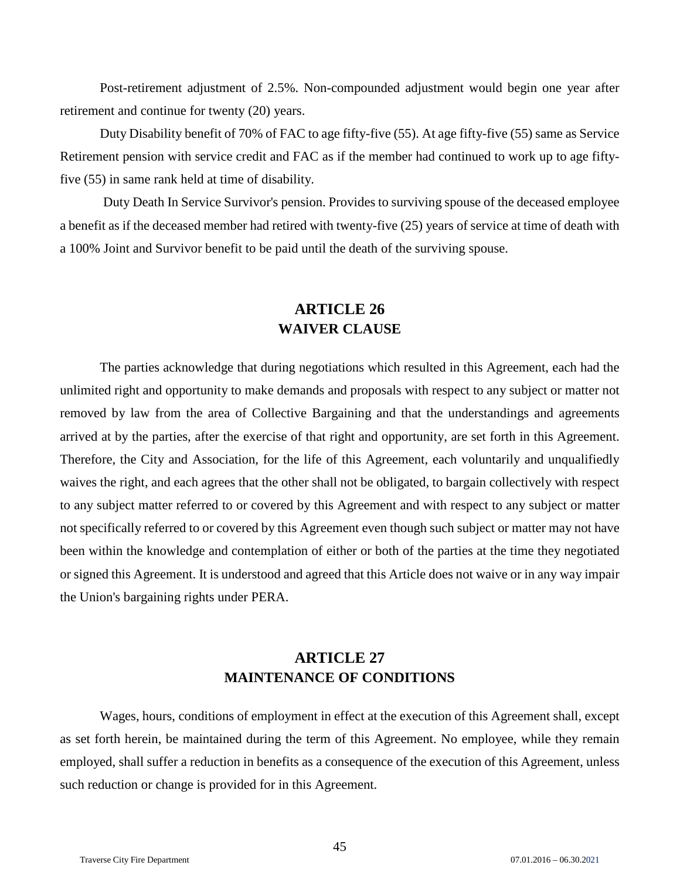Post-retirement adjustment of 2.5%. Non-compounded adjustment would begin one year after retirement and continue for twenty (20) years.

Duty Disability benefit of 70% of FAC to age fifty-five (55). At age fifty-five (55) same as Service Retirement pension with service credit and FAC as if the member had continued to work up to age fifty-five (55) in same rank held at time of disability.

Duty Death In Service Survivor's pension. Provides to surviving spouse of the deceased employee a benefit as if the deceased member had retired with twenty-five (25) years of service at time of death with a 100% Joint and Survivor benefit to be paid until the death of the surviving spouse.

## ARTICLE 26
## WAIVER CLAUSE

The parties acknowledge that during negotiations which resulted in this Agreement, each had the unlimited right and opportunity to make demands and proposals with respect to any subject or matter not removed by law from the area of Collective Bargaining and that the understandings and agreements arrived at by the parties, after the exercise of that right and opportunity, are set forth in this Agreement. Therefore, the City and Association, for the life of this Agreement, each voluntarily and unqualifiedly waives the right, and each agrees that the other shall not be obligated, to bargain collectively with respect to any subject matter referred to or covered by this Agreement and with respect to any subject or matter not specifically referred to or covered by this Agreement even though such subject or matter may not have been within the knowledge and contemplation of either or both of the parties at the time they negotiated or signed this Agreement. It is understood and agreed that this Article does not waive or in any way impair the Union's bargaining rights under PERA.

## ARTICLE 27
## MAINTENANCE OF CONDITIONS

Wages, hours, conditions of employment in effect at the execution of this Agreement shall, except as set forth herein, be maintained during the term of this Agreement. No employee, while they remain employed, shall suffer a reduction in benefits as a consequence of the execution of this Agreement, unless such reduction or change is provided for in this Agreement.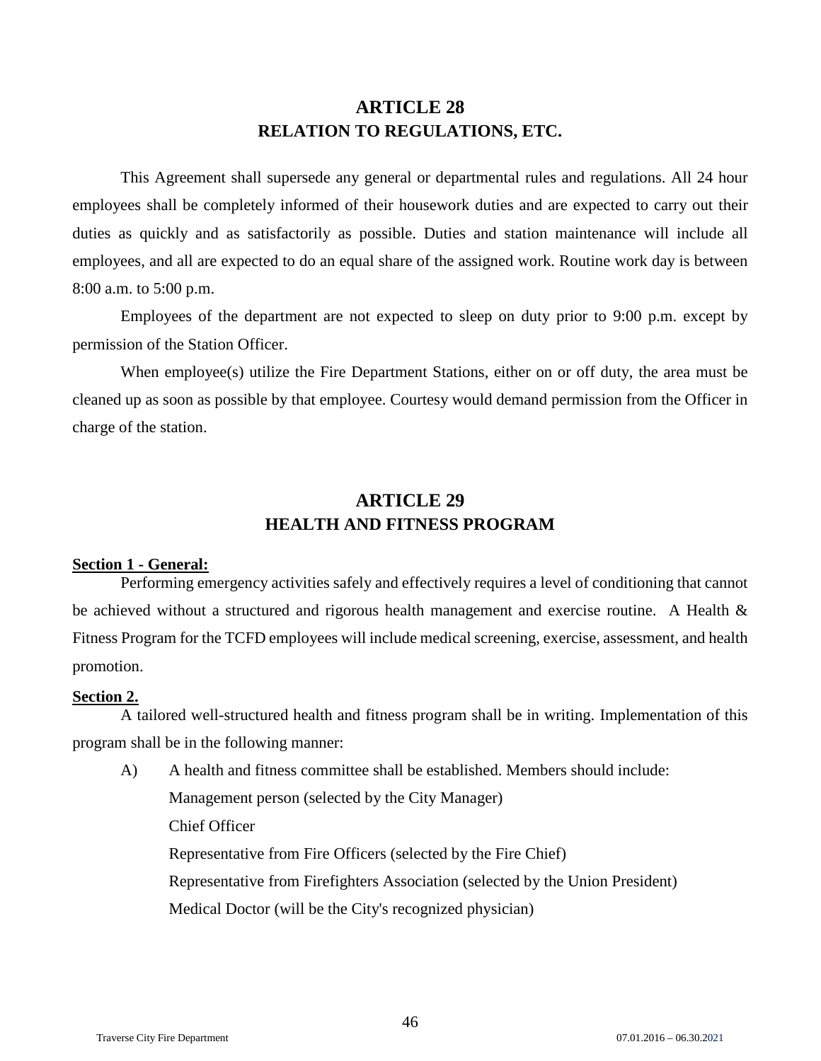# ARTICLE 28
# RELATION TO REGULATIONS, ETC.

This Agreement shall supersede any general or departmental rules and regulations. All 24 hour employees shall be completely informed of their housework duties and are expected to carry out their duties as quickly and as satisfactorily as possible. Duties and station maintenance will include all employees, and all are expected to do an equal share of the assigned work. Routine work day is between 8:00 a.m. to 5:00 p.m.

Employees of the department are not expected to sleep on duty prior to 9:00 p.m. except by permission of the Station Officer.

When employee(s) utilize the Fire Department Stations, either on or off duty, the area must be cleaned up as soon as possible by that employee. Courtesy would demand permission from the Officer in charge of the station.

# ARTICLE 29
# HEALTH AND FITNESS PROGRAM

**Section 1 - General:**

Performing emergency activities safely and effectively requires a level of conditioning that cannot be achieved without a structured and rigorous health management and exercise routine. A Health & Fitness Program for the TCFD employees will include medical screening, exercise, assessment, and health promotion.

**Section 2.**

A tailored well-structured health and fitness program shall be in writing. Implementation of this program shall be in the following manner:

A) A health and fitness committee shall be established. Members should include:

Management person (selected by the City Manager)

Chief Officer

Representative from Fire Officers (selected by the Fire Chief)

Representative from Firefighters Association (selected by the Union President)

Medical Doctor (will be the City's recognized physician)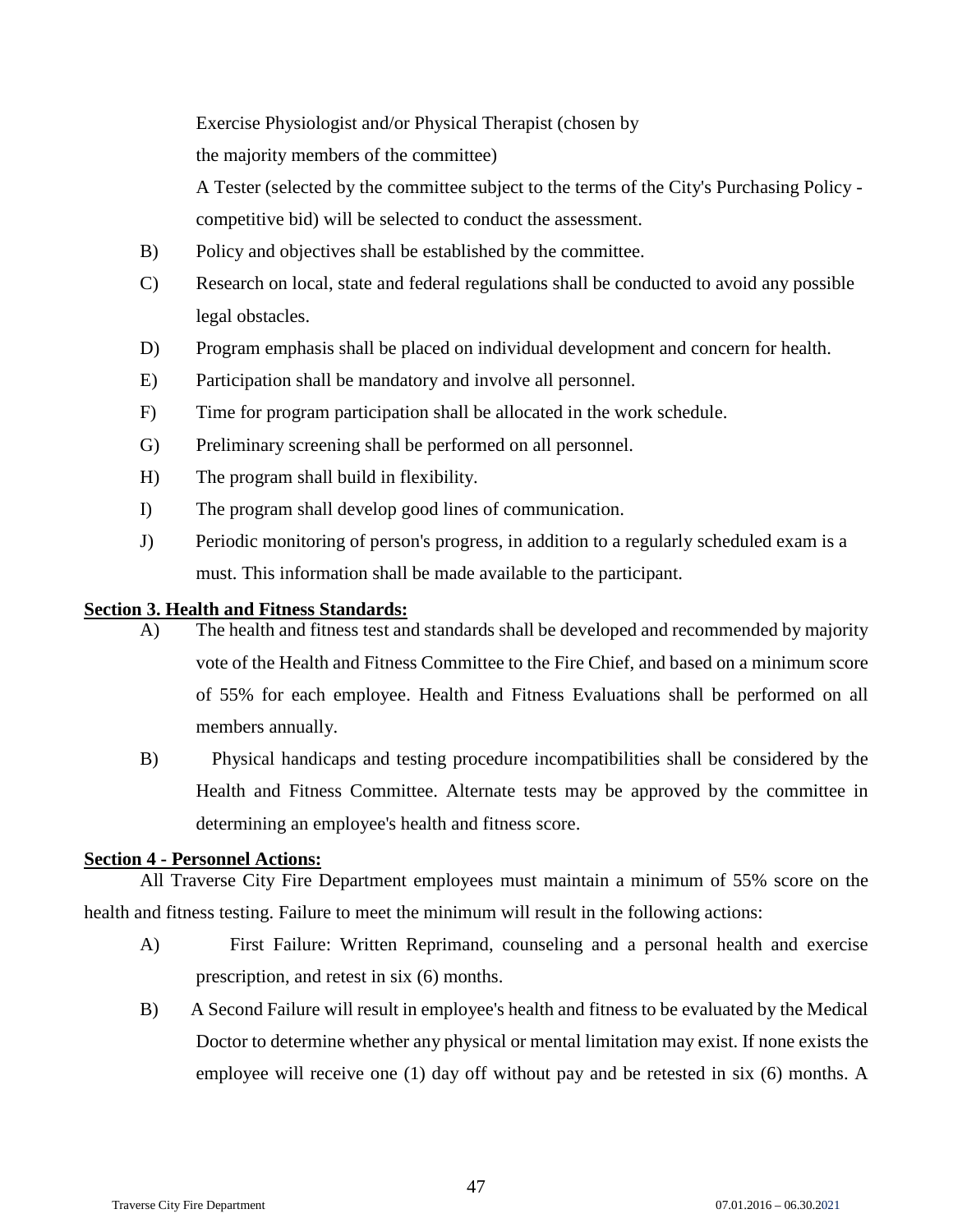Exercise Physiologist and/or Physical Therapist (chosen by the majority members of the committee)

A Tester (selected by the committee subject to the terms of the City's Purchasing Policy - competitive bid) will be selected to conduct the assessment.

B) Policy and objectives shall be established by the committee.

C) Research on local, state and federal regulations shall be conducted to avoid any possible legal obstacles.

D) Program emphasis shall be placed on individual development and concern for health.

E) Participation shall be mandatory and involve all personnel.

F) Time for program participation shall be allocated in the work schedule.

G) Preliminary screening shall be performed on all personnel.

H) The program shall build in flexibility.

I) The program shall develop good lines of communication.

J) Periodic monitoring of person's progress, in addition to a regularly scheduled exam is a must. This information shall be made available to the participant.

**Section 3. Health and Fitness Standards:**

A) The health and fitness test and standards shall be developed and recommended by majority vote of the Health and Fitness Committee to the Fire Chief, and based on a minimum score of 55% for each employee. Health and Fitness Evaluations shall be performed on all members annually.

B) Physical handicaps and testing procedure incompatibilities shall be considered by the Health and Fitness Committee. Alternate tests may be approved by the committee in determining an employee's health and fitness score.

**Section 4 - Personnel Actions:**

All Traverse City Fire Department employees must maintain a minimum of 55% score on the health and fitness testing. Failure to meet the minimum will result in the following actions:

A) First Failure: Written Reprimand, counseling and a personal health and exercise prescription, and retest in six (6) months.

B) A Second Failure will result in employee's health and fitness to be evaluated by the Medical Doctor to determine whether any physical or mental limitation may exist. If none exists the employee will receive one (1) day off without pay and be retested in six (6) months. A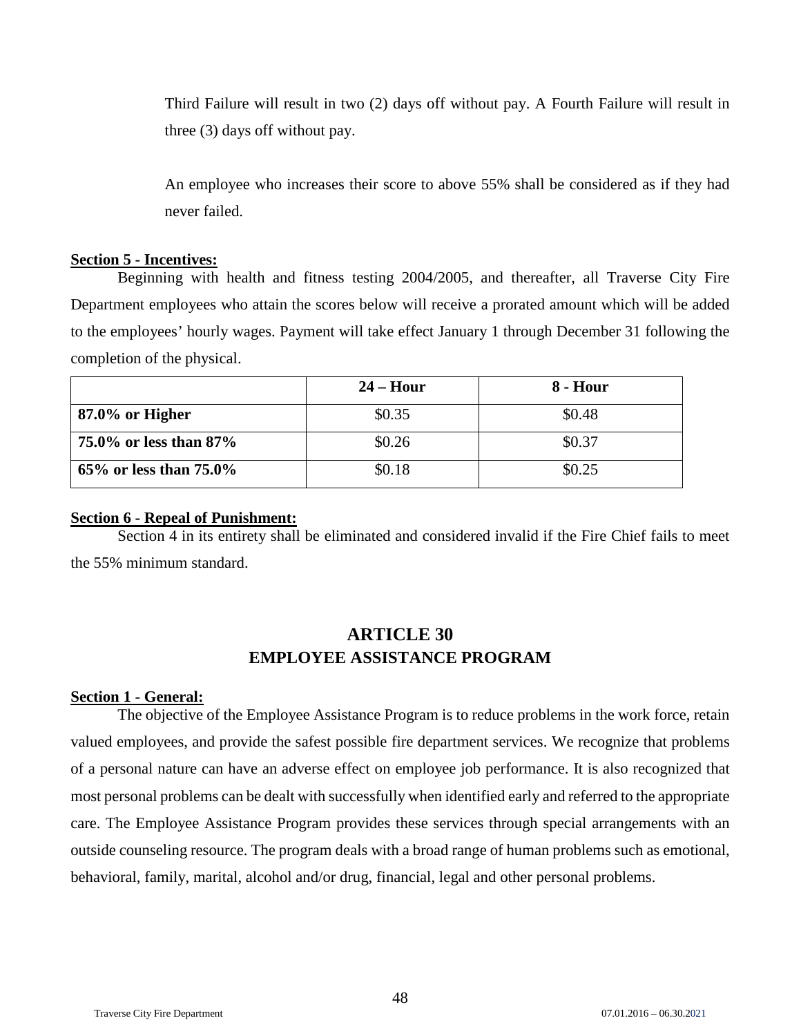Third Failure will result in two (2) days off without pay. A Fourth Failure will result in three (3) days off without pay.

An employee who increases their score to above 55% shall be considered as if they had never failed.

**Section 5 - Incentives:**

Beginning with health and fitness testing 2004/2005, and thereafter, all Traverse City Fire Department employees who attain the scores below will receive a prorated amount which will be added to the employees' hourly wages. Payment will take effect January 1 through December 31 following the completion of the physical.

| | **24 – Hour** | **8 - Hour** |
|---|---|---|
| **87.0% or Higher** | \$0.35 | \$0.48 |
| **75.0% or less than 87%** | \$0.26 | \$0.37 |
| **65% or less than 75.0%** | \$0.18 | \$0.25 |

**Section 6 - Repeal of Punishment:**

Section 4 in its entirety shall be eliminated and considered invalid if the Fire Chief fails to meet the 55% minimum standard.

## ARTICLE 30
## EMPLOYEE ASSISTANCE PROGRAM

**Section 1 - General:**

The objective of the Employee Assistance Program is to reduce problems in the work force, retain valued employees, and provide the safest possible fire department services. We recognize that problems of a personal nature can have an adverse effect on employee job performance. It is also recognized that most personal problems can be dealt with successfully when identified early and referred to the appropriate care. The Employee Assistance Program provides these services through special arrangements with an outside counseling resource. The program deals with a broad range of human problems such as emotional, behavioral, family, marital, alcohol and/or drug, financial, legal and other personal problems.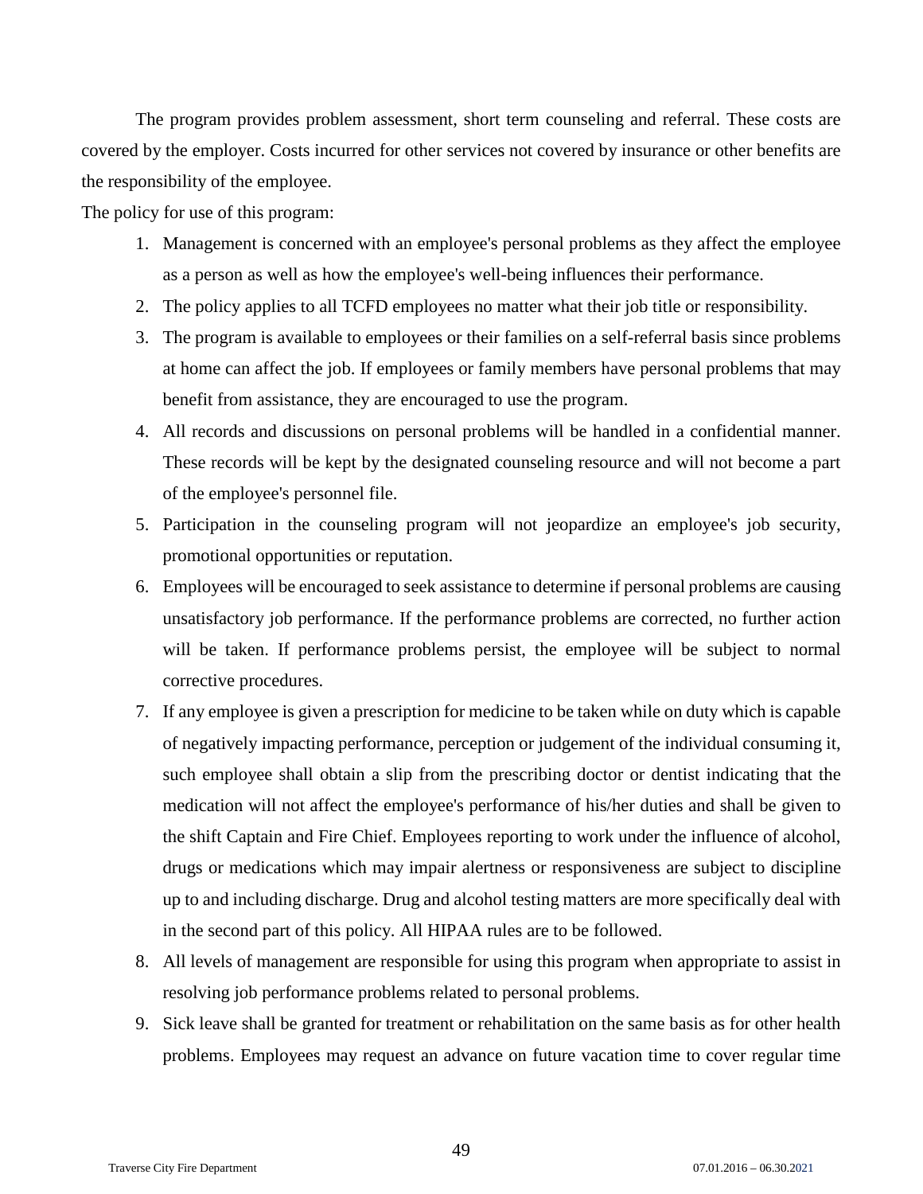The program provides problem assessment, short term counseling and referral. These costs are covered by the employer. Costs incurred for other services not covered by insurance or other benefits are the responsibility of the employee.

The policy for use of this program:

1. Management is concerned with an employee's personal problems as they affect the employee as a person as well as how the employee's well-being influences their performance.
2. The policy applies to all TCFD employees no matter what their job title or responsibility.
3. The program is available to employees or their families on a self-referral basis since problems at home can affect the job. If employees or family members have personal problems that may benefit from assistance, they are encouraged to use the program.
4. All records and discussions on personal problems will be handled in a confidential manner. These records will be kept by the designated counseling resource and will not become a part of the employee's personnel file.
5. Participation in the counseling program will not jeopardize an employee's job security, promotional opportunities or reputation.
6. Employees will be encouraged to seek assistance to determine if personal problems are causing unsatisfactory job performance. If the performance problems are corrected, no further action will be taken. If performance problems persist, the employee will be subject to normal corrective procedures.
7. If any employee is given a prescription for medicine to be taken while on duty which is capable of negatively impacting performance, perception or judgement of the individual consuming it, such employee shall obtain a slip from the prescribing doctor or dentist indicating that the medication will not affect the employee's performance of his/her duties and shall be given to the shift Captain and Fire Chief. Employees reporting to work under the influence of alcohol, drugs or medications which may impair alertness or responsiveness are subject to discipline up to and including discharge. Drug and alcohol testing matters are more specifically deal with in the second part of this policy. All HIPAA rules are to be followed.
8. All levels of management are responsible for using this program when appropriate to assist in resolving job performance problems related to personal problems.
9. Sick leave shall be granted for treatment or rehabilitation on the same basis as for other health problems. Employees may request an advance on future vacation time to cover regular time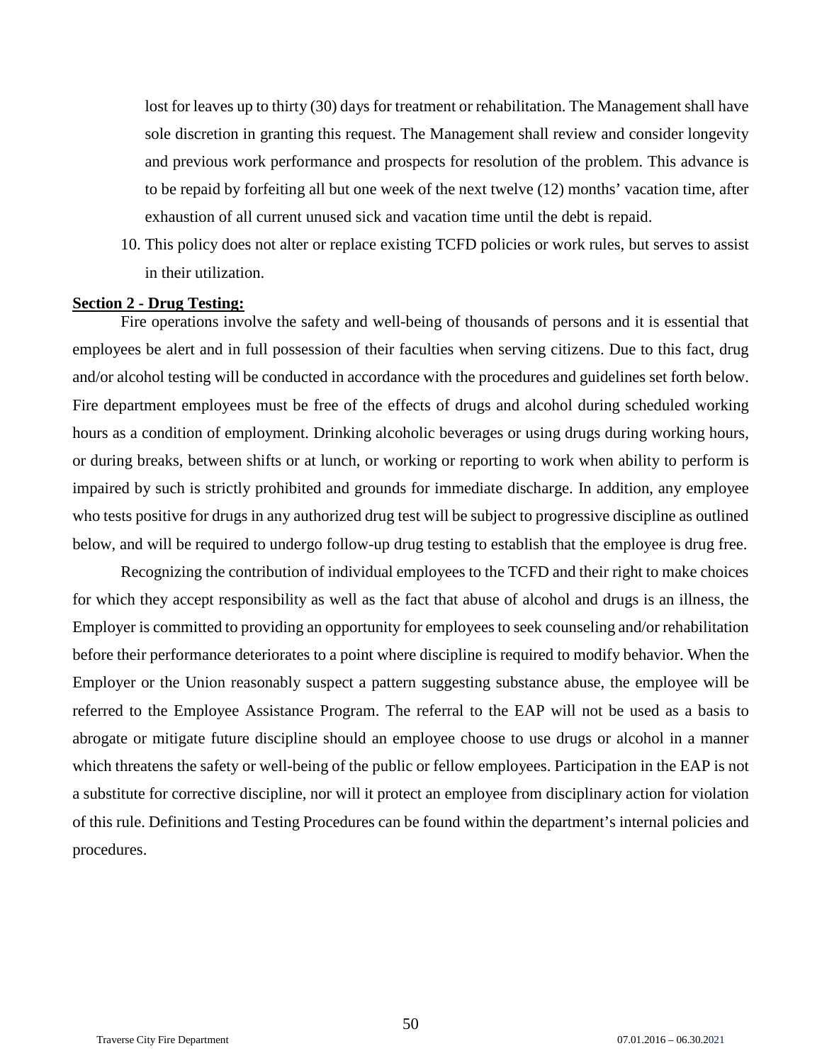lost for leaves up to thirty (30) days for treatment or rehabilitation. The Management shall have sole discretion in granting this request. The Management shall review and consider longevity and previous work performance and prospects for resolution of the problem. This advance is to be repaid by forfeiting all but one week of the next twelve (12) months' vacation time, after exhaustion of all current unused sick and vacation time until the debt is repaid.

10. This policy does not alter or replace existing TCFD policies or work rules, but serves to assist in their utilization.

**Section 2 - Drug Testing:**

Fire operations involve the safety and well-being of thousands of persons and it is essential that employees be alert and in full possession of their faculties when serving citizens. Due to this fact, drug and/or alcohol testing will be conducted in accordance with the procedures and guidelines set forth below. Fire department employees must be free of the effects of drugs and alcohol during scheduled working hours as a condition of employment. Drinking alcoholic beverages or using drugs during working hours, or during breaks, between shifts or at lunch, or working or reporting to work when ability to perform is impaired by such is strictly prohibited and grounds for immediate discharge. In addition, any employee who tests positive for drugs in any authorized drug test will be subject to progressive discipline as outlined below, and will be required to undergo follow-up drug testing to establish that the employee is drug free.

Recognizing the contribution of individual employees to the TCFD and their right to make choices for which they accept responsibility as well as the fact that abuse of alcohol and drugs is an illness, the Employer is committed to providing an opportunity for employees to seek counseling and/or rehabilitation before their performance deteriorates to a point where discipline is required to modify behavior. When the Employer or the Union reasonably suspect a pattern suggesting substance abuse, the employee will be referred to the Employee Assistance Program. The referral to the EAP will not be used as a basis to abrogate or mitigate future discipline should an employee choose to use drugs or alcohol in a manner which threatens the safety or well-being of the public or fellow employees. Participation in the EAP is not a substitute for corrective discipline, nor will it protect an employee from disciplinary action for violation of this rule. Definitions and Testing Procedures can be found within the department's internal policies and procedures.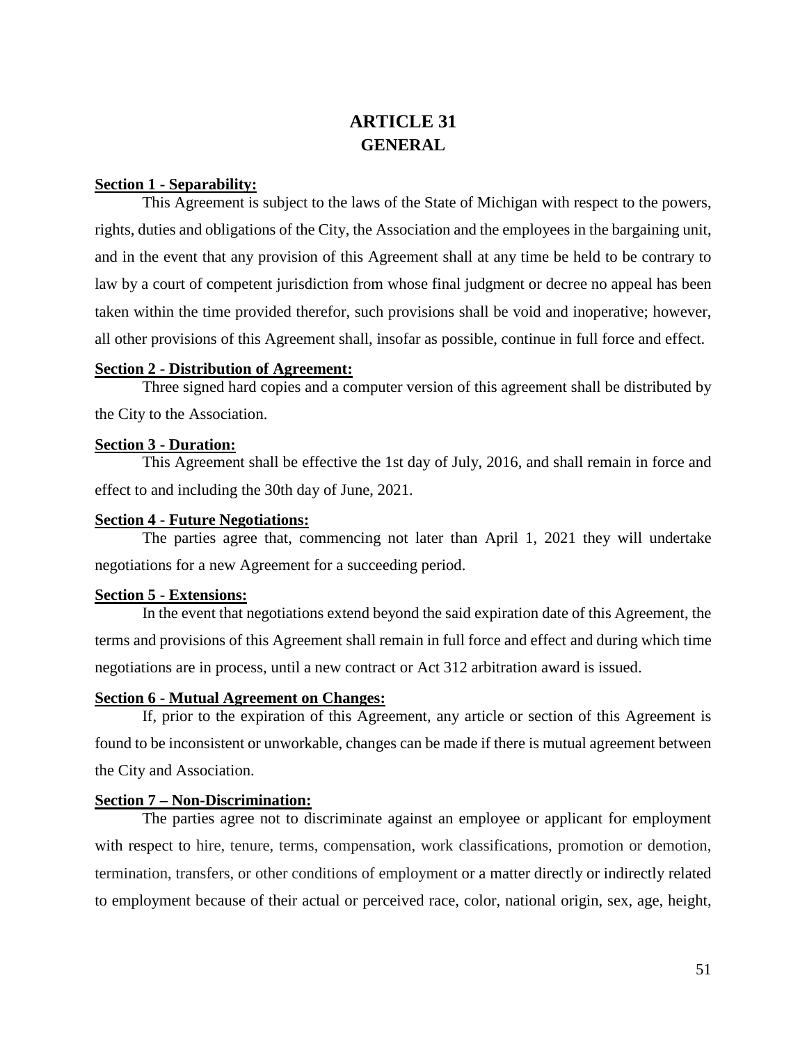# ARTICLE 31
## GENERAL

**Section 1 - Separability:**

This Agreement is subject to the laws of the State of Michigan with respect to the powers, rights, duties and obligations of the City, the Association and the employees in the bargaining unit, and in the event that any provision of this Agreement shall at any time be held to be contrary to law by a court of competent jurisdiction from whose final judgment or decree no appeal has been taken within the time provided therefor, such provisions shall be void and inoperative; however, all other provisions of this Agreement shall, insofar as possible, continue in full force and effect.

**Section 2 - Distribution of Agreement:**

Three signed hard copies and a computer version of this agreement shall be distributed by the City to the Association.

**Section 3 - Duration:**

This Agreement shall be effective the 1st day of July, 2016, and shall remain in force and effect to and including the 30th day of June, 2021.

**Section 4 - Future Negotiations:**

The parties agree that, commencing not later than April 1, 2021 they will undertake negotiations for a new Agreement for a succeeding period.

**Section 5 - Extensions:**

In the event that negotiations extend beyond the said expiration date of this Agreement, the terms and provisions of this Agreement shall remain in full force and effect and during which time negotiations are in process, until a new contract or Act 312 arbitration award is issued.

**Section 6 - Mutual Agreement on Changes:**

If, prior to the expiration of this Agreement, any article or section of this Agreement is found to be inconsistent or unworkable, changes can be made if there is mutual agreement between the City and Association.

**Section 7 – Non-Discrimination:**

The parties agree not to discriminate against an employee or applicant for employment with respect to hire, tenure, terms, compensation, work classifications, promotion or demotion, termination, transfers, or other conditions of employment or a matter directly or indirectly related to employment because of their actual or perceived race, color, national origin, sex, age, height,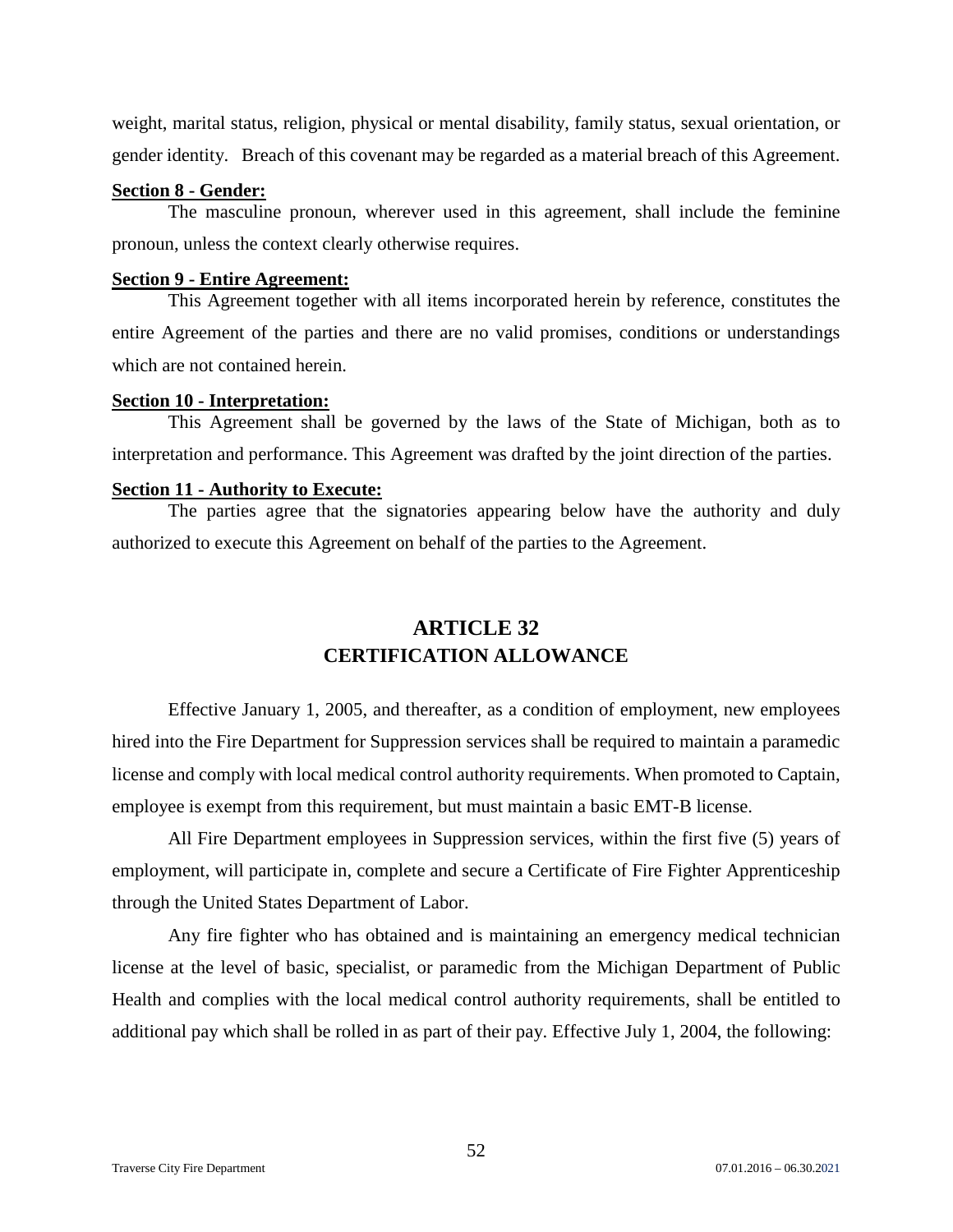weight, marital status, religion, physical or mental disability, family status, sexual orientation, or gender identity. Breach of this covenant may be regarded as a material breach of this Agreement.

**Section 8 - Gender:**

The masculine pronoun, wherever used in this agreement, shall include the feminine pronoun, unless the context clearly otherwise requires.

**Section 9 - Entire Agreement:**

This Agreement together with all items incorporated herein by reference, constitutes the entire Agreement of the parties and there are no valid promises, conditions or understandings which are not contained herein.

**Section 10 - Interpretation:**

This Agreement shall be governed by the laws of the State of Michigan, both as to interpretation and performance. This Agreement was drafted by the joint direction of the parties.

**Section 11 - Authority to Execute:**

The parties agree that the signatories appearing below have the authority and duly authorized to execute this Agreement on behalf of the parties to the Agreement.

# ARTICLE 32
# CERTIFICATION ALLOWANCE

Effective January 1, 2005, and thereafter, as a condition of employment, new employees hired into the Fire Department for Suppression services shall be required to maintain a paramedic license and comply with local medical control authority requirements. When promoted to Captain, employee is exempt from this requirement, but must maintain a basic EMT-B license.

All Fire Department employees in Suppression services, within the first five (5) years of employment, will participate in, complete and secure a Certificate of Fire Fighter Apprenticeship through the United States Department of Labor.

Any fire fighter who has obtained and is maintaining an emergency medical technician license at the level of basic, specialist, or paramedic from the Michigan Department of Public Health and complies with the local medical control authority requirements, shall be entitled to additional pay which shall be rolled in as part of their pay. Effective July 1, 2004, the following: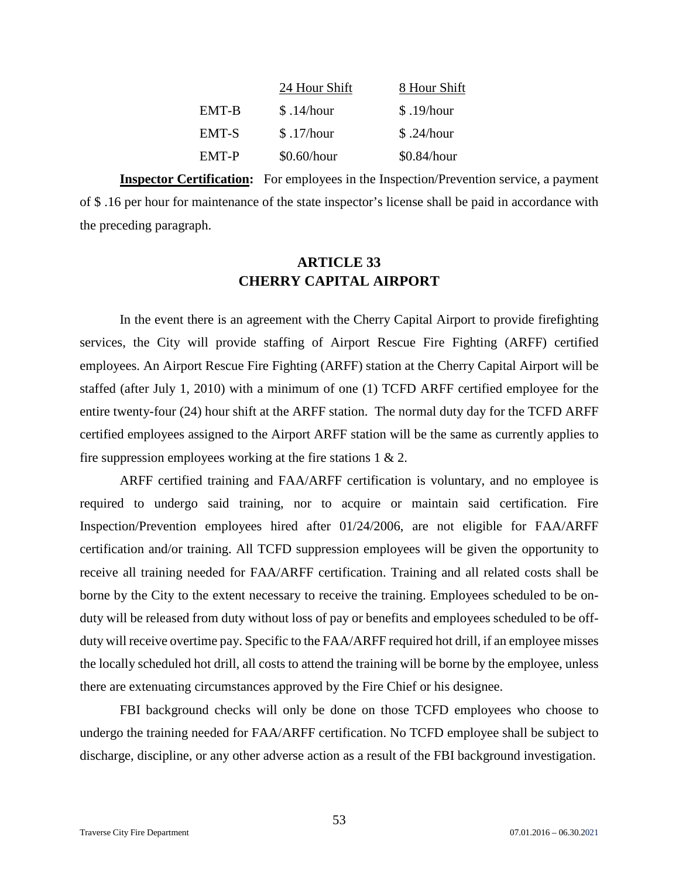| | 24 Hour Shift | 8 Hour Shift |
|---|---|---|
| EMT-B | $ .14/hour | $ .19/hour |
| EMT-S | $ .17/hour | $ .24/hour |
| EMT-P | $0.60/hour | $0.84/hour |

**Inspector Certification:** For employees in the Inspection/Prevention service, a payment of $ .16 per hour for maintenance of the state inspector's license shall be paid in accordance with the preceding paragraph.

## ARTICLE 33
## CHERRY CAPITAL AIRPORT

In the event there is an agreement with the Cherry Capital Airport to provide firefighting services, the City will provide staffing of Airport Rescue Fire Fighting (ARFF) certified employees. An Airport Rescue Fire Fighting (ARFF) station at the Cherry Capital Airport will be staffed (after July 1, 2010) with a minimum of one (1) TCFD ARFF certified employee for the entire twenty-four (24) hour shift at the ARFF station. The normal duty day for the TCFD ARFF certified employees assigned to the Airport ARFF station will be the same as currently applies to fire suppression employees working at the fire stations 1 & 2.

ARFF certified training and FAA/ARFF certification is voluntary, and no employee is required to undergo said training, nor to acquire or maintain said certification. Fire Inspection/Prevention employees hired after 01/24/2006, are not eligible for FAA/ARFF certification and/or training. All TCFD suppression employees will be given the opportunity to receive all training needed for FAA/ARFF certification. Training and all related costs shall be borne by the City to the extent necessary to receive the training. Employees scheduled to be on-duty will be released from duty without loss of pay or benefits and employees scheduled to be off-duty will receive overtime pay. Specific to the FAA/ARFF required hot drill, if an employee misses the locally scheduled hot drill, all costs to attend the training will be borne by the employee, unless there are extenuating circumstances approved by the Fire Chief or his designee.

FBI background checks will only be done on those TCFD employees who choose to undergo the training needed for FAA/ARFF certification. No TCFD employee shall be subject to discharge, discipline, or any other adverse action as a result of the FBI background investigation.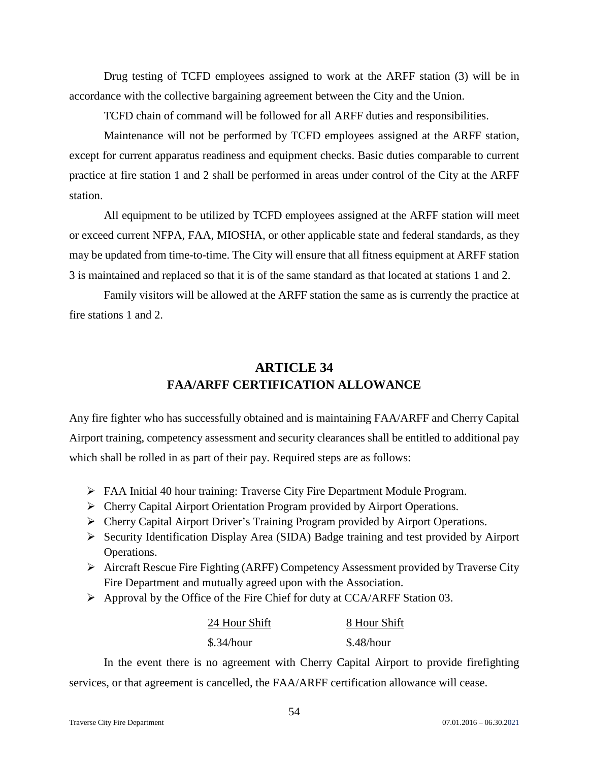Drug testing of TCFD employees assigned to work at the ARFF station (3) will be in accordance with the collective bargaining agreement between the City and the Union.

TCFD chain of command will be followed for all ARFF duties and responsibilities.

Maintenance will not be performed by TCFD employees assigned at the ARFF station, except for current apparatus readiness and equipment checks. Basic duties comparable to current practice at fire station 1 and 2 shall be performed in areas under control of the City at the ARFF station.

All equipment to be utilized by TCFD employees assigned at the ARFF station will meet or exceed current NFPA, FAA, MIOSHA, or other applicable state and federal standards, as they may be updated from time-to-time. The City will ensure that all fitness equipment at ARFF station 3 is maintained and replaced so that it is of the same standard as that located at stations 1 and 2.

Family visitors will be allowed at the ARFF station the same as is currently the practice at fire stations 1 and 2.

## ARTICLE 34
## FAA/ARFF CERTIFICATION ALLOWANCE

Any fire fighter who has successfully obtained and is maintaining FAA/ARFF and Cherry Capital Airport training, competency assessment and security clearances shall be entitled to additional pay which shall be rolled in as part of their pay. Required steps are as follows:

- FAA Initial 40 hour training: Traverse City Fire Department Module Program.
- Cherry Capital Airport Orientation Program provided by Airport Operations.
- Cherry Capital Airport Driver's Training Program provided by Airport Operations.
- Security Identification Display Area (SIDA) Badge training and test provided by Airport Operations.
- Aircraft Rescue Fire Fighting (ARFF) Competency Assessment provided by Traverse City Fire Department and mutually agreed upon with the Association.
- Approval by the Office of the Fire Chief for duty at CCA/ARFF Station 03.

| 24 Hour Shift | 8 Hour Shift |
|---|---|
| $.34/hour | $.48/hour |

In the event there is no agreement with Cherry Capital Airport to provide firefighting services, or that agreement is cancelled, the FAA/ARFF certification allowance will cease.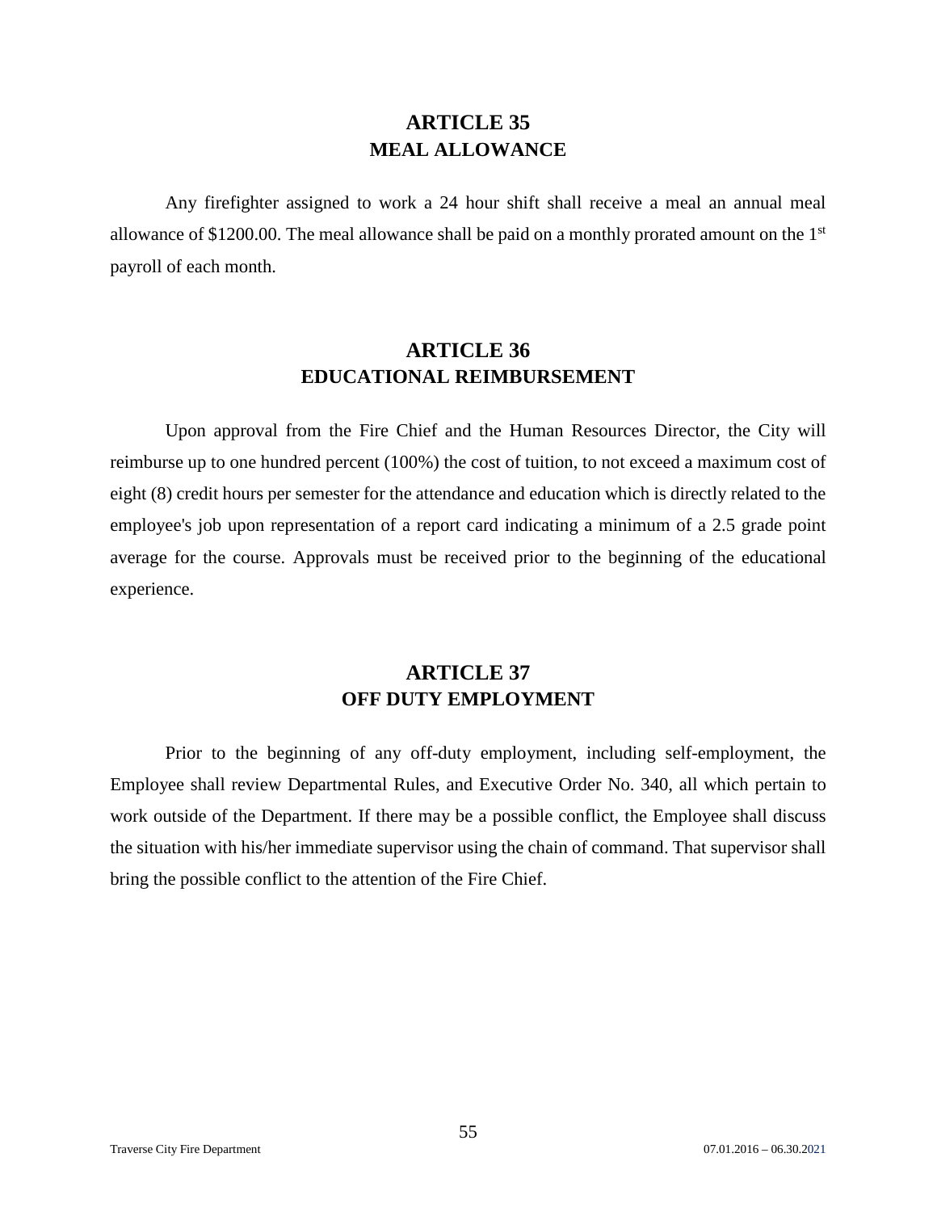## ARTICLE 35
## MEAL ALLOWANCE

Any firefighter assigned to work a 24 hour shift shall receive a meal an annual meal allowance of $1200.00. The meal allowance shall be paid on a monthly prorated amount on the 1st payroll of each month.

## ARTICLE 36
## EDUCATIONAL REIMBURSEMENT

Upon approval from the Fire Chief and the Human Resources Director, the City will reimburse up to one hundred percent (100%) the cost of tuition, to not exceed a maximum cost of eight (8) credit hours per semester for the attendance and education which is directly related to the employee's job upon representation of a report card indicating a minimum of a 2.5 grade point average for the course. Approvals must be received prior to the beginning of the educational experience.

## ARTICLE 37
## OFF DUTY EMPLOYMENT

Prior to the beginning of any off-duty employment, including self-employment, the Employee shall review Departmental Rules, and Executive Order No. 340, all which pertain to work outside of the Department. If there may be a possible conflict, the Employee shall discuss the situation with his/her immediate supervisor using the chain of command. That supervisor shall bring the possible conflict to the attention of the Fire Chief.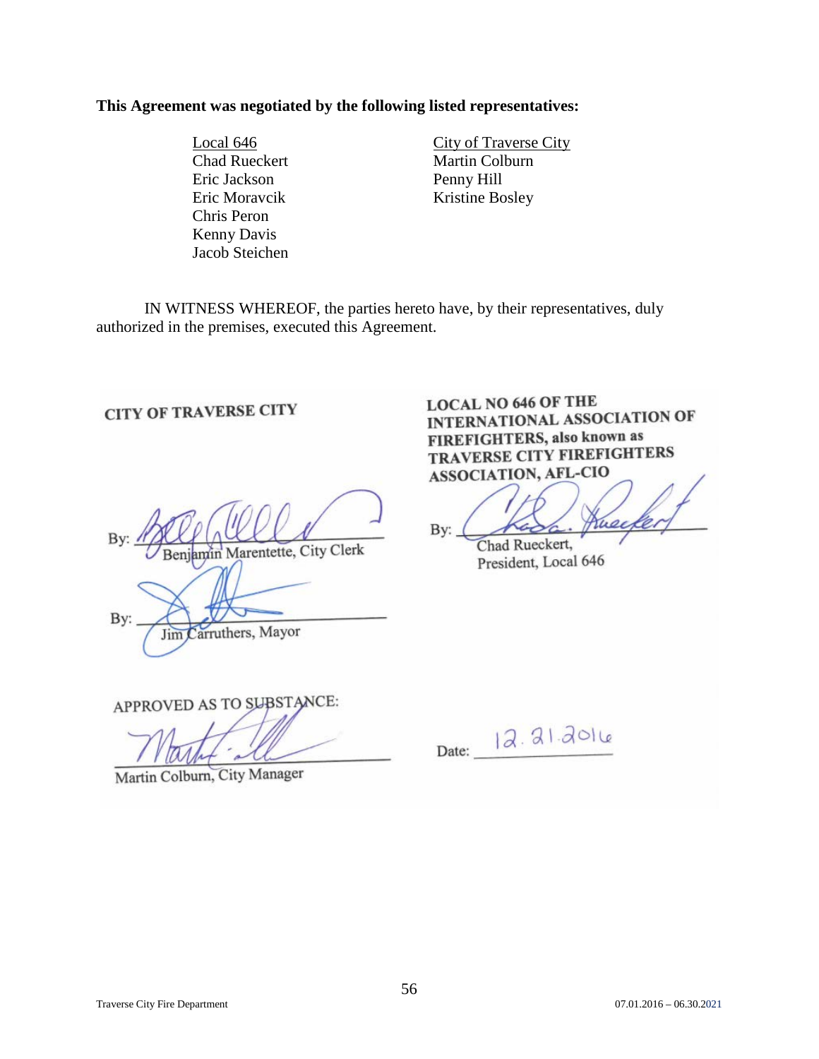**This Agreement was negotiated by the following listed representatives:**

| Local 646 | City of Traverse City |
|---|---|
| Chad Rueckert | Martin Colburn |
| Eric Jackson | Penny Hill |
| Eric Moravcik | Kristine Bosley |
| Chris Peron | |
| Kenny Davis | |
| Jacob Steichen | |

IN WITNESS WHEREOF, the parties hereto have, by their representatives, duly authorized in the premises, executed this Agreement.

**CITY OF TRAVERSE CITY**

By: ______________________
Benjamin Marentette, City Clerk

By: ______________________
Jim Carruthers, Mayor

**LOCAL NO 646 OF THE INTERNATIONAL ASSOCIATION OF FIREFIGHTERS, also known as TRAVERSE CITY FIREFIGHTERS ASSOCIATION, AFL-CIO**

By: ______________________
Chad Rueckert,
President, Local 646

APPROVED AS TO SUBSTANCE:

______________________
Martin Colburn, City Manager

Date: 12.21.2016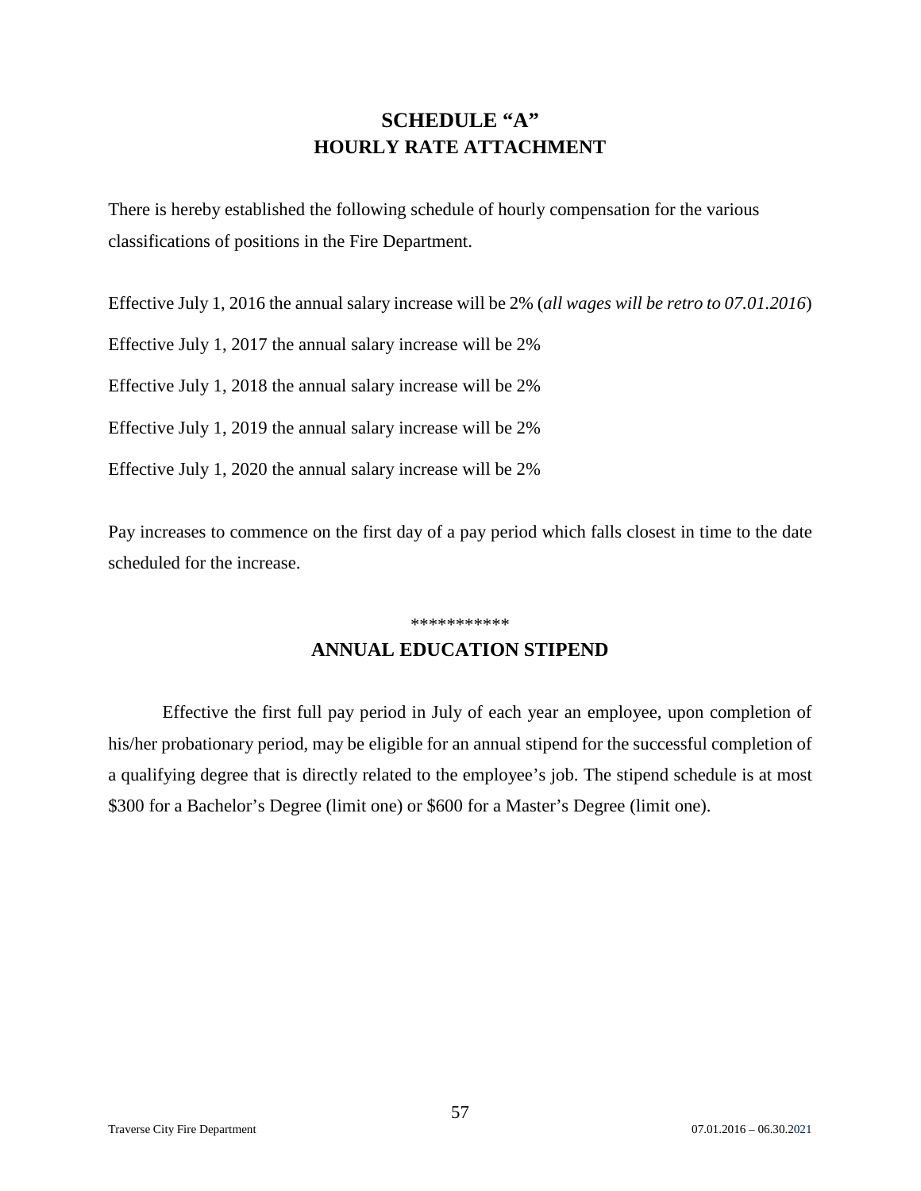# SCHEDULE "A"
# HOURLY RATE ATTACHMENT

There is hereby established the following schedule of hourly compensation for the various classifications of positions in the Fire Department.

Effective July 1, 2016 the annual salary increase will be 2% (*all wages will be retro to 07.01.2016*)

Effective July 1, 2017 the annual salary increase will be 2%

Effective July 1, 2018 the annual salary increase will be 2%

Effective July 1, 2019 the annual salary increase will be 2%

Effective July 1, 2020 the annual salary increase will be 2%

Pay increases to commence on the first day of a pay period which falls closest in time to the date scheduled for the increase.

***********

## ANNUAL EDUCATION STIPEND

Effective the first full pay period in July of each year an employee, upon completion of his/her probationary period, may be eligible for an annual stipend for the successful completion of a qualifying degree that is directly related to the employee's job. The stipend schedule is at most $300 for a Bachelor's Degree (limit one) or $600 for a Master's Degree (limit one).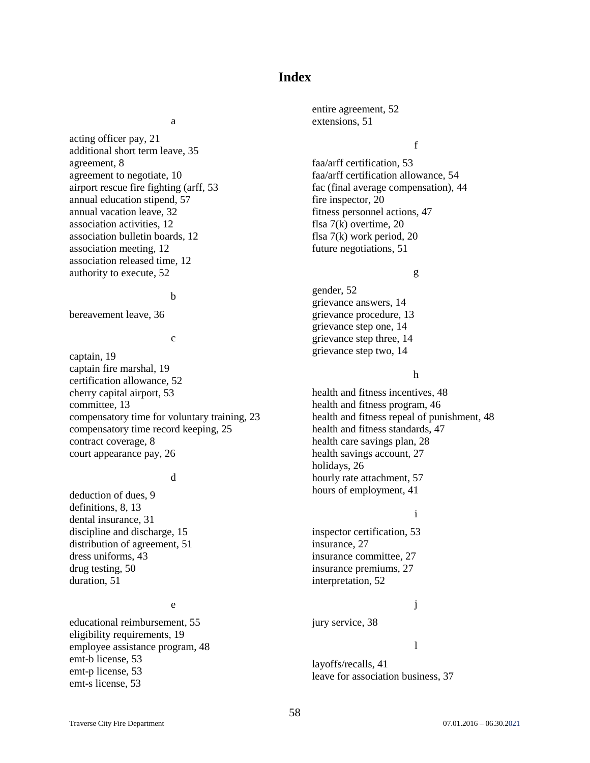# Index

a

acting officer pay, 21
additional short term leave, 35
agreement, 8
agreement to negotiate, 10
airport rescue fire fighting (arff, 53
annual education stipend, 57
annual vacation leave, 32
association activities, 12
association bulletin boards, 12
association meeting, 12
association released time, 12
authority to execute, 52

b

bereavement leave, 36

c

captain, 19
captain fire marshal, 19
certification allowance, 52
cherry capital airport, 53
committee, 13
compensatory time for voluntary training, 23
compensatory time record keeping, 25
contract coverage, 8
court appearance pay, 26

d

deduction of dues, 9
definitions, 8, 13
dental insurance, 31
discipline and discharge, 15
distribution of agreement, 51
dress uniforms, 43
drug testing, 50
duration, 51

e

educational reimbursement, 55
eligibility requirements, 19
employee assistance program, 48
emt-b license, 53
emt-p license, 53
emt-s license, 53
entire agreement, 52
extensions, 51

f

faa/arff certification, 53
faa/arff certification allowance, 54
fac (final average compensation), 44
fire inspector, 20
fitness personnel actions, 47
flsa 7(k) overtime, 20
flsa 7(k) work period, 20
future negotiations, 51

g

gender, 52
grievance answers, 14
grievance procedure, 13
grievance step one, 14
grievance step three, 14
grievance step two, 14

h

health and fitness incentives, 48
health and fitness program, 46
health and fitness repeal of punishment, 48
health and fitness standards, 47
health care savings plan, 28
health savings account, 27
holidays, 26
hourly rate attachment, 57
hours of employment, 41

i

inspector certification, 53
insurance, 27
insurance committee, 27
insurance premiums, 27
interpretation, 52

j

jury service, 38

l

layoffs/recalls, 41
leave for association business, 37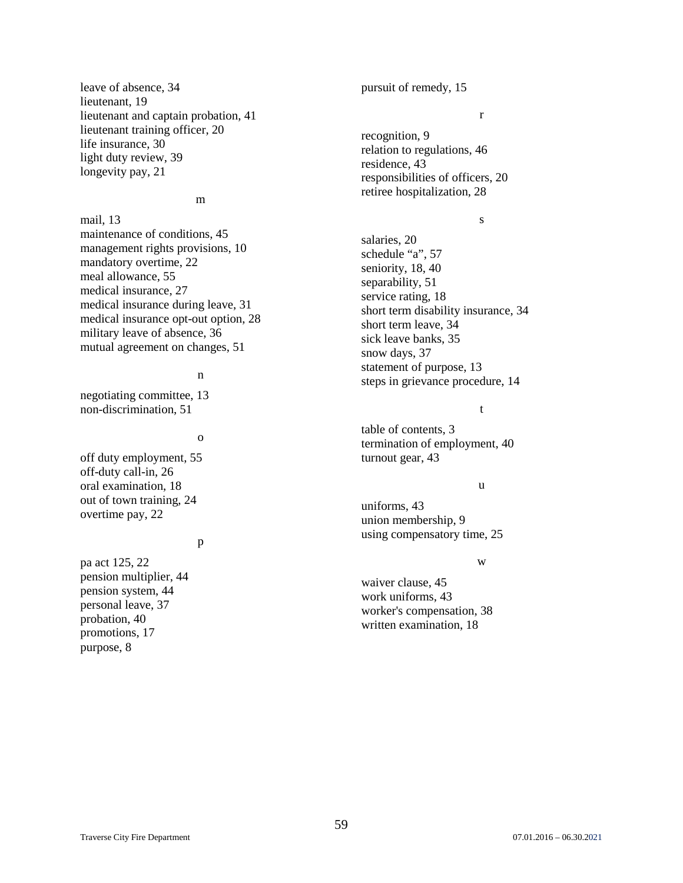leave of absence, 34
lieutenant, 19
lieutenant and captain probation, 41
lieutenant training officer, 20
life insurance, 30
light duty review, 39
longevity pay, 21

m

mail, 13
maintenance of conditions, 45
management rights provisions, 10
mandatory overtime, 22
meal allowance, 55
medical insurance, 27
medical insurance during leave, 31
medical insurance opt-out option, 28
military leave of absence, 36
mutual agreement on changes, 51

n

negotiating committee, 13
non-discrimination, 51

o

off duty employment, 55
off-duty call-in, 26
oral examination, 18
out of town training, 24
overtime pay, 22

p

pa act 125, 22
pension multiplier, 44
pension system, 44
personal leave, 37
probation, 40
promotions, 17
purpose, 8
pursuit of remedy, 15

r

recognition, 9
relation to regulations, 46
residence, 43
responsibilities of officers, 20
retiree hospitalization, 28

s

salaries, 20
schedule “a”, 57
seniority, 18, 40
separability, 51
service rating, 18
short term disability insurance, 34
short term leave, 34
sick leave banks, 35
snow days, 37
statement of purpose, 13
steps in grievance procedure, 14

t

table of contents, 3
termination of employment, 40
turnout gear, 43

u

uniforms, 43
union membership, 9
using compensatory time, 25

w

waiver clause, 45
work uniforms, 43
worker's compensation, 38
written examination, 18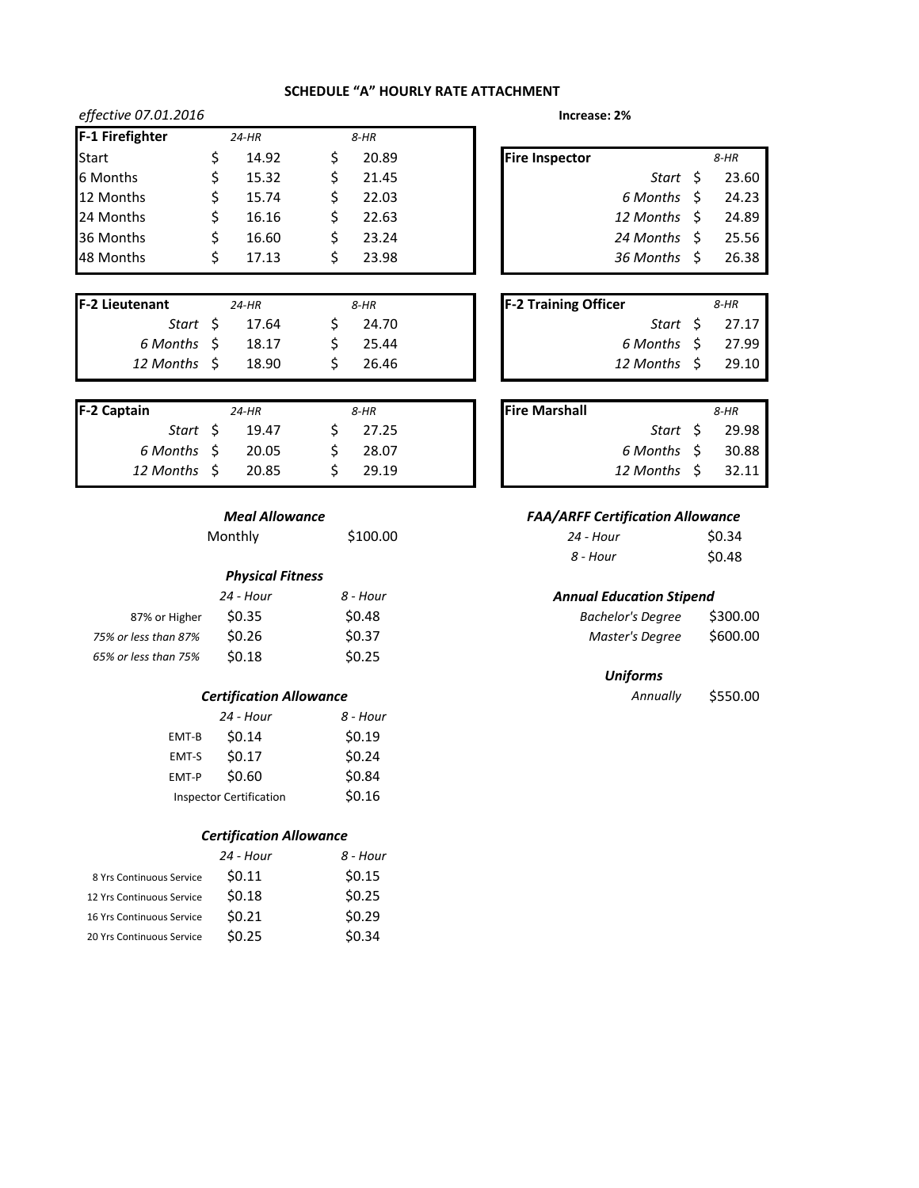## SCHEDULE "A" HOURLY RATE ATTACHMENT

*effective 07.01.2016*

**Increase: 2%**

| F-1 Firefighter | 24-HR | 8-HR |
|---|---|---|
| Start | $ 14.92 | $ 20.89 |
| 6 Months | $ 15.32 | $ 21.45 |
| 12 Months | $ 15.74 | $ 22.03 |
| 24 Months | $ 16.16 | $ 22.63 |
| 36 Months | $ 16.60 | $ 23.24 |
| 48 Months | $ 17.13 | $ 23.98 |

| Fire Inspector | 8-HR |
|---|---|
| *Start* | $ 23.60 |
| *6 Months* | $ 24.23 |
| *12 Months* | $ 24.89 |
| *24 Months* | $ 25.56 |
| *36 Months* | $ 26.38 |

| F-2 Lieutenant | 24-HR | 8-HR |
|---|---|---|
| *Start* | $ 17.64 | $ 24.70 |
| *6 Months* | $ 18.17 | $ 25.44 |
| *12 Months* | $ 18.90 | $ 26.46 |

| F-2 Training Officer | 8-HR |
|---|---|
| *Start* | $ 27.17 |
| *6 Months* | $ 27.99 |
| *12 Months* | $ 29.10 |

| F-2 Captain | 24-HR | 8-HR |
|---|---|---|
| *Start* | $ 19.47 | $ 27.25 |
| *6 Months* | $ 20.05 | $ 28.07 |
| *12 Months* | $ 20.85 | $ 29.19 |

| Fire Marshall | 8-HR |
|---|---|
| *Start* | $ 29.98 |
| *6 Months* | $ 30.88 |
| *12 Months* | $ 32.11 |

### *Meal Allowance*

| | |
|---|---|
| Monthly | $100.00 |

### *Physical Fitness*

| | 24 - Hour | 8 - Hour |
|---|---|---|
| 87% or Higher | $0.35 | $0.48 |
| *75% or less than 87%* | $0.26 | $0.37 |
| *65% or less than 75%* | $0.18 | $0.25 |

### *Certification Allowance*

| | 24 - Hour | 8 - Hour |
|---|---|---|
| EMT-B | $0.14 | $0.19 |
| EMT-S | $0.17 | $0.24 |
| EMT-P | $0.60 | $0.84 |
| Inspector Certification | | $0.16 |

### *Certification Allowance*

| | 24 - Hour | 8 - Hour |
|---|---|---|
| 8 Yrs Continuous Service | $0.11 | $0.15 |
| 12 Yrs Continuous Service | $0.18 | $0.25 |
| 16 Yrs Continuous Service | $0.21 | $0.29 |
| 20 Yrs Continuous Service | $0.25 | $0.34 |

### *FAA/ARFF Certification Allowance*

| | |
|---|---|
| *24 - Hour* | $0.34 |
| *8 - Hour* | $0.48 |

### *Annual Education Stipend*

| | |
|---|---|
| *Bachelor's Degree* | $300.00 |
| *Master's Degree* | $600.00 |

### *Uniforms*

| | |
|---|---|
| *Annually* | $550.00 |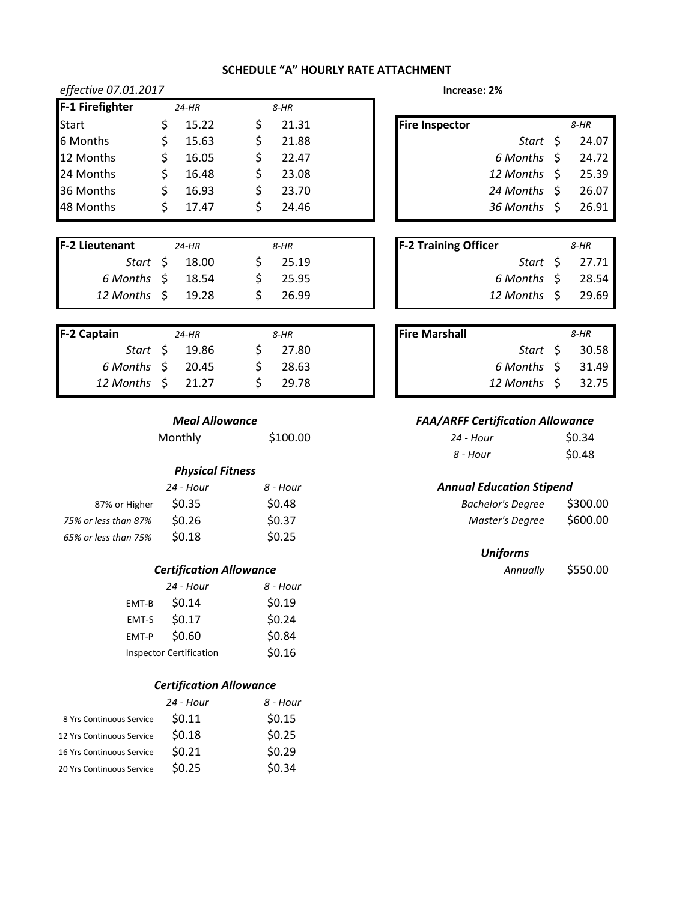## SCHEDULE "A" HOURLY RATE ATTACHMENT

*effective 07.01.2017*

**Increase: 2%**

| **F-1 Firefighter** | *24-HR* | *8-HR* |
|---|---|---|
| Start | $ 15.22 | $ 21.31 |
| 6 Months | $ 15.63 | $ 21.88 |
| 12 Months | $ 16.05 | $ 22.47 |
| 24 Months | $ 16.48 | $ 23.08 |
| 36 Months | $ 16.93 | $ 23.70 |
| 48 Months | $ 17.47 | $ 24.46 |

| **Fire Inspector** | *8-HR* |
|---|---|
| *Start* | $ 24.07 |
| *6 Months* | $ 24.72 |
| *12 Months* | $ 25.39 |
| *24 Months* | $ 26.07 |
| *36 Months* | $ 26.91 |

| **F-2 Lieutenant** | *24-HR* | *8-HR* |
|---|---|---|
| *Start* | $ 18.00 | $ 25.19 |
| *6 Months* | $ 18.54 | $ 25.95 |
| *12 Months* | $ 19.28 | $ 26.99 |

| **F-2 Training Officer** | *8-HR* |
|---|---|
| *Start* | $ 27.71 |
| *6 Months* | $ 28.54 |
| *12 Months* | $ 29.69 |

| **F-2 Captain** | *24-HR* | *8-HR* |
|---|---|---|
| *Start* | $ 19.86 | $ 27.80 |
| *6 Months* | $ 20.45 | $ 28.63 |
| *12 Months* | $ 21.27 | $ 29.78 |

| **Fire Marshall** | *8-HR* |
|---|---|
| *Start* | $ 30.58 |
| *6 Months* | $ 31.49 |
| *12 Months* | $ 32.75 |

### *Meal Allowance*

| | |
|---|---|
| Monthly | $100.00 |

### *Physical Fitness*

| | *24 - Hour* | *8 - Hour* |
|---|---|---|
| 87% or Higher | $0.35 | $0.48 |
| *75% or less than 87%* | $0.26 | $0.37 |
| *65% or less than 75%* | $0.18 | $0.25 |

### *Certification Allowance*

| | *24 - Hour* | *8 - Hour* |
|---|---|---|
| EMT-B | $0.14 | $0.19 |
| EMT-S | $0.17 | $0.24 |
| EMT-P | $0.60 | $0.84 |
| Inspector Certification | | $0.16 |

### *Certification Allowance*

| | *24 - Hour* | *8 - Hour* |
|---|---|---|
| 8 Yrs Continuous Service | $0.11 | $0.15 |
| 12 Yrs Continuous Service | $0.18 | $0.25 |
| 16 Yrs Continuous Service | $0.21 | $0.29 |
| 20 Yrs Continuous Service | $0.25 | $0.34 |

### *FAA/ARFF Certification Allowance*

| | |
|---|---|
| *24 - Hour* | $0.34 |
| *8 - Hour* | $0.48 |

### *Annual Education Stipend*

| | |
|---|---|
| *Bachelor's Degree* | $300.00 |
| *Master's Degree* | $600.00 |

### *Uniforms*

| | |
|---|---|
| *Annually* | $550.00 |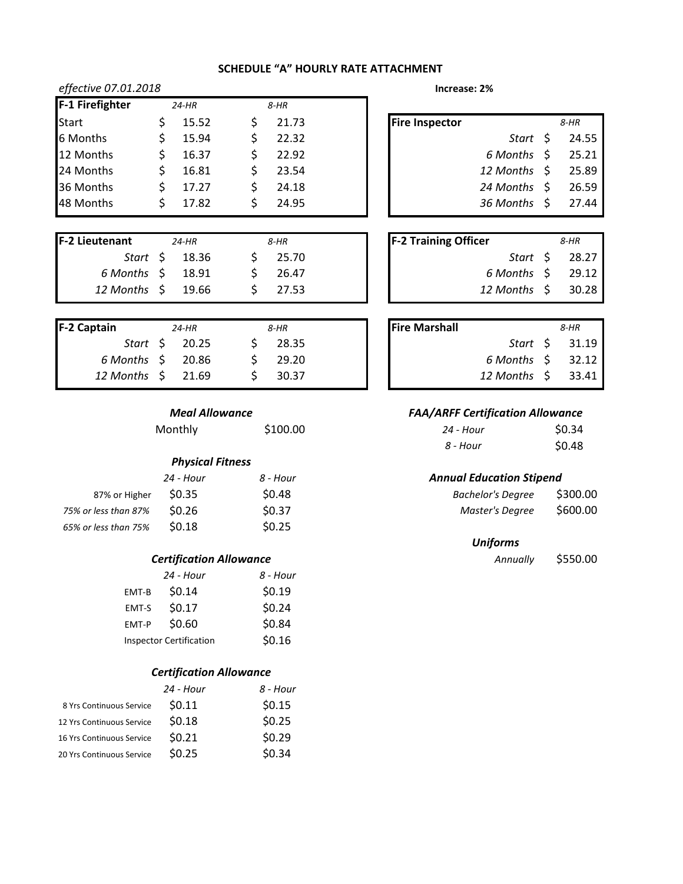## SCHEDULE "A" HOURLY RATE ATTACHMENT

*effective 07.01.2018*

**Increase: 2%**

| **F-1 Firefighter** | *24-HR* | *8-HR* |
|---|---|---|
| Start | $ 15.52 | $ 21.73 |
| 6 Months | $ 15.94 | $ 22.32 |
| 12 Months | $ 16.37 | $ 22.92 |
| 24 Months | $ 16.81 | $ 23.54 |
| 36 Months | $ 17.27 | $ 24.18 |
| 48 Months | $ 17.82 | $ 24.95 |

| **Fire Inspector** | *8-HR* |
|---|---|
| *Start* | $ 24.55 |
| *6 Months* | $ 25.21 |
| *12 Months* | $ 25.89 |
| *24 Months* | $ 26.59 |
| *36 Months* | $ 27.44 |

| **F-2 Lieutenant** | *24-HR* | *8-HR* |
|---|---|---|
| *Start* | $ 18.36 | $ 25.70 |
| *6 Months* | $ 18.91 | $ 26.47 |
| *12 Months* | $ 19.66 | $ 27.53 |

| **F-2 Training Officer** | *8-HR* |
|---|---|
| *Start* | $ 28.27 |
| *6 Months* | $ 29.12 |
| *12 Months* | $ 30.28 |

| **F-2 Captain** | *24-HR* | *8-HR* |
|---|---|---|
| *Start* | $ 20.25 | $ 28.35 |
| *6 Months* | $ 20.86 | $ 29.20 |
| *12 Months* | $ 21.69 | $ 30.37 |

| **Fire Marshall** | *8-HR* |
|---|---|
| *Start* | $ 31.19 |
| *6 Months* | $ 32.12 |
| *12 Months* | $ 33.41 |

### *Meal Allowance*

| | |
|---|---|
| Monthly | $100.00 |

### *Physical Fitness*

| | *24 - Hour* | *8 - Hour* |
|---|---|---|
| 87% or Higher | $0.35 | $0.48 |
| *75% or less than 87%* | $0.26 | $0.37 |
| *65% or less than 75%* | $0.18 | $0.25 |

### *Certification Allowance*

| | *24 - Hour* | *8 - Hour* |
|---|---|---|
| EMT-B | $0.14 | $0.19 |
| EMT-S | $0.17 | $0.24 |
| EMT-P | $0.60 | $0.84 |
| Inspector Certification | | $0.16 |

### *Certification Allowance*

| | *24 - Hour* | *8 - Hour* |
|---|---|---|
| 8 Yrs Continuous Service | $0.11 | $0.15 |
| 12 Yrs Continuous Service | $0.18 | $0.25 |
| 16 Yrs Continuous Service | $0.21 | $0.29 |
| 20 Yrs Continuous Service | $0.25 | $0.34 |

### *FAA/ARFF Certification Allowance*

| | |
|---|---|
| *24 - Hour* | $0.34 |
| *8 - Hour* | $0.48 |

### *Annual Education Stipend*

| | |
|---|---|
| *Bachelor's Degree* | $300.00 |
| *Master's Degree* | $600.00 |

### *Uniforms*

| | |
|---|---|
| *Annually* | $550.00 |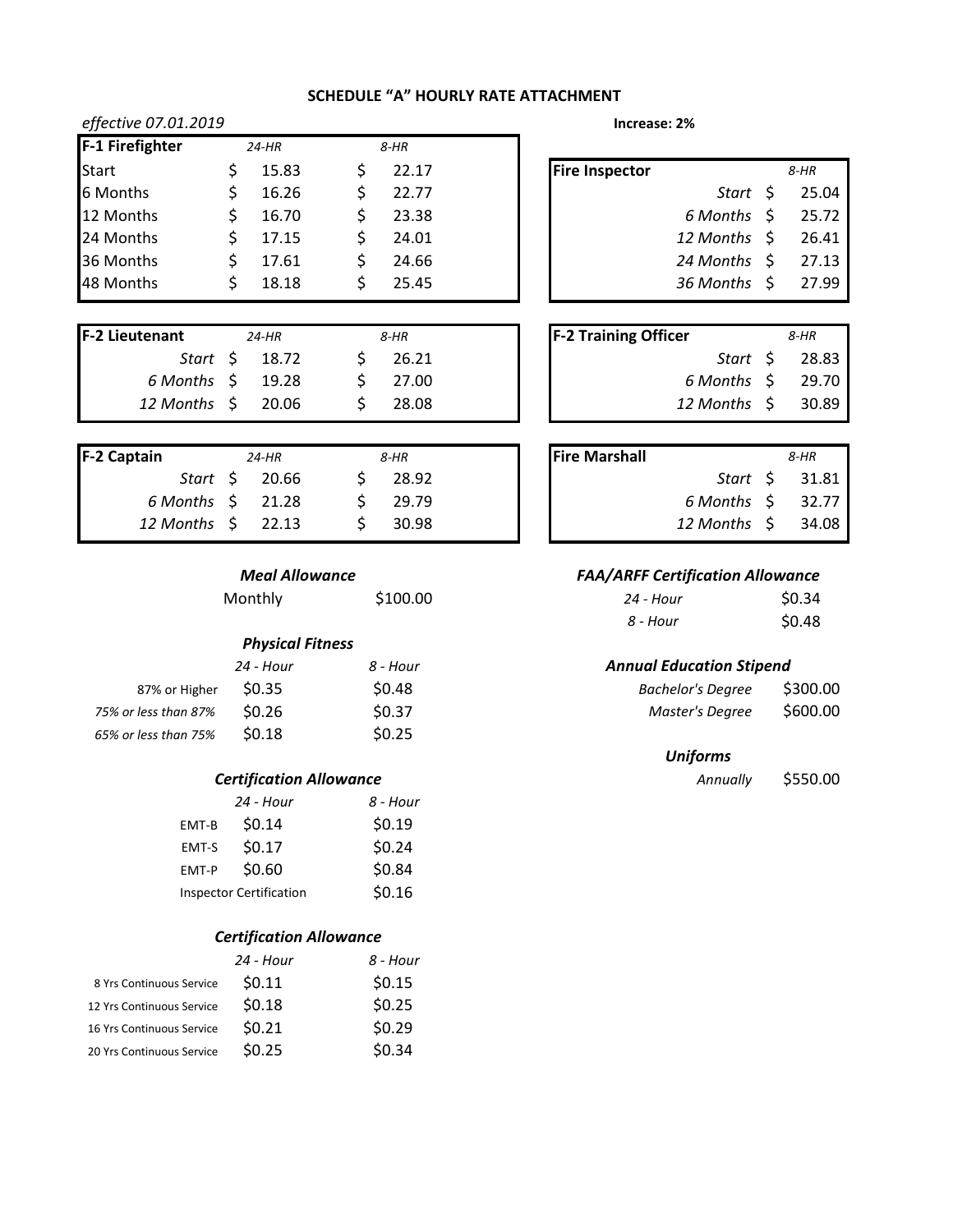# SCHEDULE "A" HOURLY RATE ATTACHMENT

*effective 07.01.2019*

**Increase: 2%**

| F-1 Firefighter | 24-HR | 8-HR |
|---|---|---|
| Start | $ 15.83 | $ 22.17 |
| 6 Months | $ 16.26 | $ 22.77 |
| 12 Months | $ 16.70 | $ 23.38 |
| 24 Months | $ 17.15 | $ 24.01 |
| 36 Months | $ 17.61 | $ 24.66 |
| 48 Months | $ 18.18 | $ 25.45 |

| F-2 Lieutenant | 24-HR | 8-HR |
|---|---|---|
| *Start* | $ 18.72 | $ 26.21 |
| *6 Months* | $ 19.28 | $ 27.00 |
| *12 Months* | $ 20.06 | $ 28.08 |

| F-2 Captain | 24-HR | 8-HR |
|---|---|---|
| *Start* | $ 20.66 | $ 28.92 |
| *6 Months* | $ 21.28 | $ 29.79 |
| *12 Months* | $ 22.13 | $ 30.98 |

| Fire Inspector | 8-HR |
|---|---|
| *Start* | $ 25.04 |
| *6 Months* | $ 25.72 |
| *12 Months* | $ 26.41 |
| *24 Months* | $ 27.13 |
| *36 Months* | $ 27.99 |

| F-2 Training Officer | 8-HR |
|---|---|
| *Start* | $ 28.83 |
| *6 Months* | $ 29.70 |
| *12 Months* | $ 30.89 |

| Fire Marshall | 8-HR |
|---|---|
| *Start* | $ 31.81 |
| *6 Months* | $ 32.77 |
| *12 Months* | $ 34.08 |

### *Meal Allowance*

| | |
|---|---|
| Monthly | $100.00 |

### *Physical Fitness*

| | 24 - Hour | 8 - Hour |
|---|---|---|
| 87% or Higher | $0.35 | $0.48 |
| *75% or less than 87%* | $0.26 | $0.37 |
| *65% or less than 75%* | $0.18 | $0.25 |

### *Certification Allowance*

| | 24 - Hour | 8 - Hour |
|---|---|---|
| EMT-B | $0.14 | $0.19 |
| EMT-S | $0.17 | $0.24 |
| EMT-P | $0.60 | $0.84 |
| Inspector Certification | | $0.16 |

### *Certification Allowance*

| | 24 - Hour | 8 - Hour |
|---|---|---|
| 8 Yrs Continuous Service | $0.11 | $0.15 |
| 12 Yrs Continuous Service | $0.18 | $0.25 |
| 16 Yrs Continuous Service | $0.21 | $0.29 |
| 20 Yrs Continuous Service | $0.25 | $0.34 |

### *FAA/ARFF Certification Allowance*

| | |
|---|---|
| *24 - Hour* | $0.34 |
| *8 - Hour* | $0.48 |

### *Annual Education Stipend*

| | |
|---|---|
| *Bachelor's Degree* | $300.00 |
| *Master's Degree* | $600.00 |

### *Uniforms*

| | |
|---|---|
| *Annually* | $550.00 |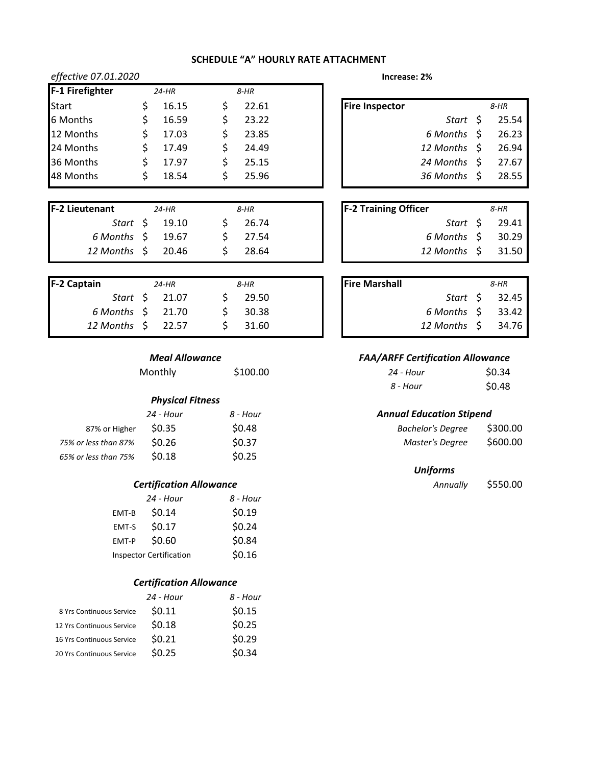# SCHEDULE "A" HOURLY RATE ATTACHMENT

*effective 07.01.2020*

**Increase: 2%**

| **F-1 Firefighter** | *24-HR* | *8-HR* |
|---|---|---|
| Start | $ 16.15 | $ 22.61 |
| 6 Months | $ 16.59 | $ 23.22 |
| 12 Months | $ 17.03 | $ 23.85 |
| 24 Months | $ 17.49 | $ 24.49 |
| 36 Months | $ 17.97 | $ 25.15 |
| 48 Months | $ 18.54 | $ 25.96 |

| **Fire Inspector** | *8-HR* |
|---|---|
| *Start* | $ 25.54 |
| *6 Months* | $ 26.23 |
| *12 Months* | $ 26.94 |
| *24 Months* | $ 27.67 |
| *36 Months* | $ 28.55 |

| **F-2 Lieutenant** | *24-HR* | *8-HR* |
|---|---|---|
| *Start* | $ 19.10 | $ 26.74 |
| *6 Months* | $ 19.67 | $ 27.54 |
| *12 Months* | $ 20.46 | $ 28.64 |

| **F-2 Training Officer** | *8-HR* |
|---|---|
| *Start* | $ 29.41 |
| *6 Months* | $ 30.29 |
| *12 Months* | $ 31.50 |

| **F-2 Captain** | *24-HR* | *8-HR* |
|---|---|---|
| *Start* | $ 21.07 | $ 29.50 |
| *6 Months* | $ 21.70 | $ 30.38 |
| *12 Months* | $ 22.57 | $ 31.60 |

| **Fire Marshall** | *8-HR* |
|---|---|
| *Start* | $ 32.45 |
| *6 Months* | $ 33.42 |
| *12 Months* | $ 34.76 |

### *Meal Allowance*

| | |
|---|---|
| Monthly | $100.00 |

### *FAA/ARFF Certification Allowance*

| | |
|---|---|
| *24 - Hour* | $0.34 |
| *8 - Hour* | $0.48 |

### *Physical Fitness*

| | *24 - Hour* | *8 - Hour* |
|---|---|---|
| 87% or Higher | $0.35 | $0.48 |
| *75% or less than 87%* | $0.26 | $0.37 |
| *65% or less than 75%* | $0.18 | $0.25 |

### *Annual Education Stipend*

| | |
|---|---|
| *Bachelor's Degree* | $300.00 |
| *Master's Degree* | $600.00 |

### *Uniforms*

| | |
|---|---|
| *Annually* | $550.00 |

### *Certification Allowance*

| | *24 - Hour* | *8 - Hour* |
|---|---|---|
| EMT-B | $0.14 | $0.19 |
| EMT-S | $0.17 | $0.24 |
| EMT-P | $0.60 | $0.84 |
| Inspector Certification | | $0.16 |

### *Certification Allowance*

| | *24 - Hour* | *8 - Hour* |
|---|---|---|
| 8 Yrs Continuous Service | $0.11 | $0.15 |
| 12 Yrs Continuous Service | $0.18 | $0.25 |
| 16 Yrs Continuous Service | $0.21 | $0.29 |
| 20 Yrs Continuous Service | $0.25 | $0.34 |